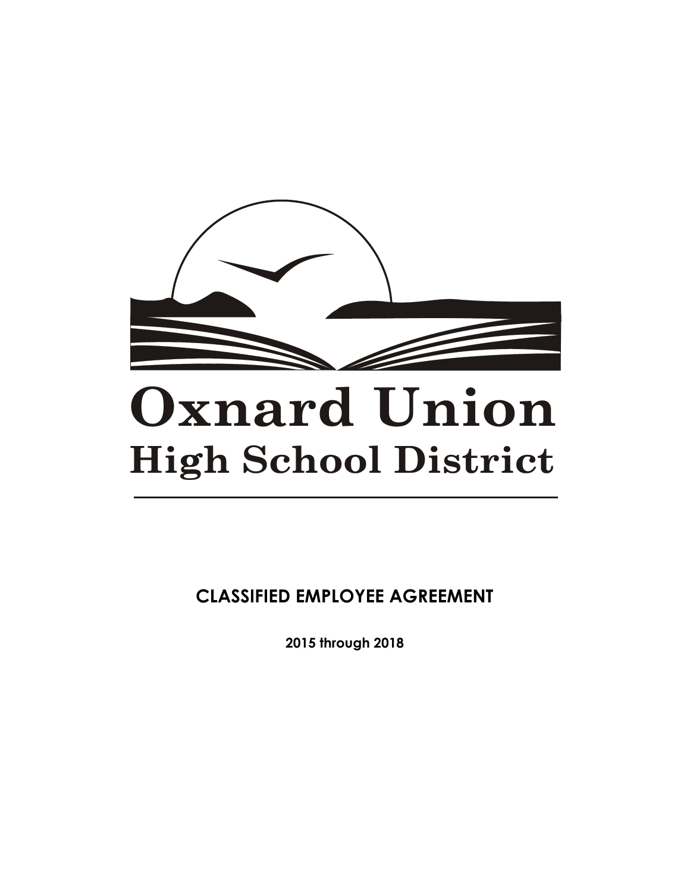# Oxnard Union
## High School District

---

**CLASSIFIED EMPLOYEE AGREEMENT**

**2015 through 2018**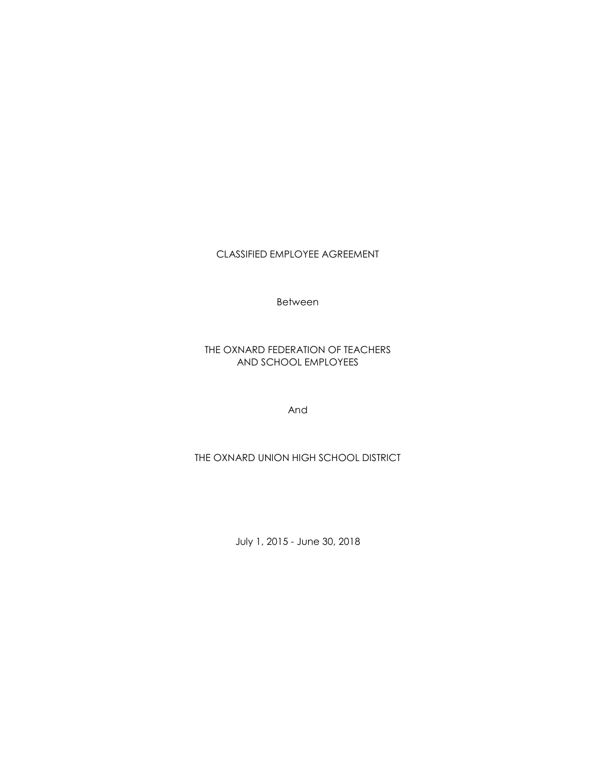# CLASSIFIED EMPLOYEE AGREEMENT

Between

THE OXNARD FEDERATION OF TEACHERS
AND SCHOOL EMPLOYEES

And

THE OXNARD UNION HIGH SCHOOL DISTRICT

July 1, 2015 - June 30, 2018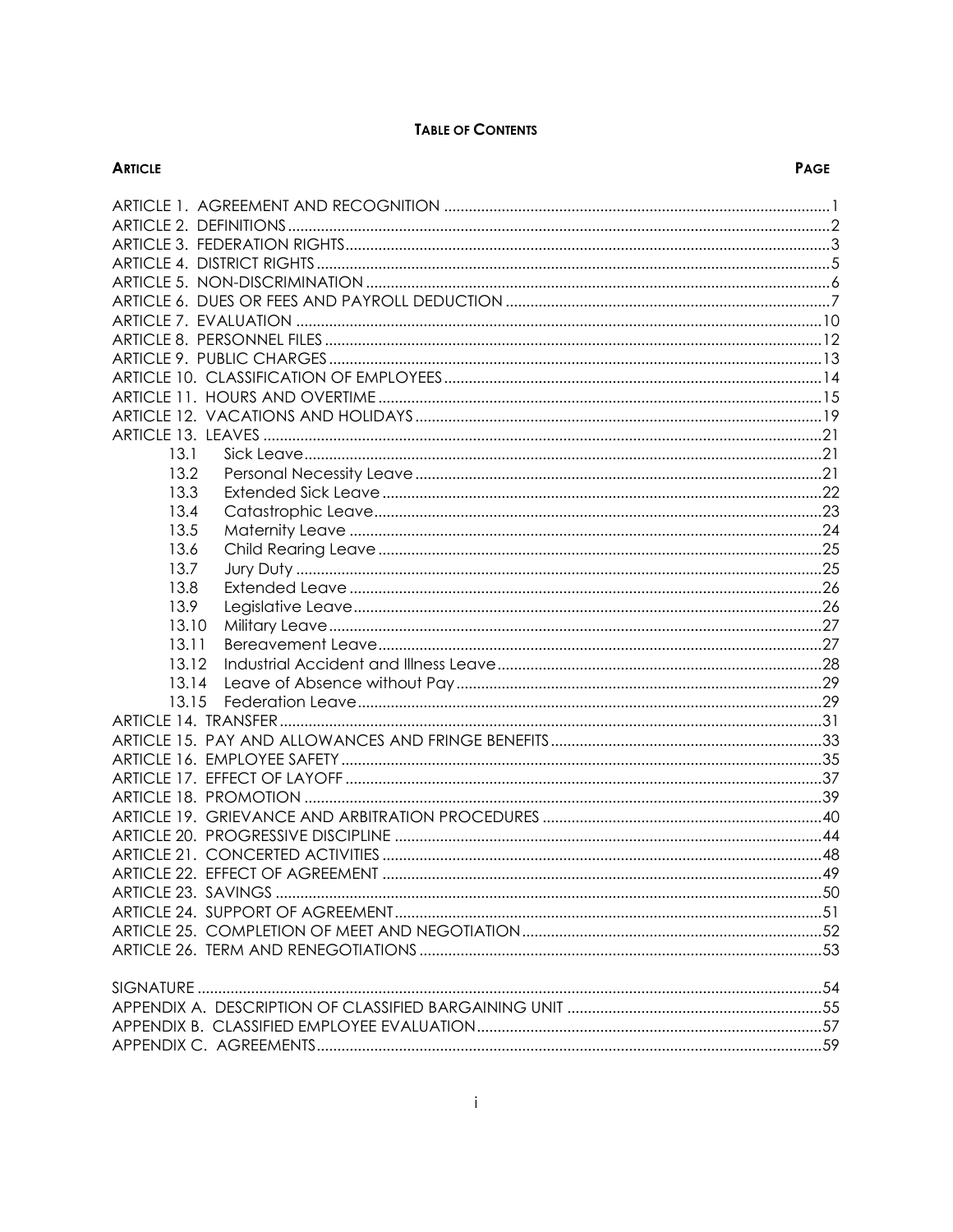# TABLE OF CONTENTS

| ARTICLE | PAGE |
| --- | --- |
| ARTICLE 1. AGREEMENT AND RECOGNITION | 1 |
| ARTICLE 2. DEFINITIONS | 2 |
| ARTICLE 3. FEDERATION RIGHTS | 3 |
| ARTICLE 4. DISTRICT RIGHTS | 5 |
| ARTICLE 5. NON-DISCRIMINATION | 6 |
| ARTICLE 6. DUES OR FEES AND PAYROLL DEDUCTION | 7 |
| ARTICLE 7. EVALUATION | 10 |
| ARTICLE 8. PERSONNEL FILES | 12 |
| ARTICLE 9. PUBLIC CHARGES | 13 |
| ARTICLE 10. CLASSIFICATION OF EMPLOYEES | 14 |
| ARTICLE 11. HOURS AND OVERTIME | 15 |
| ARTICLE 12. VACATIONS AND HOLIDAYS | 19 |
| ARTICLE 13. LEAVES | 21 |
| 13.1 Sick Leave | 21 |
| 13.2 Personal Necessity Leave | 21 |
| 13.3 Extended Sick Leave | 22 |
| 13.4 Catastrophic Leave | 23 |
| 13.5 Maternity Leave | 24 |
| 13.6 Child Rearing Leave | 25 |
| 13.7 Jury Duty | 25 |
| 13.8 Extended Leave | 26 |
| 13.9 Legislative Leave | 26 |
| 13.10 Military Leave | 27 |
| 13.11 Bereavement Leave | 27 |
| 13.12 Industrial Accident and Illness Leave | 28 |
| 13.14 Leave of Absence without Pay | 29 |
| 13.15 Federation Leave | 29 |
| ARTICLE 14. TRANSFER | 31 |
| ARTICLE 15. PAY AND ALLOWANCES AND FRINGE BENEFITS | 33 |
| ARTICLE 16. EMPLOYEE SAFETY | 35 |
| ARTICLE 17. EFFECT OF LAYOFF | 37 |
| ARTICLE 18. PROMOTION | 39 |
| ARTICLE 19. GRIEVANCE AND ARBITRATION PROCEDURES | 40 |
| ARTICLE 20. PROGRESSIVE DISCIPLINE | 44 |
| ARTICLE 21. CONCERTED ACTIVITIES | 48 |
| ARTICLE 22. EFFECT OF AGREEMENT | 49 |
| ARTICLE 23. SAVINGS | 50 |
| ARTICLE 24. SUPPORT OF AGREEMENT | 51 |
| ARTICLE 25. COMPLETION OF MEET AND NEGOTIATION | 52 |
| ARTICLE 26. TERM AND RENEGOTIATIONS | 53 |
| SIGNATURE | 54 |
| APPENDIX A. DESCRIPTION OF CLASSIFIED BARGAINING UNIT | 55 |
| APPENDIX B. CLASSIFIED EMPLOYEE EVALUATION | 57 |
| APPENDIX C. AGREEMENTS | 59 |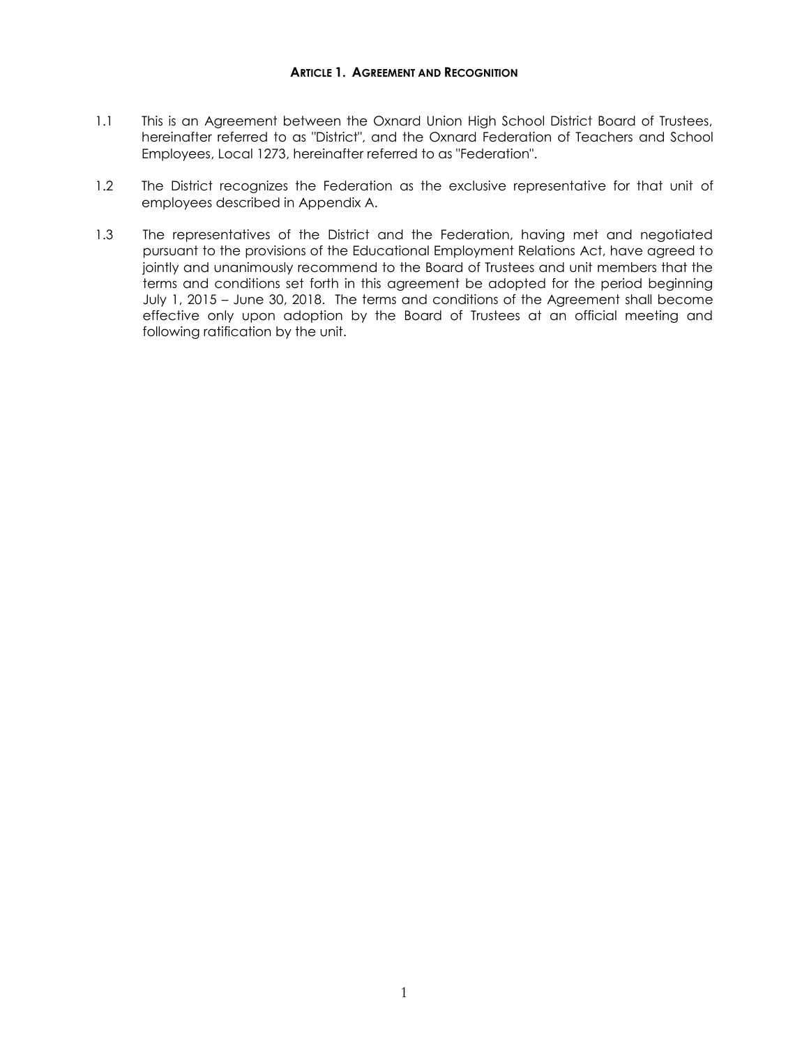## ARTICLE 1. AGREEMENT AND RECOGNITION

1.1 This is an Agreement between the Oxnard Union High School District Board of Trustees, hereinafter referred to as "District", and the Oxnard Federation of Teachers and School Employees, Local 1273, hereinafter referred to as "Federation".

1.2 The District recognizes the Federation as the exclusive representative for that unit of employees described in Appendix A.

1.3 The representatives of the District and the Federation, having met and negotiated pursuant to the provisions of the Educational Employment Relations Act, have agreed to jointly and unanimously recommend to the Board of Trustees and unit members that the terms and conditions set forth in this agreement be adopted for the period beginning July 1, 2015 – June 30, 2018. The terms and conditions of the Agreement shall become effective only upon adoption by the Board of Trustees at an official meeting and following ratification by the unit.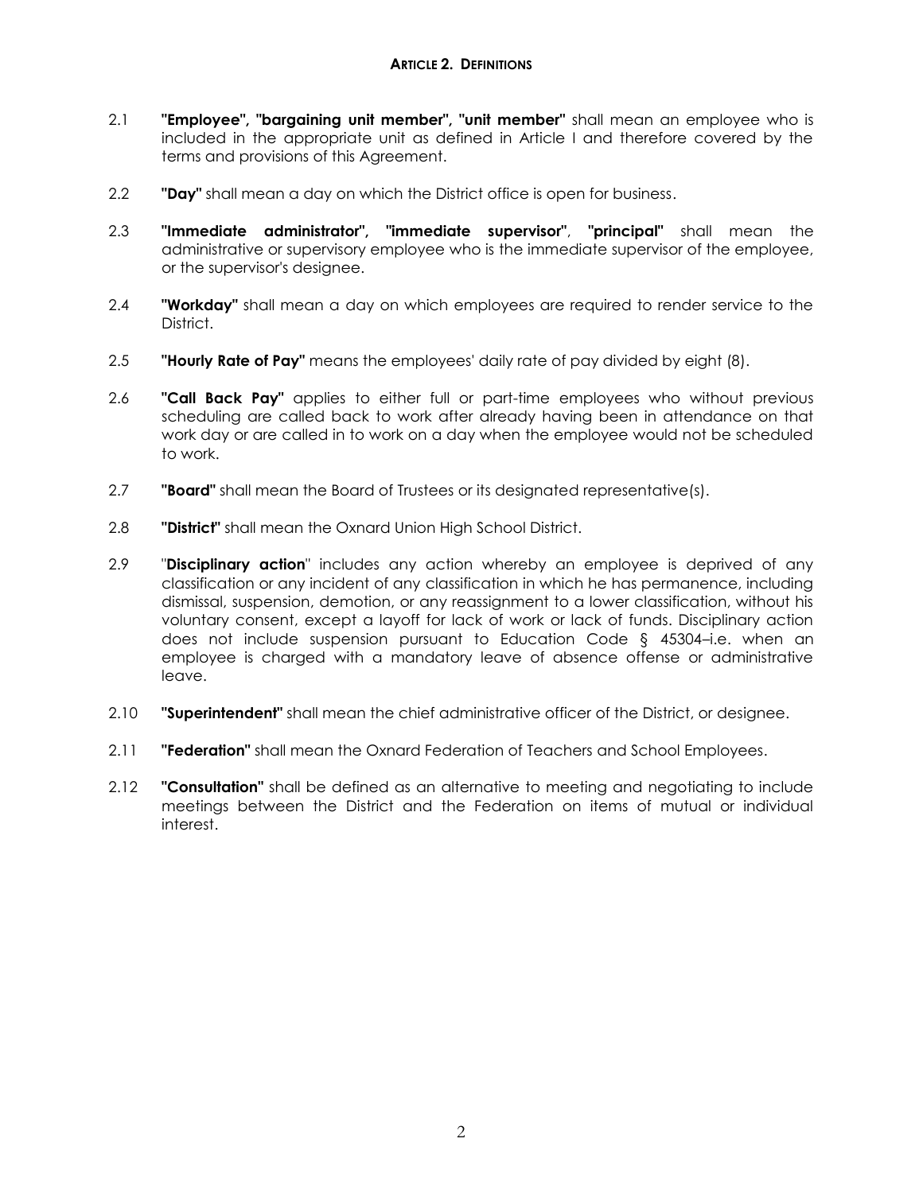## ARTICLE 2. DEFINITIONS

2.1 **"Employee", "bargaining unit member", "unit member"** shall mean an employee who is included in the appropriate unit as defined in Article I and therefore covered by the terms and provisions of this Agreement.

2.2 **"Day"** shall mean a day on which the District office is open for business.

2.3 **"Immediate administrator", "immediate supervisor"**, **"principal"** shall mean the administrative or supervisory employee who is the immediate supervisor of the employee, or the supervisor's designee.

2.4 **"Workday"** shall mean a day on which employees are required to render service to the District.

2.5 **"Hourly Rate of Pay"** means the employees' daily rate of pay divided by eight (8).

2.6 **"Call Back Pay"** applies to either full or part-time employees who without previous scheduling are called back to work after already having been in attendance on that work day or are called in to work on a day when the employee would not be scheduled to work.

2.7 **"Board"** shall mean the Board of Trustees or its designated representative(s).

2.8 **"District"** shall mean the Oxnard Union High School District.

2.9 "**Disciplinary action**" includes any action whereby an employee is deprived of any classification or any incident of any classification in which he has permanence, including dismissal, suspension, demotion, or any reassignment to a lower classification, without his voluntary consent, except a layoff for lack of work or lack of funds. Disciplinary action does not include suspension pursuant to Education Code § 45304–i.e. when an employee is charged with a mandatory leave of absence offense or administrative leave.

2.10 **"Superintendent"** shall mean the chief administrative officer of the District, or designee.

2.11 **"Federation"** shall mean the Oxnard Federation of Teachers and School Employees.

2.12 **"Consultation"** shall be defined as an alternative to meeting and negotiating to include meetings between the District and the Federation on items of mutual or individual interest.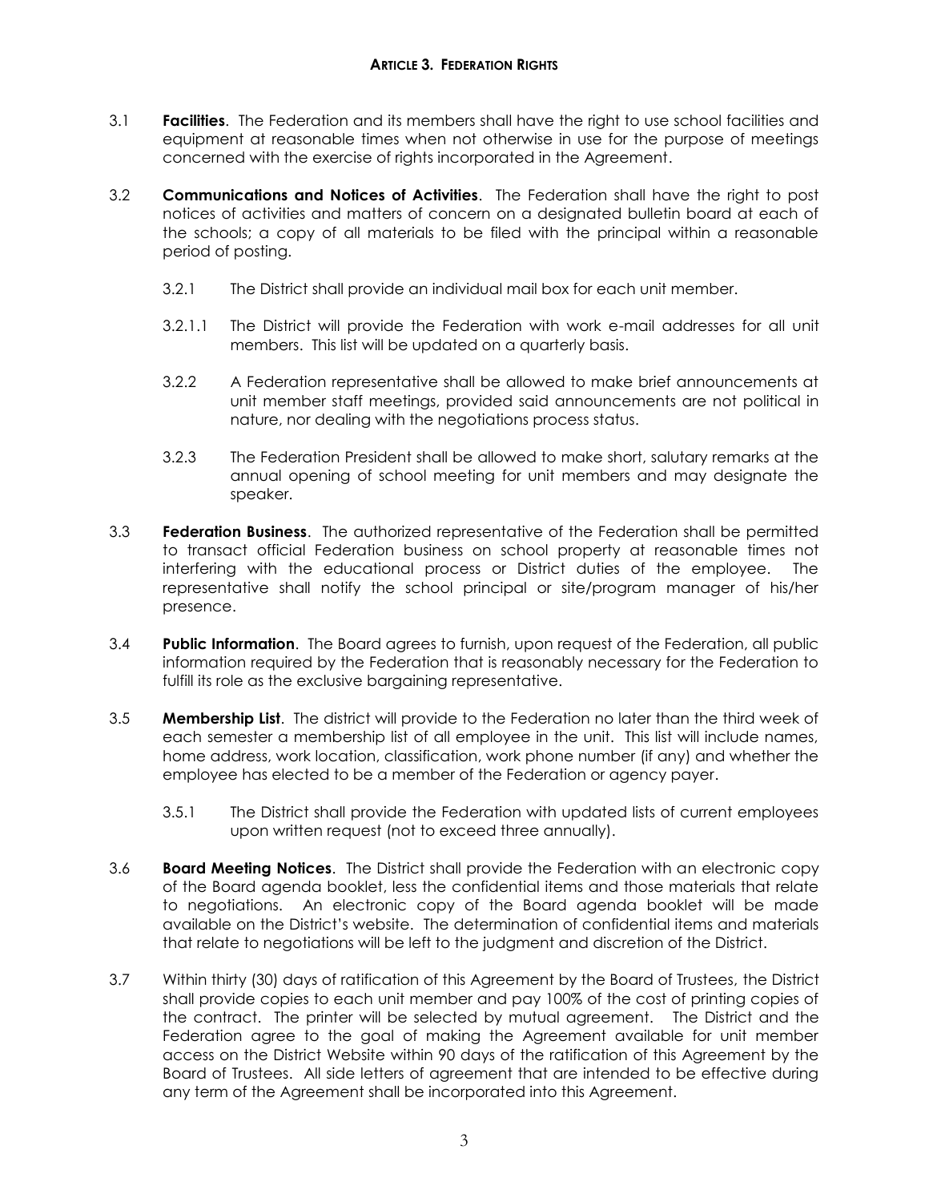## ARTICLE 3. FEDERATION RIGHTS

3.1 **Facilities**. The Federation and its members shall have the right to use school facilities and equipment at reasonable times when not otherwise in use for the purpose of meetings concerned with the exercise of rights incorporated in the Agreement.

3.2 **Communications and Notices of Activities**. The Federation shall have the right to post notices of activities and matters of concern on a designated bulletin board at each of the schools; a copy of all materials to be filed with the principal within a reasonable period of posting.

3.2.1 The District shall provide an individual mail box for each unit member.

3.2.1.1 The District will provide the Federation with work e-mail addresses for all unit members. This list will be updated on a quarterly basis.

3.2.2 A Federation representative shall be allowed to make brief announcements at unit member staff meetings, provided said announcements are not political in nature, nor dealing with the negotiations process status.

3.2.3 The Federation President shall be allowed to make short, salutary remarks at the annual opening of school meeting for unit members and may designate the speaker.

3.3 **Federation Business**. The authorized representative of the Federation shall be permitted to transact official Federation business on school property at reasonable times not interfering with the educational process or District duties of the employee. The representative shall notify the school principal or site/program manager of his/her presence.

3.4 **Public Information**. The Board agrees to furnish, upon request of the Federation, all public information required by the Federation that is reasonably necessary for the Federation to fulfill its role as the exclusive bargaining representative.

3.5 **Membership List**. The district will provide to the Federation no later than the third week of each semester a membership list of all employee in the unit. This list will include names, home address, work location, classification, work phone number (if any) and whether the employee has elected to be a member of the Federation or agency payer.

3.5.1 The District shall provide the Federation with updated lists of current employees upon written request (not to exceed three annually).

3.6 **Board Meeting Notices**. The District shall provide the Federation with an electronic copy of the Board agenda booklet, less the confidential items and those materials that relate to negotiations. An electronic copy of the Board agenda booklet will be made available on the District's website. The determination of confidential items and materials that relate to negotiations will be left to the judgment and discretion of the District.

3.7 Within thirty (30) days of ratification of this Agreement by the Board of Trustees, the District shall provide copies to each unit member and pay 100% of the cost of printing copies of the contract. The printer will be selected by mutual agreement. The District and the Federation agree to the goal of making the Agreement available for unit member access on the District Website within 90 days of the ratification of this Agreement by the Board of Trustees. All side letters of agreement that are intended to be effective during any term of the Agreement shall be incorporated into this Agreement.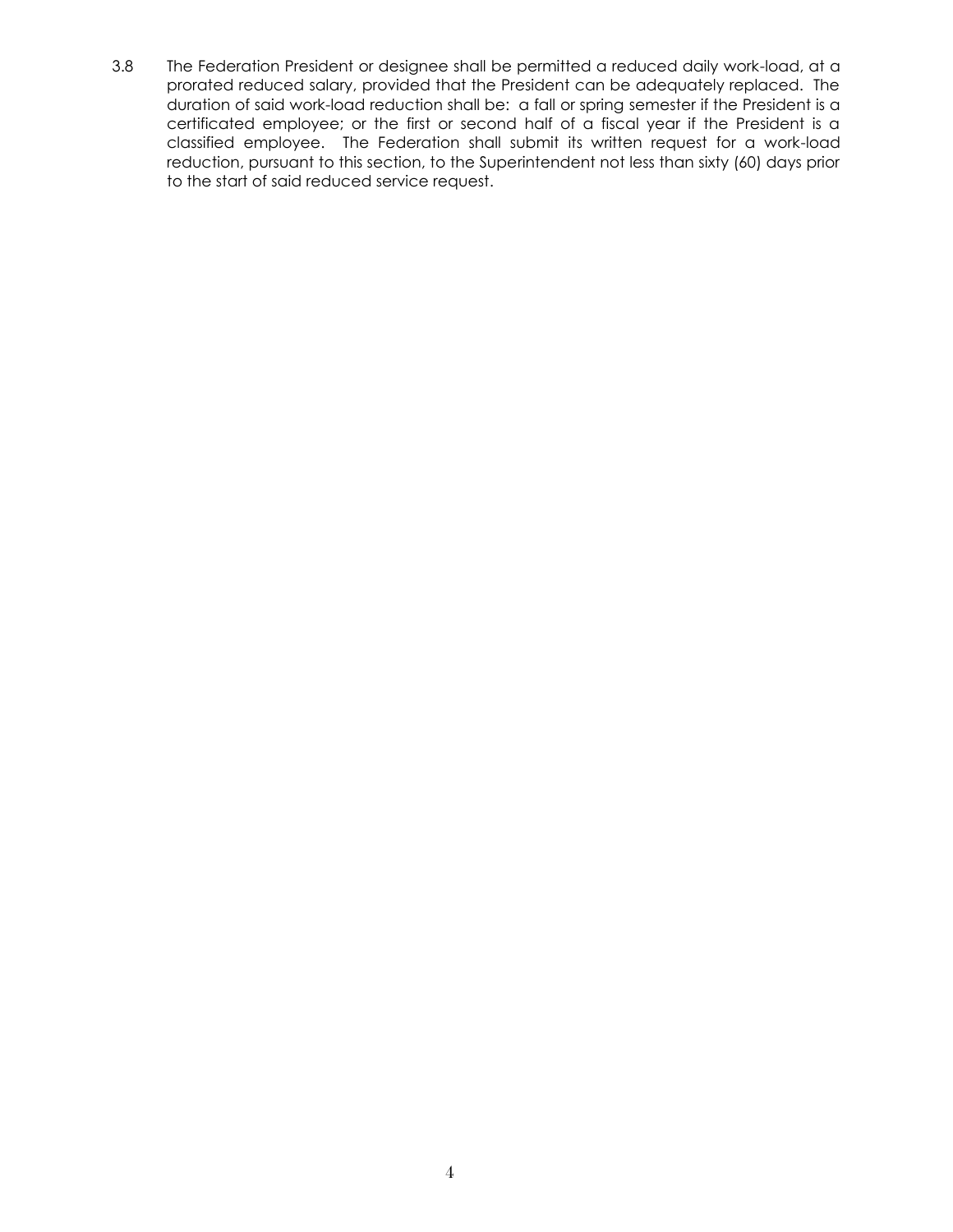3.8 The Federation President or designee shall be permitted a reduced daily work-load, at a prorated reduced salary, provided that the President can be adequately replaced. The duration of said work-load reduction shall be: a fall or spring semester if the President is a certificated employee; or the first or second half of a fiscal year if the President is a classified employee. The Federation shall submit its written request for a work-load reduction, pursuant to this section, to the Superintendent not less than sixty (60) days prior to the start of said reduced service request.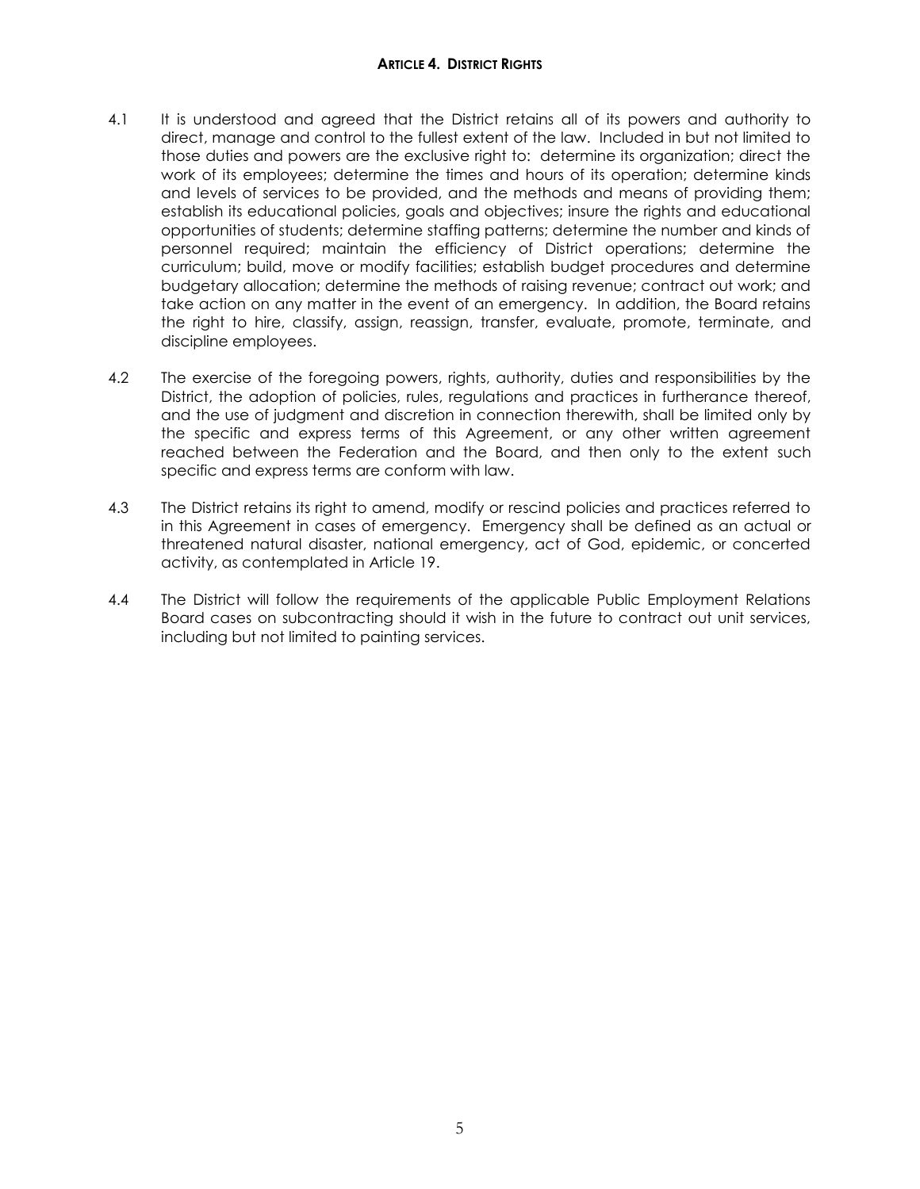## ARTICLE 4. DISTRICT RIGHTS

4.1 It is understood and agreed that the District retains all of its powers and authority to direct, manage and control to the fullest extent of the law. Included in but not limited to those duties and powers are the exclusive right to: determine its organization; direct the work of its employees; determine the times and hours of its operation; determine kinds and levels of services to be provided, and the methods and means of providing them; establish its educational policies, goals and objectives; insure the rights and educational opportunities of students; determine staffing patterns; determine the number and kinds of personnel required; maintain the efficiency of District operations; determine the curriculum; build, move or modify facilities; establish budget procedures and determine budgetary allocation; determine the methods of raising revenue; contract out work; and take action on any matter in the event of an emergency. In addition, the Board retains the right to hire, classify, assign, reassign, transfer, evaluate, promote, terminate, and discipline employees.

4.2 The exercise of the foregoing powers, rights, authority, duties and responsibilities by the District, the adoption of policies, rules, regulations and practices in furtherance thereof, and the use of judgment and discretion in connection therewith, shall be limited only by the specific and express terms of this Agreement, or any other written agreement reached between the Federation and the Board, and then only to the extent such specific and express terms are conform with law.

4.3 The District retains its right to amend, modify or rescind policies and practices referred to in this Agreement in cases of emergency. Emergency shall be defined as an actual or threatened natural disaster, national emergency, act of God, epidemic, or concerted activity, as contemplated in Article 19.

4.4 The District will follow the requirements of the applicable Public Employment Relations Board cases on subcontracting should it wish in the future to contract out unit services, including but not limited to painting services.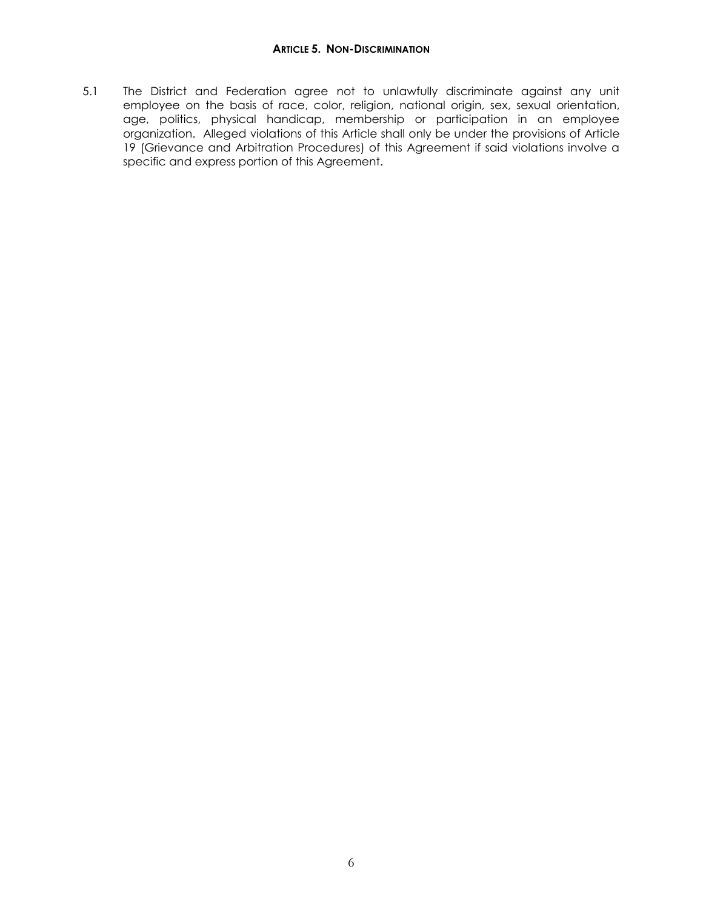## ARTICLE 5. NON-DISCRIMINATION

5.1 The District and Federation agree not to unlawfully discriminate against any unit employee on the basis of race, color, religion, national origin, sex, sexual orientation, age, politics, physical handicap, membership or participation in an employee organization. Alleged violations of this Article shall only be under the provisions of Article 19 (Grievance and Arbitration Procedures) of this Agreement if said violations involve a specific and express portion of this Agreement.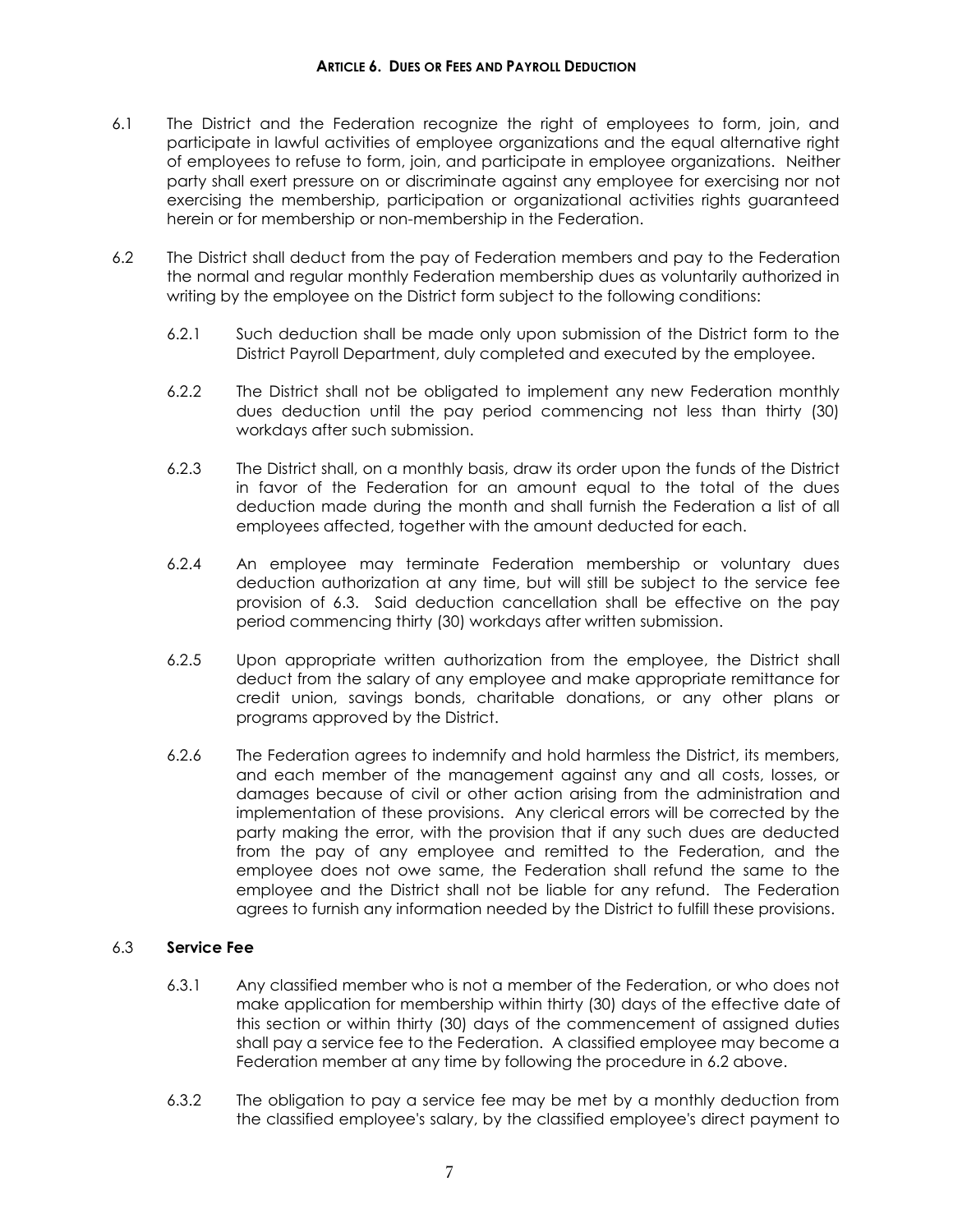## ARTICLE 6. DUES OR FEES AND PAYROLL DEDUCTION

6.1 The District and the Federation recognize the right of employees to form, join, and participate in lawful activities of employee organizations and the equal alternative right of employees to refuse to form, join, and participate in employee organizations. Neither party shall exert pressure on or discriminate against any employee for exercising nor not exercising the membership, participation or organizational activities rights guaranteed herein or for membership or non-membership in the Federation.

6.2 The District shall deduct from the pay of Federation members and pay to the Federation the normal and regular monthly Federation membership dues as voluntarily authorized in writing by the employee on the District form subject to the following conditions:

6.2.1 Such deduction shall be made only upon submission of the District form to the District Payroll Department, duly completed and executed by the employee.

6.2.2 The District shall not be obligated to implement any new Federation monthly dues deduction until the pay period commencing not less than thirty (30) workdays after such submission.

6.2.3 The District shall, on a monthly basis, draw its order upon the funds of the District in favor of the Federation for an amount equal to the total of the dues deduction made during the month and shall furnish the Federation a list of all employees affected, together with the amount deducted for each.

6.2.4 An employee may terminate Federation membership or voluntary dues deduction authorization at any time, but will still be subject to the service fee provision of 6.3. Said deduction cancellation shall be effective on the pay period commencing thirty (30) workdays after written submission.

6.2.5 Upon appropriate written authorization from the employee, the District shall deduct from the salary of any employee and make appropriate remittance for credit union, savings bonds, charitable donations, or any other plans or programs approved by the District.

6.2.6 The Federation agrees to indemnify and hold harmless the District, its members, and each member of the management against any and all costs, losses, or damages because of civil or other action arising from the administration and implementation of these provisions. Any clerical errors will be corrected by the party making the error, with the provision that if any such dues are deducted from the pay of any employee and remitted to the Federation, and the employee does not owe same, the Federation shall refund the same to the employee and the District shall not be liable for any refund. The Federation agrees to furnish any information needed by the District to fulfill these provisions.

### 6.3 Service Fee

6.3.1 Any classified member who is not a member of the Federation, or who does not make application for membership within thirty (30) days of the effective date of this section or within thirty (30) days of the commencement of assigned duties shall pay a service fee to the Federation. A classified employee may become a Federation member at any time by following the procedure in 6.2 above.

6.3.2 The obligation to pay a service fee may be met by a monthly deduction from the classified employee's salary, by the classified employee's direct payment to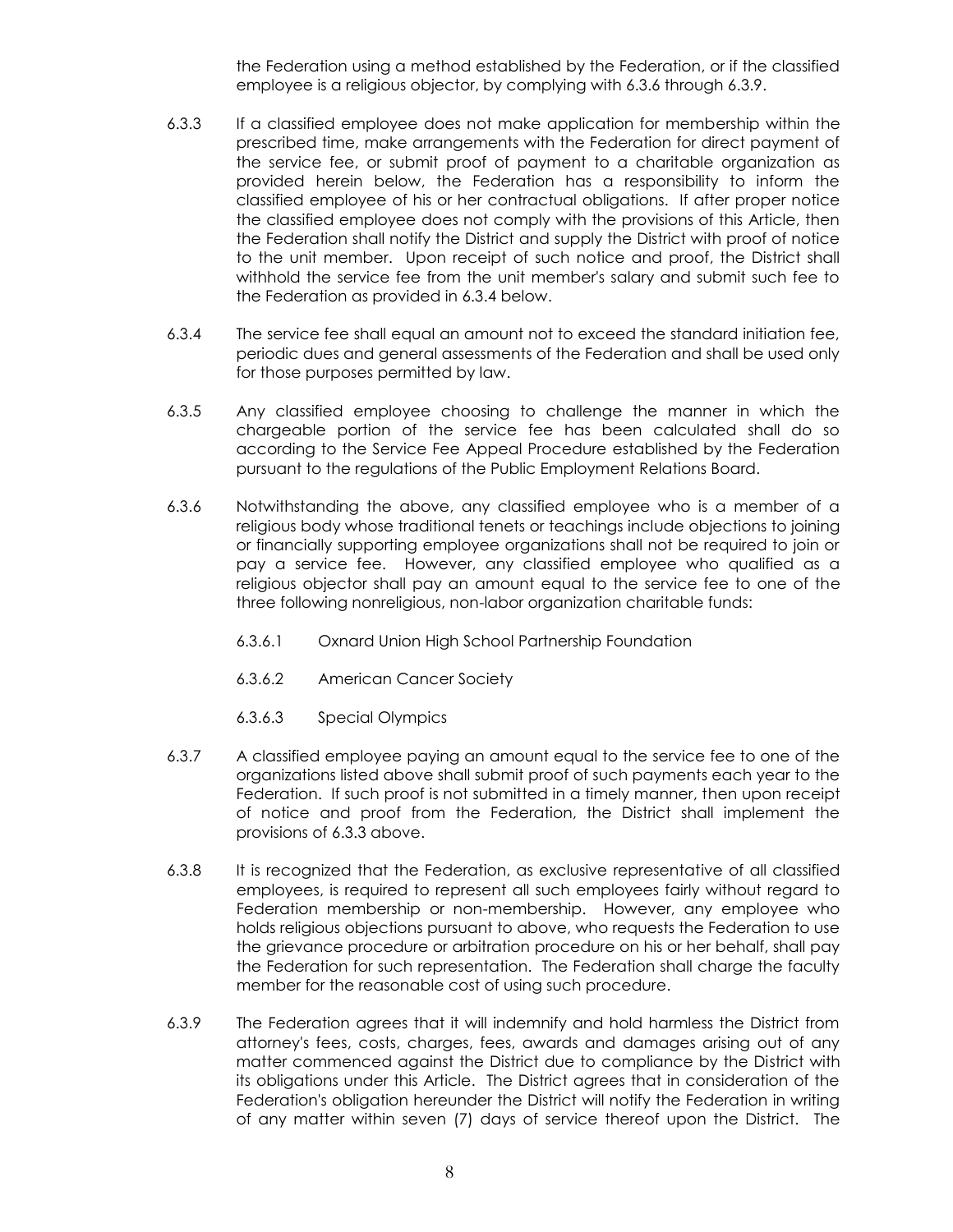the Federation using a method established by the Federation, or if the classified employee is a religious objector, by complying with 6.3.6 through 6.3.9.

6.3.3 If a classified employee does not make application for membership within the prescribed time, make arrangements with the Federation for direct payment of the service fee, or submit proof of payment to a charitable organization as provided herein below, the Federation has a responsibility to inform the classified employee of his or her contractual obligations. If after proper notice the classified employee does not comply with the provisions of this Article, then the Federation shall notify the District and supply the District with proof of notice to the unit member. Upon receipt of such notice and proof, the District shall withhold the service fee from the unit member's salary and submit such fee to the Federation as provided in 6.3.4 below.

6.3.4 The service fee shall equal an amount not to exceed the standard initiation fee, periodic dues and general assessments of the Federation and shall be used only for those purposes permitted by law.

6.3.5 Any classified employee choosing to challenge the manner in which the chargeable portion of the service fee has been calculated shall do so according to the Service Fee Appeal Procedure established by the Federation pursuant to the regulations of the Public Employment Relations Board.

6.3.6 Notwithstanding the above, any classified employee who is a member of a religious body whose traditional tenets or teachings include objections to joining or financially supporting employee organizations shall not be required to join or pay a service fee. However, any classified employee who qualified as a religious objector shall pay an amount equal to the service fee to one of the three following nonreligious, non-labor organization charitable funds:

6.3.6.1 Oxnard Union High School Partnership Foundation

6.3.6.2 American Cancer Society

6.3.6.3 Special Olympics

6.3.7 A classified employee paying an amount equal to the service fee to one of the organizations listed above shall submit proof of such payments each year to the Federation. If such proof is not submitted in a timely manner, then upon receipt of notice and proof from the Federation, the District shall implement the provisions of 6.3.3 above.

6.3.8 It is recognized that the Federation, as exclusive representative of all classified employees, is required to represent all such employees fairly without regard to Federation membership or non-membership. However, any employee who holds religious objections pursuant to above, who requests the Federation to use the grievance procedure or arbitration procedure on his or her behalf, shall pay the Federation for such representation. The Federation shall charge the faculty member for the reasonable cost of using such procedure.

6.3.9 The Federation agrees that it will indemnify and hold harmless the District from attorney's fees, costs, charges, fees, awards and damages arising out of any matter commenced against the District due to compliance by the District with its obligations under this Article. The District agrees that in consideration of the Federation's obligation hereunder the District will notify the Federation in writing of any matter within seven (7) days of service thereof upon the District. The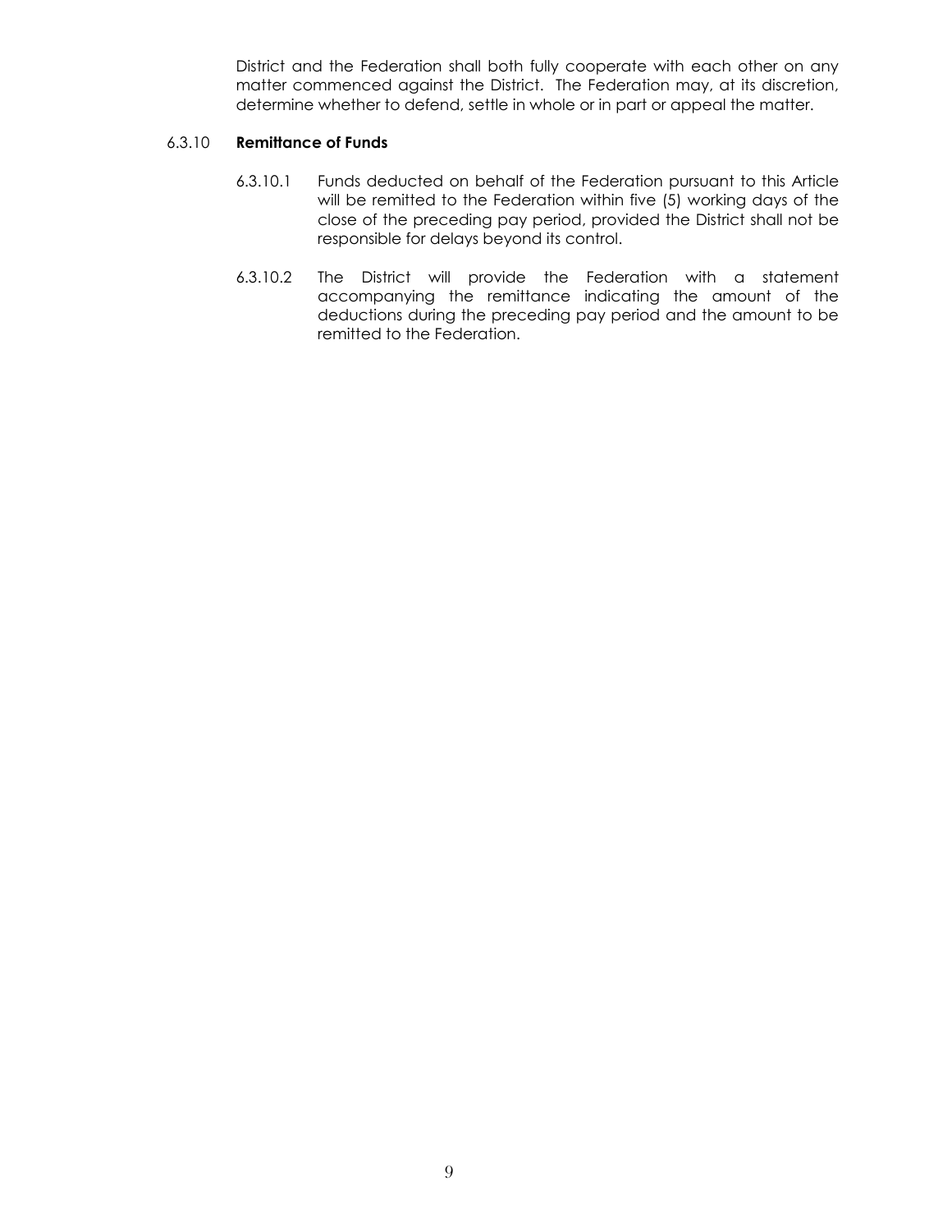District and the Federation shall both fully cooperate with each other on any matter commenced against the District. The Federation may, at its discretion, determine whether to defend, settle in whole or in part or appeal the matter.

6.3.10 **Remittance of Funds**

6.3.10.1 Funds deducted on behalf of the Federation pursuant to this Article will be remitted to the Federation within five (5) working days of the close of the preceding pay period, provided the District shall not be responsible for delays beyond its control.

6.3.10.2 The District will provide the Federation with a statement accompanying the remittance indicating the amount of the deductions during the preceding pay period and the amount to be remitted to the Federation.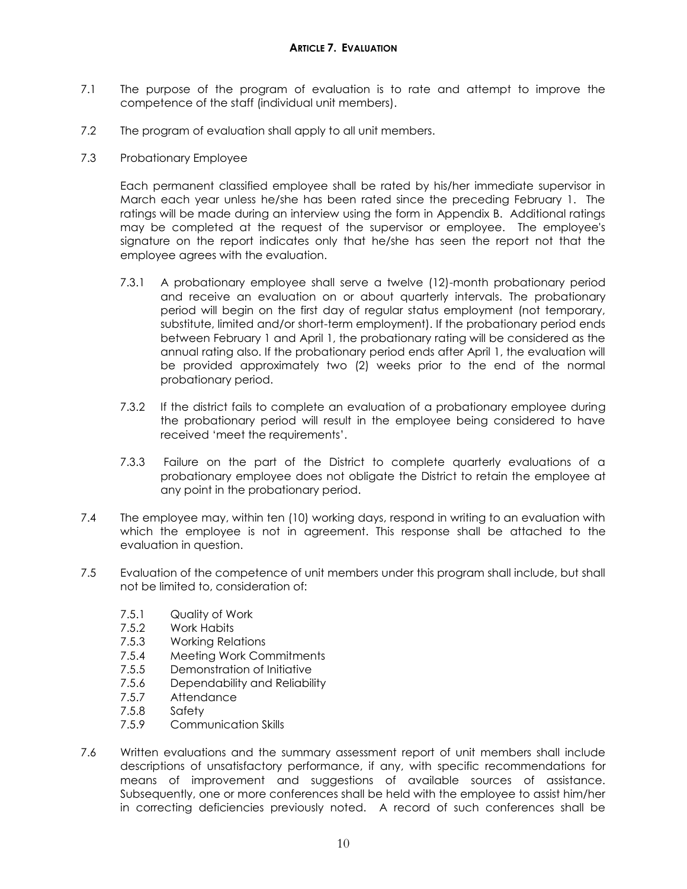## ARTICLE 7. EVALUATION

7.1 The purpose of the program of evaluation is to rate and attempt to improve the competence of the staff (individual unit members).

7.2 The program of evaluation shall apply to all unit members.

7.3 Probationary Employee

Each permanent classified employee shall be rated by his/her immediate supervisor in March each year unless he/she has been rated since the preceding February 1. The ratings will be made during an interview using the form in Appendix B. Additional ratings may be completed at the request of the supervisor or employee. The employee's signature on the report indicates only that he/she has seen the report not that the employee agrees with the evaluation.

7.3.1 A probationary employee shall serve a twelve (12)-month probationary period and receive an evaluation on or about quarterly intervals. The probationary period will begin on the first day of regular status employment (not temporary, substitute, limited and/or short-term employment). If the probationary period ends between February 1 and April 1, the probationary rating will be considered as the annual rating also. If the probationary period ends after April 1, the evaluation will be provided approximately two (2) weeks prior to the end of the normal probationary period.

7.3.2 If the district fails to complete an evaluation of a probationary employee during the probationary period will result in the employee being considered to have received 'meet the requirements'.

7.3.3 Failure on the part of the District to complete quarterly evaluations of a probationary employee does not obligate the District to retain the employee at any point in the probationary period.

7.4 The employee may, within ten (10) working days, respond in writing to an evaluation with which the employee is not in agreement. This response shall be attached to the evaluation in question.

7.5 Evaluation of the competence of unit members under this program shall include, but shall not be limited to, consideration of:

- 7.5.1 Quality of Work
- 7.5.2 Work Habits
- 7.5.3 Working Relations
- 7.5.4 Meeting Work Commitments
- 7.5.5 Demonstration of Initiative
- 7.5.6 Dependability and Reliability
- 7.5.7 Attendance
- 7.5.8 Safety
- 7.5.9 Communication Skills

7.6 Written evaluations and the summary assessment report of unit members shall include descriptions of unsatisfactory performance, if any, with specific recommendations for means of improvement and suggestions of available sources of assistance. Subsequently, one or more conferences shall be held with the employee to assist him/her in correcting deficiencies previously noted. A record of such conferences shall be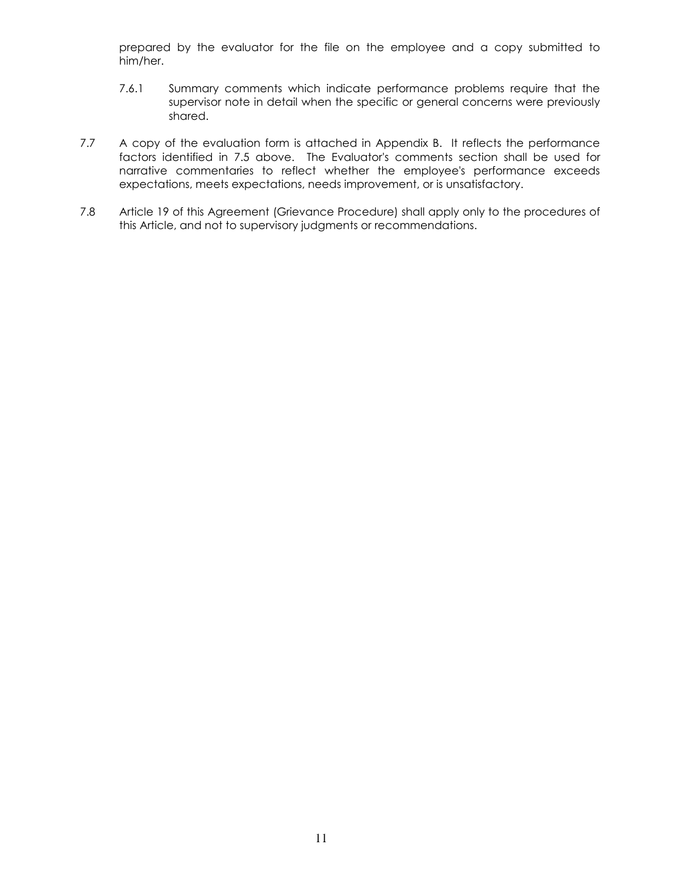prepared by the evaluator for the file on the employee and a copy submitted to him/her.

7.6.1 Summary comments which indicate performance problems require that the supervisor note in detail when the specific or general concerns were previously shared.

7.7 A copy of the evaluation form is attached in Appendix B. It reflects the performance factors identified in 7.5 above. The Evaluator's comments section shall be used for narrative commentaries to reflect whether the employee's performance exceeds expectations, meets expectations, needs improvement, or is unsatisfactory.

7.8 Article 19 of this Agreement (Grievance Procedure) shall apply only to the procedures of this Article, and not to supervisory judgments or recommendations.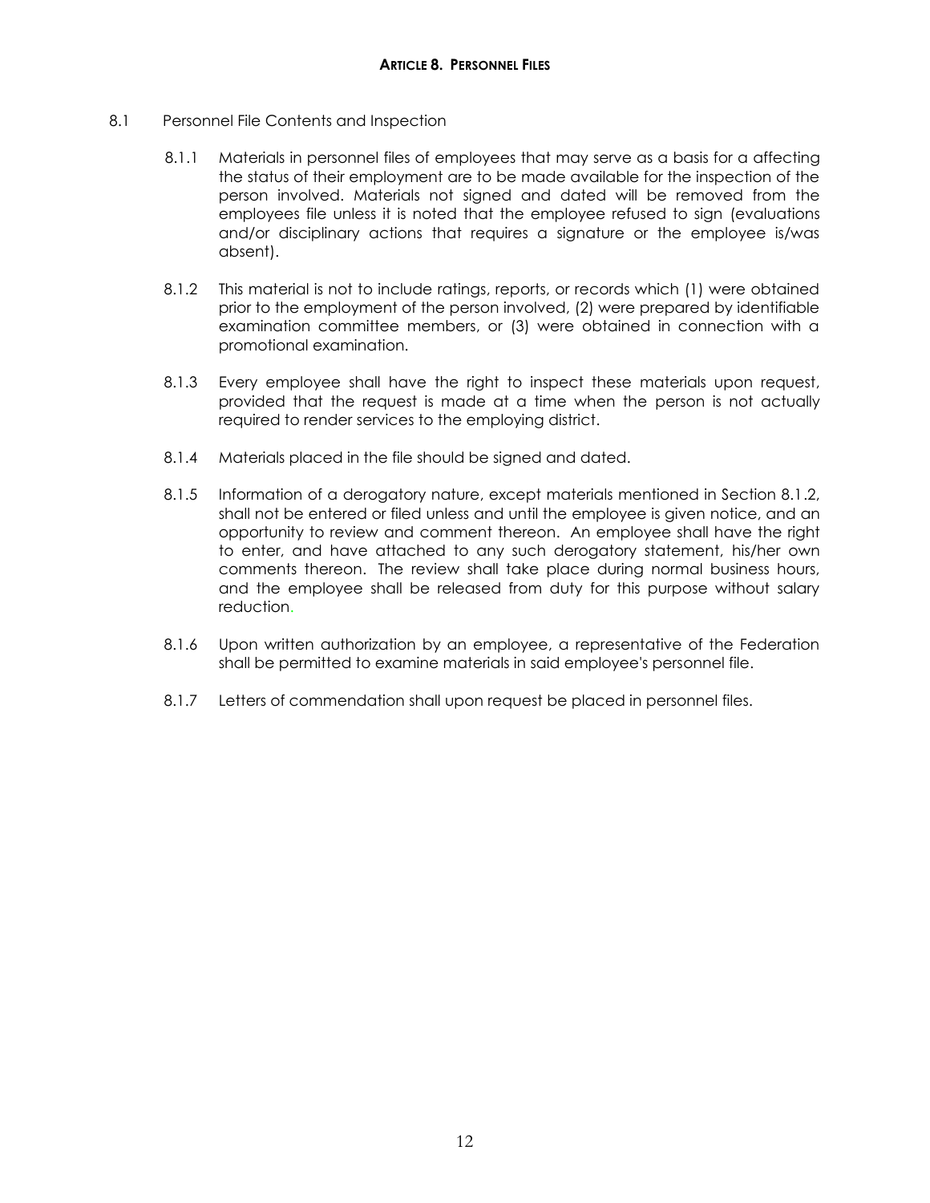## ARTICLE 8. PERSONNEL FILES

8.1 Personnel File Contents and Inspection

8.1.1 Materials in personnel files of employees that may serve as a basis for a affecting the status of their employment are to be made available for the inspection of the person involved. Materials not signed and dated will be removed from the employees file unless it is noted that the employee refused to sign (evaluations and/or disciplinary actions that requires a signature or the employee is/was absent).

8.1.2 This material is not to include ratings, reports, or records which (1) were obtained prior to the employment of the person involved, (2) were prepared by identifiable examination committee members, or (3) were obtained in connection with a promotional examination.

8.1.3 Every employee shall have the right to inspect these materials upon request, provided that the request is made at a time when the person is not actually required to render services to the employing district.

8.1.4 Materials placed in the file should be signed and dated.

8.1.5 Information of a derogatory nature, except materials mentioned in Section 8.1.2, shall not be entered or filed unless and until the employee is given notice, and an opportunity to review and comment thereon. An employee shall have the right to enter, and have attached to any such derogatory statement, his/her own comments thereon. The review shall take place during normal business hours, and the employee shall be released from duty for this purpose without salary reduction.

8.1.6 Upon written authorization by an employee, a representative of the Federation shall be permitted to examine materials in said employee's personnel file.

8.1.7 Letters of commendation shall upon request be placed in personnel files.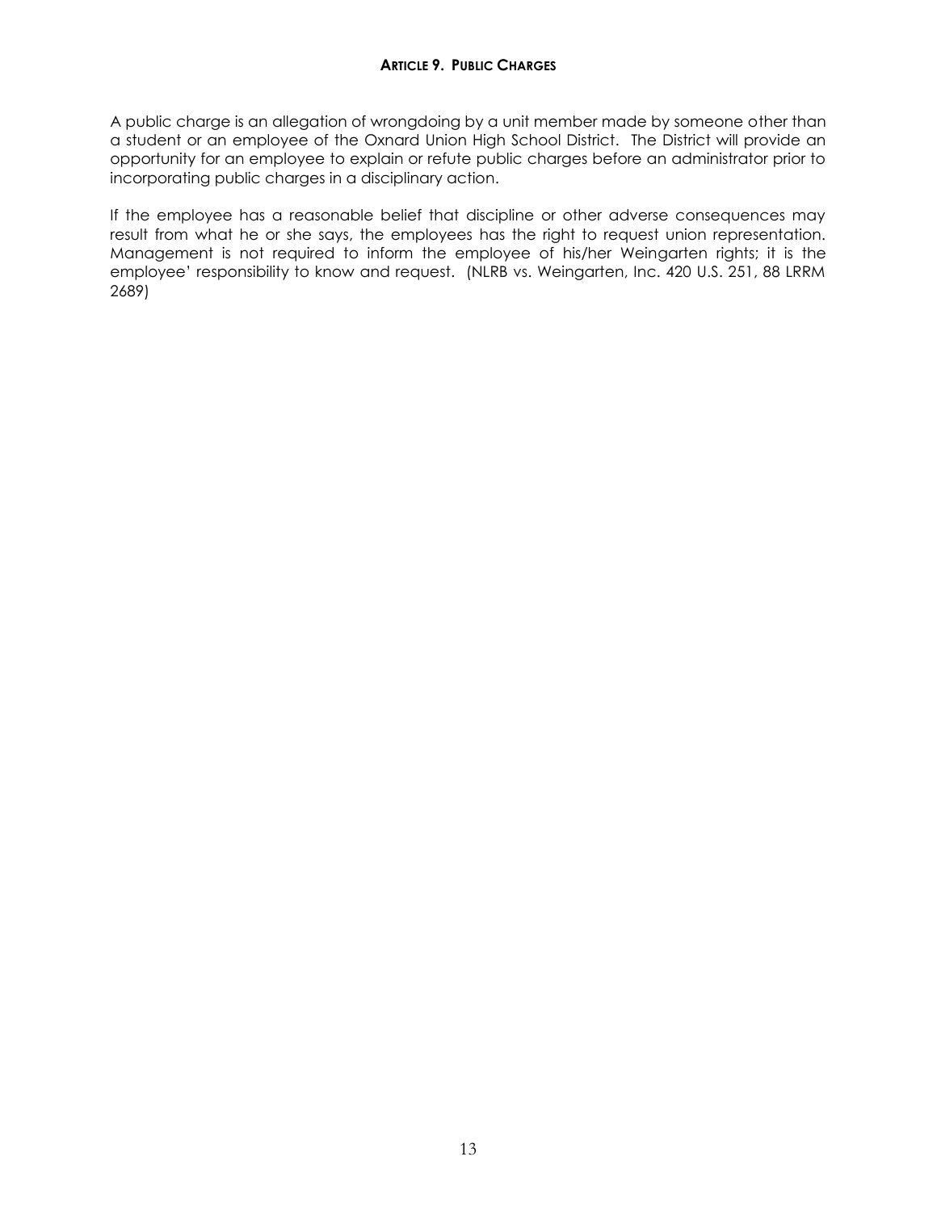## ARTICLE 9. PUBLIC CHARGES

A public charge is an allegation of wrongdoing by a unit member made by someone other than a student or an employee of the Oxnard Union High School District. The District will provide an opportunity for an employee to explain or refute public charges before an administrator prior to incorporating public charges in a disciplinary action.

If the employee has a reasonable belief that discipline or other adverse consequences may result from what he or she says, the employees has the right to request union representation. Management is not required to inform the employee of his/her Weingarten rights; it is the employee' responsibility to know and request. (NLRB vs. Weingarten, Inc. 420 U.S. 251, 88 LRRM 2689)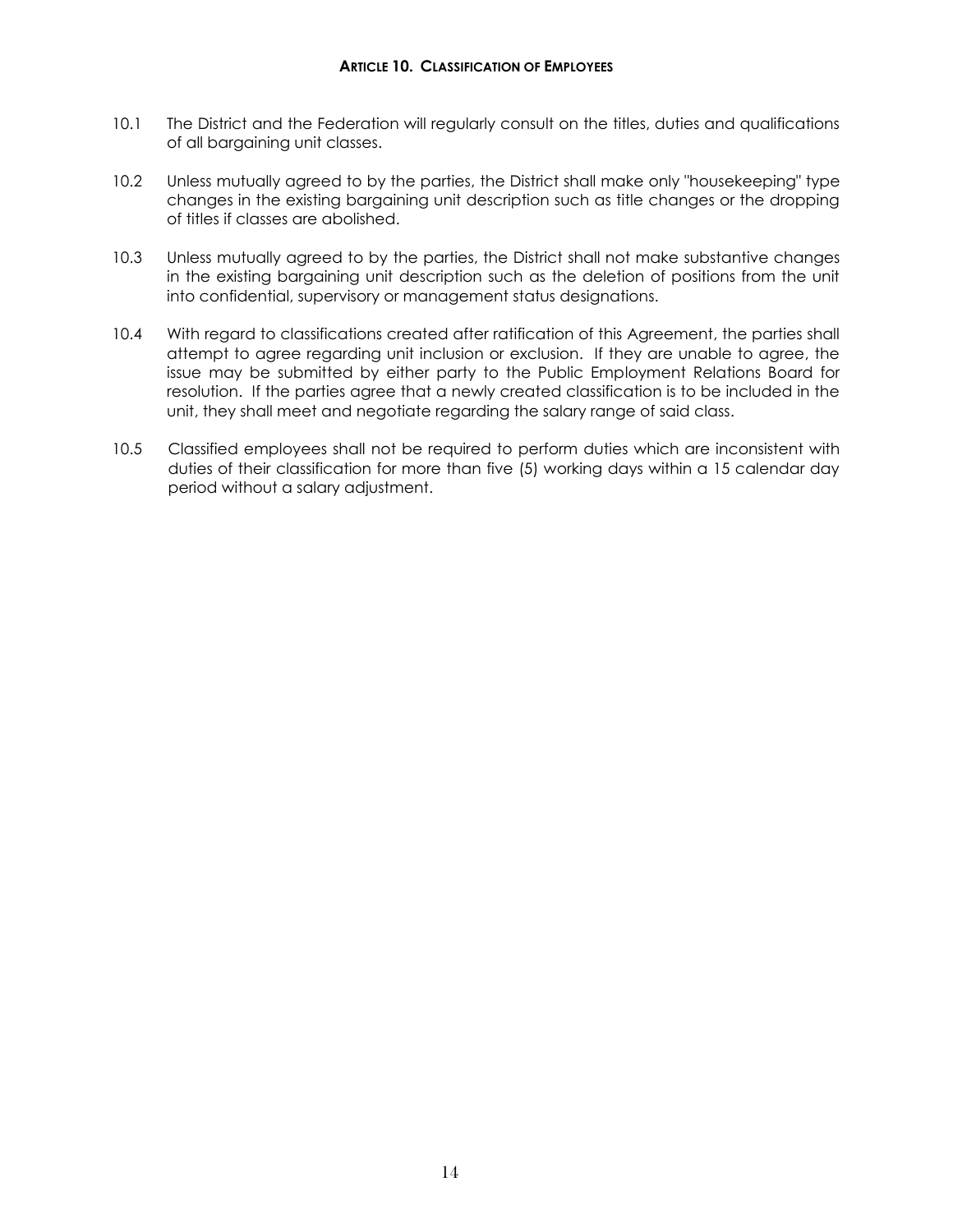## Article 10. Classification of Employees

10.1 The District and the Federation will regularly consult on the titles, duties and qualifications of all bargaining unit classes.

10.2 Unless mutually agreed to by the parties, the District shall make only "housekeeping" type changes in the existing bargaining unit description such as title changes or the dropping of titles if classes are abolished.

10.3 Unless mutually agreed to by the parties, the District shall not make substantive changes in the existing bargaining unit description such as the deletion of positions from the unit into confidential, supervisory or management status designations.

10.4 With regard to classifications created after ratification of this Agreement, the parties shall attempt to agree regarding unit inclusion or exclusion. If they are unable to agree, the issue may be submitted by either party to the Public Employment Relations Board for resolution. If the parties agree that a newly created classification is to be included in the unit, they shall meet and negotiate regarding the salary range of said class.

10.5 Classified employees shall not be required to perform duties which are inconsistent with duties of their classification for more than five (5) working days within a 15 calendar day period without a salary adjustment.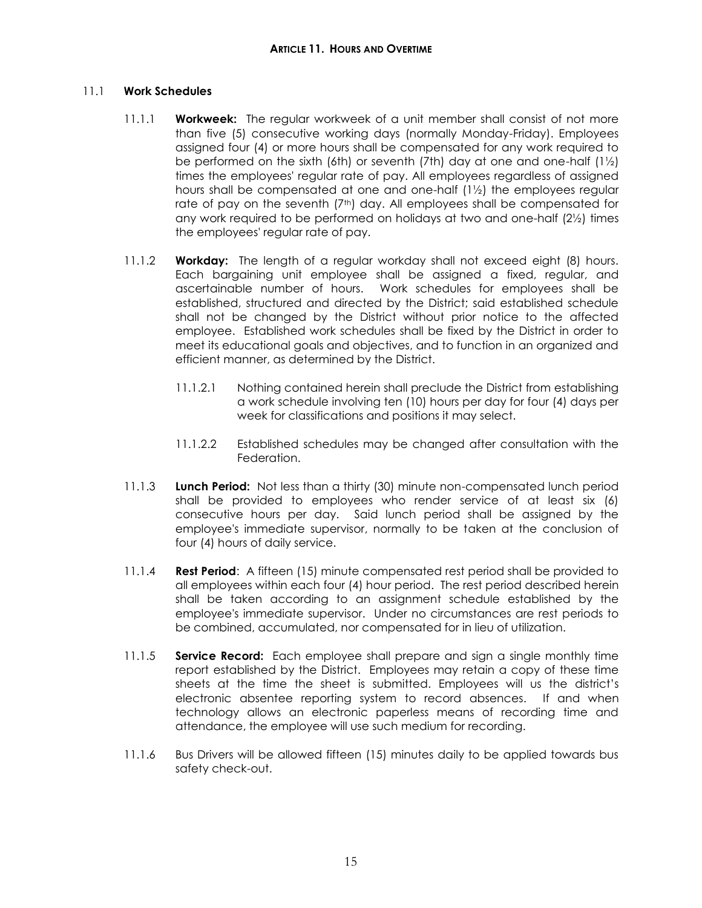## ARTICLE 11. HOURS AND OVERTIME

11.1 **Work Schedules**

11.1.1 **Workweek:** The regular workweek of a unit member shall consist of not more than five (5) consecutive working days (normally Monday-Friday). Employees assigned four (4) or more hours shall be compensated for any work required to be performed on the sixth (6th) or seventh (7th) day at one and one-half (1½) times the employees' regular rate of pay. All employees regardless of assigned hours shall be compensated at one and one-half (1½) the employees regular rate of pay on the seventh (7th) day. All employees shall be compensated for any work required to be performed on holidays at two and one-half (2½) times the employees' regular rate of pay.

11.1.2 **Workday:** The length of a regular workday shall not exceed eight (8) hours. Each bargaining unit employee shall be assigned a fixed, regular, and ascertainable number of hours. Work schedules for employees shall be established, structured and directed by the District; said established schedule shall not be changed by the District without prior notice to the affected employee. Established work schedules shall be fixed by the District in order to meet its educational goals and objectives, and to function in an organized and efficient manner, as determined by the District.

11.1.2.1 Nothing contained herein shall preclude the District from establishing a work schedule involving ten (10) hours per day for four (4) days per week for classifications and positions it may select.

11.1.2.2 Established schedules may be changed after consultation with the Federation.

11.1.3 **Lunch Period:** Not less than a thirty (30) minute non-compensated lunch period shall be provided to employees who render service of at least six (6) consecutive hours per day. Said lunch period shall be assigned by the employee's immediate supervisor, normally to be taken at the conclusion of four (4) hours of daily service.

11.1.4 **Rest Period**: A fifteen (15) minute compensated rest period shall be provided to all employees within each four (4) hour period. The rest period described herein shall be taken according to an assignment schedule established by the employee's immediate supervisor. Under no circumstances are rest periods to be combined, accumulated, nor compensated for in lieu of utilization.

11.1.5 **Service Record:** Each employee shall prepare and sign a single monthly time report established by the District. Employees may retain a copy of these time sheets at the time the sheet is submitted. Employees will us the district's electronic absentee reporting system to record absences. If and when technology allows an electronic paperless means of recording time and attendance, the employee will use such medium for recording.

11.1.6 Bus Drivers will be allowed fifteen (15) minutes daily to be applied towards bus safety check-out.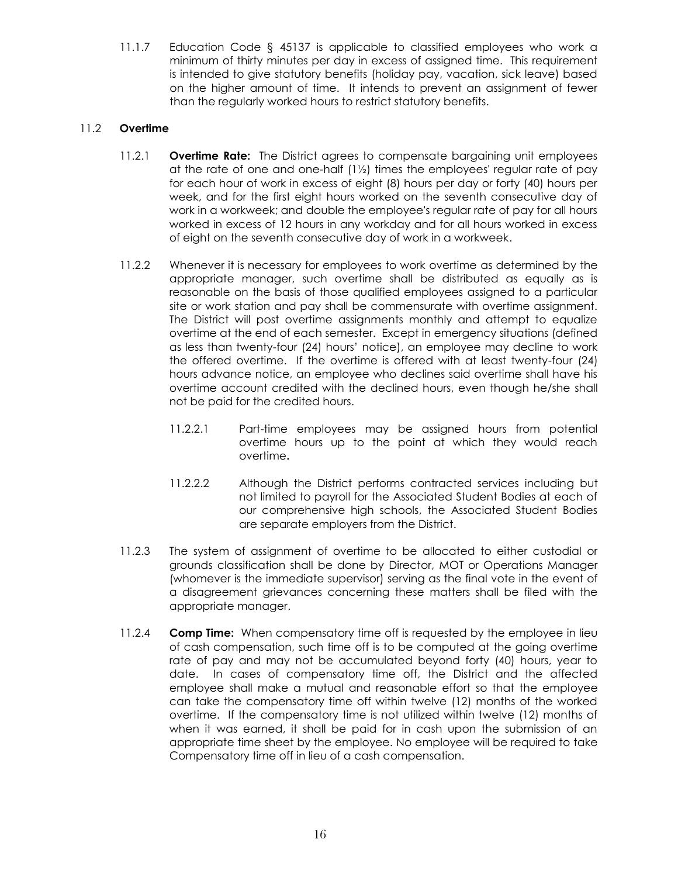11.1.7 Education Code § 45137 is applicable to classified employees who work a minimum of thirty minutes per day in excess of assigned time. This requirement is intended to give statutory benefits (holiday pay, vacation, sick leave) based on the higher amount of time. It intends to prevent an assignment of fewer than the regularly worked hours to restrict statutory benefits.

## 11.2 **Overtime**

11.2.1 **Overtime Rate:** The District agrees to compensate bargaining unit employees at the rate of one and one-half (1½) times the employees' regular rate of pay for each hour of work in excess of eight (8) hours per day or forty (40) hours per week, and for the first eight hours worked on the seventh consecutive day of work in a workweek; and double the employee's regular rate of pay for all hours worked in excess of 12 hours in any workday and for all hours worked in excess of eight on the seventh consecutive day of work in a workweek.

11.2.2 Whenever it is necessary for employees to work overtime as determined by the appropriate manager, such overtime shall be distributed as equally as is reasonable on the basis of those qualified employees assigned to a particular site or work station and pay shall be commensurate with overtime assignment. The District will post overtime assignments monthly and attempt to equalize overtime at the end of each semester. Except in emergency situations (defined as less than twenty-four (24) hours' notice), an employee may decline to work the offered overtime. If the overtime is offered with at least twenty-four (24) hours advance notice, an employee who declines said overtime shall have his overtime account credited with the declined hours, even though he/she shall not be paid for the credited hours.

11.2.2.1 Part-time employees may be assigned hours from potential overtime hours up to the point at which they would reach overtime**.**

11.2.2.2 Although the District performs contracted services including but not limited to payroll for the Associated Student Bodies at each of our comprehensive high schools, the Associated Student Bodies are separate employers from the District.

11.2.3 The system of assignment of overtime to be allocated to either custodial or grounds classification shall be done by Director, MOT or Operations Manager (whomever is the immediate supervisor) serving as the final vote in the event of a disagreement grievances concerning these matters shall be filed with the appropriate manager.

11.2.4 **Comp Time:** When compensatory time off is requested by the employee in lieu of cash compensation, such time off is to be computed at the going overtime rate of pay and may not be accumulated beyond forty (40) hours, year to date. In cases of compensatory time off, the District and the affected employee shall make a mutual and reasonable effort so that the employee can take the compensatory time off within twelve (12) months of the worked overtime. If the compensatory time is not utilized within twelve (12) months of when it was earned, it shall be paid for in cash upon the submission of an appropriate time sheet by the employee. No employee will be required to take Compensatory time off in lieu of a cash compensation.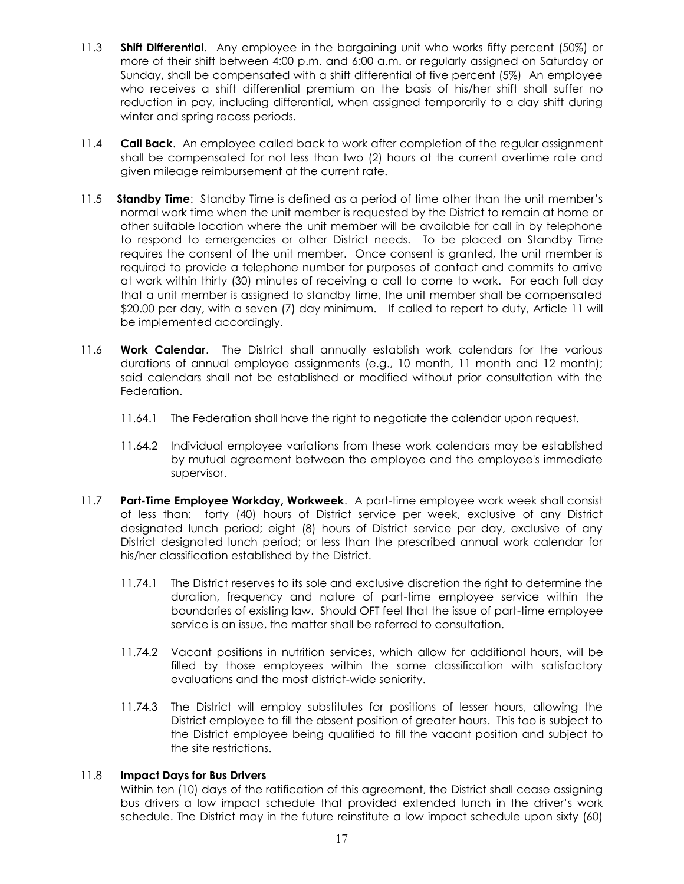11.3 **Shift Differential**. Any employee in the bargaining unit who works fifty percent (50%) or more of their shift between 4:00 p.m. and 6:00 a.m. or regularly assigned on Saturday or Sunday, shall be compensated with a shift differential of five percent (5%) An employee who receives a shift differential premium on the basis of his/her shift shall suffer no reduction in pay, including differential, when assigned temporarily to a day shift during winter and spring recess periods.

11.4 **Call Back**. An employee called back to work after completion of the regular assignment shall be compensated for not less than two (2) hours at the current overtime rate and given mileage reimbursement at the current rate.

11.5 **Standby Time**: Standby Time is defined as a period of time other than the unit member's normal work time when the unit member is requested by the District to remain at home or other suitable location where the unit member will be available for call in by telephone to respond to emergencies or other District needs. To be placed on Standby Time requires the consent of the unit member. Once consent is granted, the unit member is required to provide a telephone number for purposes of contact and commits to arrive at work within thirty (30) minutes of receiving a call to come to work. For each full day that a unit member is assigned to standby time, the unit member shall be compensated $20.00 per day, with a seven (7) day minimum. If called to report to duty, Article 11 will be implemented accordingly.

11.6 **Work Calendar**. The District shall annually establish work calendars for the various durations of annual employee assignments (e.g., 10 month, 11 month and 12 month); said calendars shall not be established or modified without prior consultation with the Federation.

11.64.1 The Federation shall have the right to negotiate the calendar upon request.

11.64.2 Individual employee variations from these work calendars may be established by mutual agreement between the employee and the employee's immediate supervisor.

11.7 **Part-Time Employee Workday, Workweek**. A part-time employee work week shall consist of less than: forty (40) hours of District service per week, exclusive of any District designated lunch period; eight (8) hours of District service per day, exclusive of any District designated lunch period; or less than the prescribed annual work calendar for his/her classification established by the District.

11.74.1 The District reserves to its sole and exclusive discretion the right to determine the duration, frequency and nature of part-time employee service within the boundaries of existing law. Should OFT feel that the issue of part-time employee service is an issue, the matter shall be referred to consultation.

11.74.2 Vacant positions in nutrition services, which allow for additional hours, will be filled by those employees within the same classification with satisfactory evaluations and the most district-wide seniority.

11.74.3 The District will employ substitutes for positions of lesser hours, allowing the District employee to fill the absent position of greater hours. This too is subject to the District employee being qualified to fill the vacant position and subject to the site restrictions.

11.8 **Impact Days for Bus Drivers**

Within ten (10) days of the ratification of this agreement, the District shall cease assigning bus drivers a low impact schedule that provided extended lunch in the driver's work schedule. The District may in the future reinstitute a low impact schedule upon sixty (60)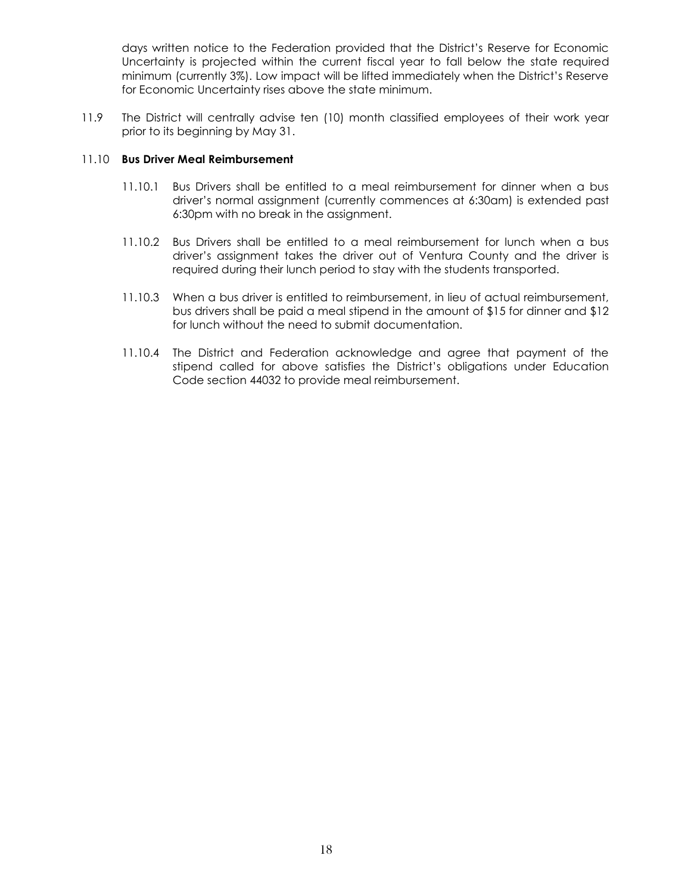days written notice to the Federation provided that the District's Reserve for Economic Uncertainty is projected within the current fiscal year to fall below the state required minimum (currently 3%). Low impact will be lifted immediately when the District's Reserve for Economic Uncertainty rises above the state minimum.

11.9 The District will centrally advise ten (10) month classified employees of their work year prior to its beginning by May 31.

11.10 **Bus Driver Meal Reimbursement**

11.10.1 Bus Drivers shall be entitled to a meal reimbursement for dinner when a bus driver's normal assignment (currently commences at 6:30am) is extended past 6:30pm with no break in the assignment.

11.10.2 Bus Drivers shall be entitled to a meal reimbursement for lunch when a bus driver's assignment takes the driver out of Ventura County and the driver is required during their lunch period to stay with the students transported.

11.10.3 When a bus driver is entitled to reimbursement, in lieu of actual reimbursement, bus drivers shall be paid a meal stipend in the amount of $15 for dinner and $12 for lunch without the need to submit documentation.

11.10.4 The District and Federation acknowledge and agree that payment of the stipend called for above satisfies the District's obligations under Education Code section 44032 to provide meal reimbursement.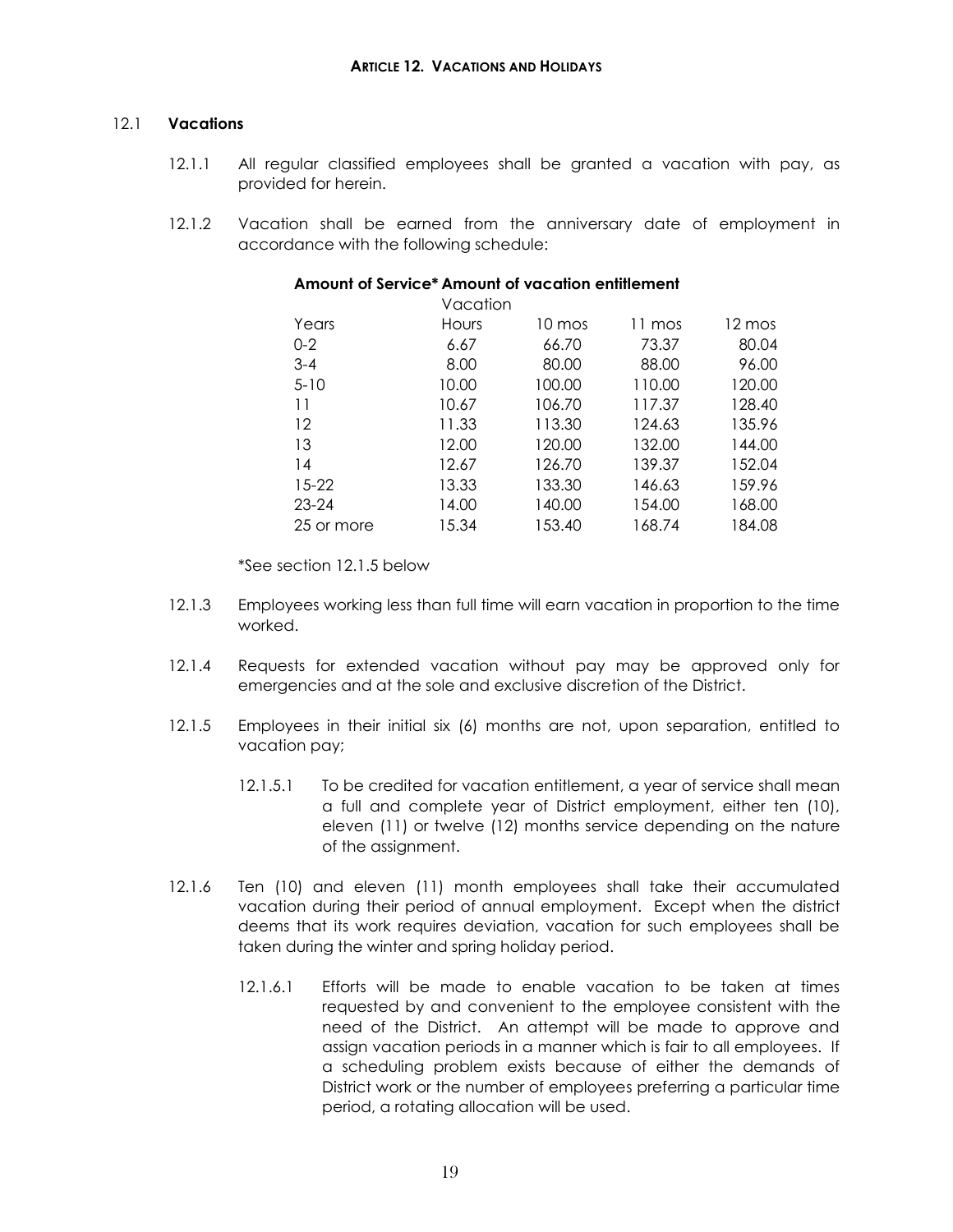## ARTICLE 12. VACATIONS AND HOLIDAYS

### 12.1 **Vacations**

12.1.1 All regular classified employees shall be granted a vacation with pay, as provided for herein.

12.1.2 Vacation shall be earned from the anniversary date of employment in accordance with the following schedule:

**Amount of Service* Amount of vacation entitlement**

| Years | Vacation Hours | 10 mos | 11 mos | 12 mos |
|---|---|---|---|---|
| 0-2 | 6.67 | 66.70 | 73.37 | 80.04 |
| 3-4 | 8.00 | 80.00 | 88.00 | 96.00 |
| 5-10 | 10.00 | 100.00 | 110.00 | 120.00 |
| 11 | 10.67 | 106.70 | 117.37 | 128.40 |
| 12 | 11.33 | 113.30 | 124.63 | 135.96 |
| 13 | 12.00 | 120.00 | 132.00 | 144.00 |
| 14 | 12.67 | 126.70 | 139.37 | 152.04 |
| 15-22 | 13.33 | 133.30 | 146.63 | 159.96 |
| 23-24 | 14.00 | 140.00 | 154.00 | 168.00 |
| 25 or more | 15.34 | 153.40 | 168.74 | 184.08 |

*See section 12.1.5 below

12.1.3 Employees working less than full time will earn vacation in proportion to the time worked.

12.1.4 Requests for extended vacation without pay may be approved only for emergencies and at the sole and exclusive discretion of the District.

12.1.5 Employees in their initial six (6) months are not, upon separation, entitled to vacation pay;

12.1.5.1 To be credited for vacation entitlement, a year of service shall mean a full and complete year of District employment, either ten (10), eleven (11) or twelve (12) months service depending on the nature of the assignment.

12.1.6 Ten (10) and eleven (11) month employees shall take their accumulated vacation during their period of annual employment. Except when the district deems that its work requires deviation, vacation for such employees shall be taken during the winter and spring holiday period.

12.1.6.1 Efforts will be made to enable vacation to be taken at times requested by and convenient to the employee consistent with the need of the District. An attempt will be made to approve and assign vacation periods in a manner which is fair to all employees. If a scheduling problem exists because of either the demands of District work or the number of employees preferring a particular time period, a rotating allocation will be used.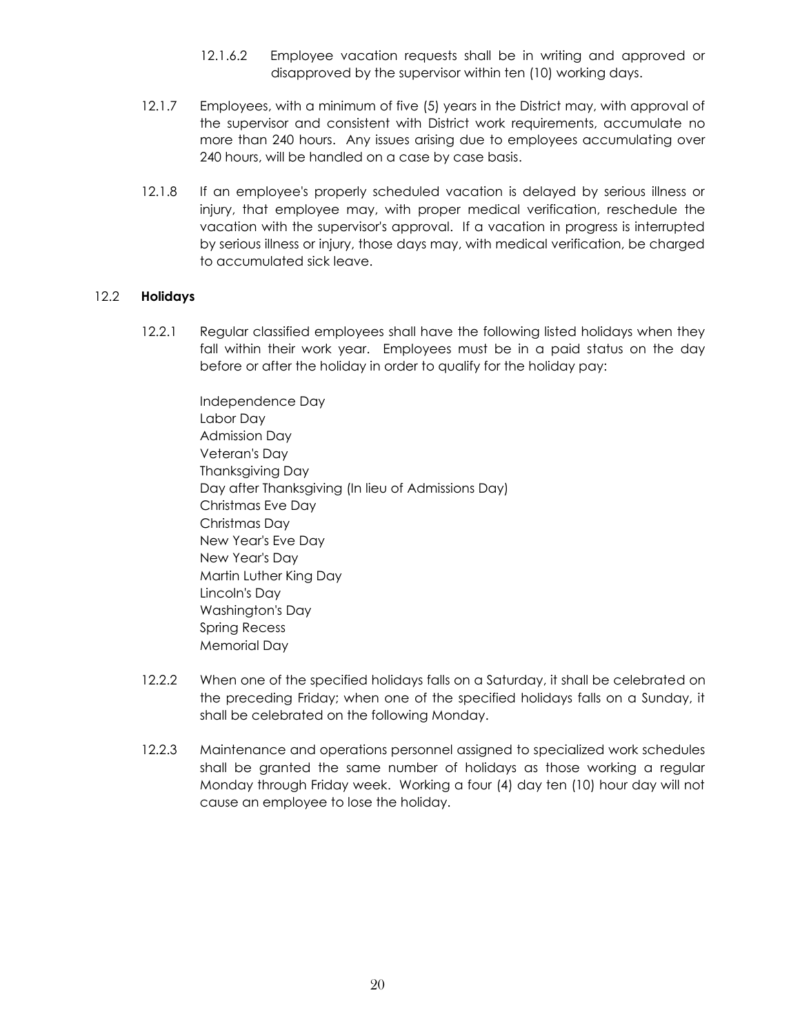12.1.6.2 Employee vacation requests shall be in writing and approved or disapproved by the supervisor within ten (10) working days.

12.1.7 Employees, with a minimum of five (5) years in the District may, with approval of the supervisor and consistent with District work requirements, accumulate no more than 240 hours. Any issues arising due to employees accumulating over 240 hours, will be handled on a case by case basis.

12.1.8 If an employee's properly scheduled vacation is delayed by serious illness or injury, that employee may, with proper medical verification, reschedule the vacation with the supervisor's approval. If a vacation in progress is interrupted by serious illness or injury, those days may, with medical verification, be charged to accumulated sick leave.

12.2 **Holidays**

12.2.1 Regular classified employees shall have the following listed holidays when they fall within their work year. Employees must be in a paid status on the day before or after the holiday in order to qualify for the holiday pay:

Independence Day
Labor Day
Admission Day
Veteran's Day
Thanksgiving Day
Day after Thanksgiving (In lieu of Admissions Day)
Christmas Eve Day
Christmas Day
New Year's Eve Day
New Year's Day
Martin Luther King Day
Lincoln's Day
Washington's Day
Spring Recess
Memorial Day

12.2.2 When one of the specified holidays falls on a Saturday, it shall be celebrated on the preceding Friday; when one of the specified holidays falls on a Sunday, it shall be celebrated on the following Monday.

12.2.3 Maintenance and operations personnel assigned to specialized work schedules shall be granted the same number of holidays as those working a regular Monday through Friday week. Working a four (4) day ten (10) hour day will not cause an employee to lose the holiday.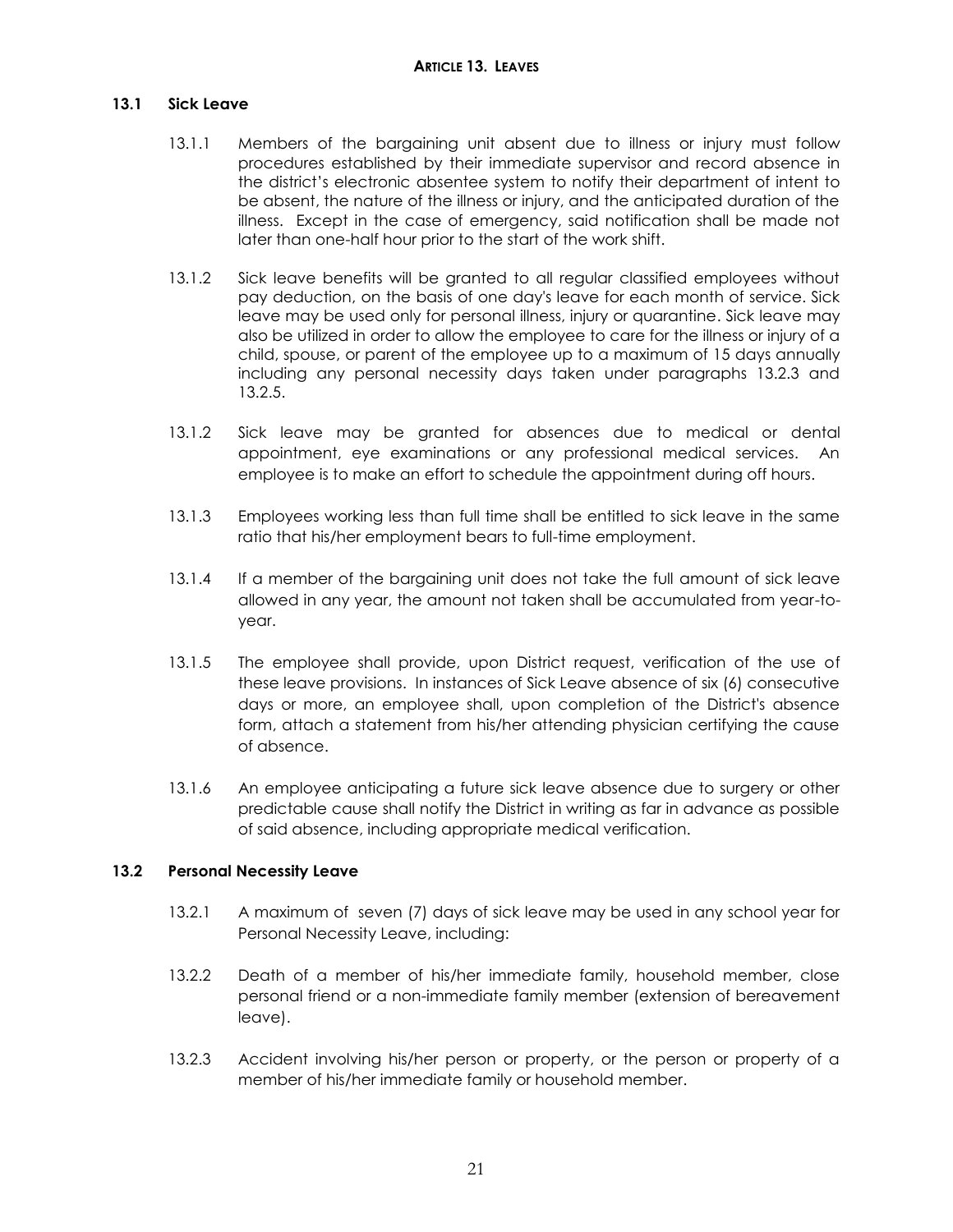# ARTICLE 13. LEAVES

## 13.1 Sick Leave

13.1.1 Members of the bargaining unit absent due to illness or injury must follow procedures established by their immediate supervisor and record absence in the district's electronic absentee system to notify their department of intent to be absent, the nature of the illness or injury, and the anticipated duration of the illness. Except in the case of emergency, said notification shall be made not later than one-half hour prior to the start of the work shift.

13.1.2 Sick leave benefits will be granted to all regular classified employees without pay deduction, on the basis of one day's leave for each month of service. Sick leave may be used only for personal illness, injury or quarantine. Sick leave may also be utilized in order to allow the employee to care for the illness or injury of a child, spouse, or parent of the employee up to a maximum of 15 days annually including any personal necessity days taken under paragraphs 13.2.3 and 13.2.5.

13.1.2 Sick leave may be granted for absences due to medical or dental appointment, eye examinations or any professional medical services. An employee is to make an effort to schedule the appointment during off hours.

13.1.3 Employees working less than full time shall be entitled to sick leave in the same ratio that his/her employment bears to full-time employment.

13.1.4 If a member of the bargaining unit does not take the full amount of sick leave allowed in any year, the amount not taken shall be accumulated from year-to-year.

13.1.5 The employee shall provide, upon District request, verification of the use of these leave provisions. In instances of Sick Leave absence of six (6) consecutive days or more, an employee shall, upon completion of the District's absence form, attach a statement from his/her attending physician certifying the cause of absence.

13.1.6 An employee anticipating a future sick leave absence due to surgery or other predictable cause shall notify the District in writing as far in advance as possible of said absence, including appropriate medical verification.

## 13.2 Personal Necessity Leave

13.2.1 A maximum of seven (7) days of sick leave may be used in any school year for Personal Necessity Leave, including:

13.2.2 Death of a member of his/her immediate family, household member, close personal friend or a non-immediate family member (extension of bereavement leave).

13.2.3 Accident involving his/her person or property, or the person or property of a member of his/her immediate family or household member.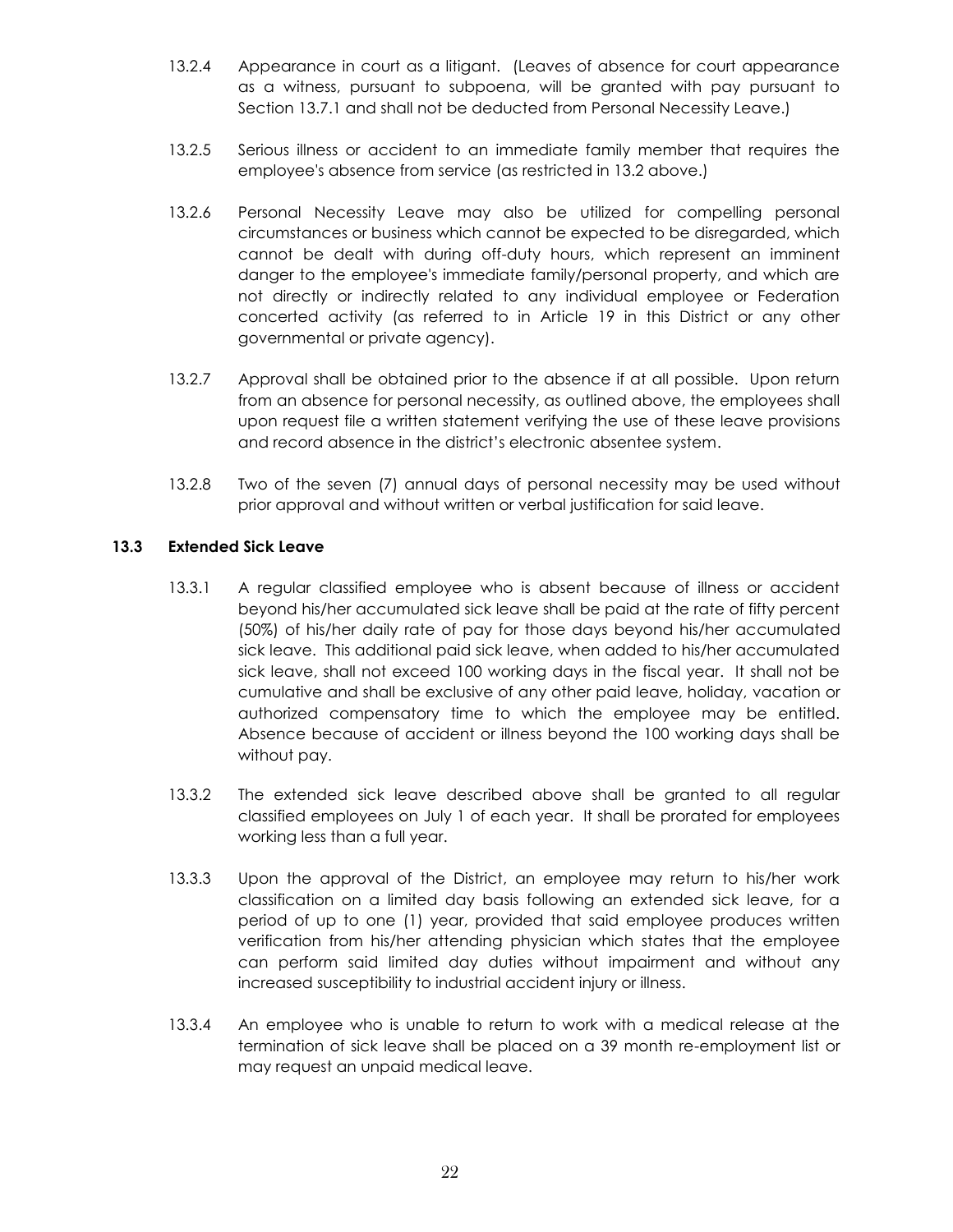13.2.4 Appearance in court as a litigant. (Leaves of absence for court appearance as a witness, pursuant to subpoena, will be granted with pay pursuant to Section 13.7.1 and shall not be deducted from Personal Necessity Leave.)

13.2.5 Serious illness or accident to an immediate family member that requires the employee's absence from service (as restricted in 13.2 above.)

13.2.6 Personal Necessity Leave may also be utilized for compelling personal circumstances or business which cannot be expected to be disregarded, which cannot be dealt with during off-duty hours, which represent an imminent danger to the employee's immediate family/personal property, and which are not directly or indirectly related to any individual employee or Federation concerted activity (as referred to in Article 19 in this District or any other governmental or private agency).

13.2.7 Approval shall be obtained prior to the absence if at all possible. Upon return from an absence for personal necessity, as outlined above, the employees shall upon request file a written statement verifying the use of these leave provisions and record absence in the district's electronic absentee system.

13.2.8 Two of the seven (7) annual days of personal necessity may be used without prior approval and without written or verbal justification for said leave.

### 13.3 Extended Sick Leave

13.3.1 A regular classified employee who is absent because of illness or accident beyond his/her accumulated sick leave shall be paid at the rate of fifty percent (50%) of his/her daily rate of pay for those days beyond his/her accumulated sick leave. This additional paid sick leave, when added to his/her accumulated sick leave, shall not exceed 100 working days in the fiscal year. It shall not be cumulative and shall be exclusive of any other paid leave, holiday, vacation or authorized compensatory time to which the employee may be entitled. Absence because of accident or illness beyond the 100 working days shall be without pay.

13.3.2 The extended sick leave described above shall be granted to all regular classified employees on July 1 of each year. It shall be prorated for employees working less than a full year.

13.3.3 Upon the approval of the District, an employee may return to his/her work classification on a limited day basis following an extended sick leave, for a period of up to one (1) year, provided that said employee produces written verification from his/her attending physician which states that the employee can perform said limited day duties without impairment and without any increased susceptibility to industrial accident injury or illness.

13.3.4 An employee who is unable to return to work with a medical release at the termination of sick leave shall be placed on a 39 month re-employment list or may request an unpaid medical leave.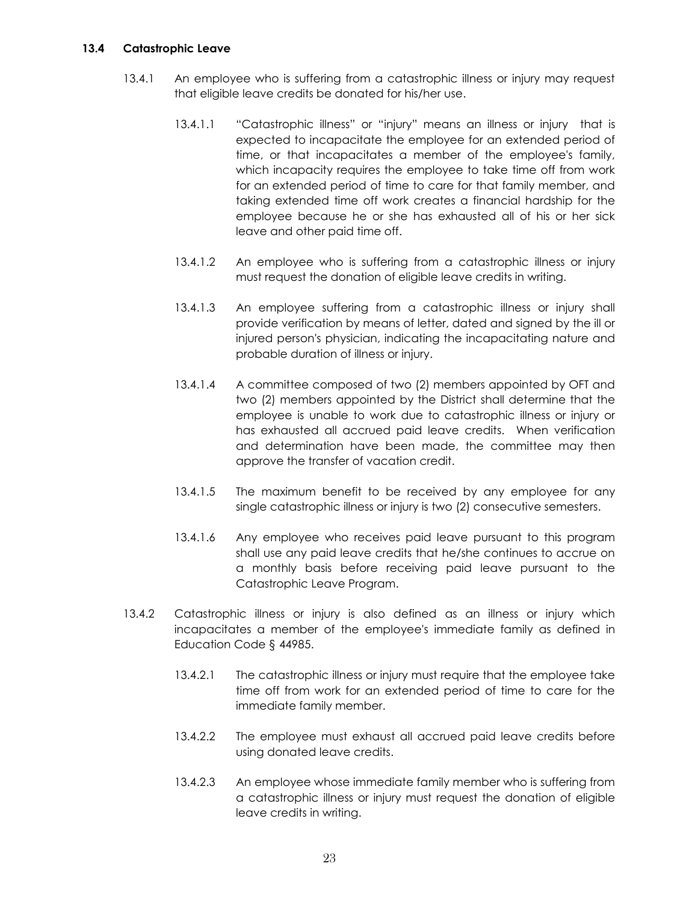### 13.4 Catastrophic Leave

13.4.1 An employee who is suffering from a catastrophic illness or injury may request that eligible leave credits be donated for his/her use.

13.4.1.1 "Catastrophic illness" or "injury" means an illness or injury that is expected to incapacitate the employee for an extended period of time, or that incapacitates a member of the employee's family, which incapacity requires the employee to take time off from work for an extended period of time to care for that family member, and taking extended time off work creates a financial hardship for the employee because he or she has exhausted all of his or her sick leave and other paid time off.

13.4.1.2 An employee who is suffering from a catastrophic illness or injury must request the donation of eligible leave credits in writing.

13.4.1.3 An employee suffering from a catastrophic illness or injury shall provide verification by means of letter, dated and signed by the ill or injured person's physician, indicating the incapacitating nature and probable duration of illness or injury.

13.4.1.4 A committee composed of two (2) members appointed by OFT and two (2) members appointed by the District shall determine that the employee is unable to work due to catastrophic illness or injury or has exhausted all accrued paid leave credits. When verification and determination have been made, the committee may then approve the transfer of vacation credit.

13.4.1.5 The maximum benefit to be received by any employee for any single catastrophic illness or injury is two (2) consecutive semesters.

13.4.1.6 Any employee who receives paid leave pursuant to this program shall use any paid leave credits that he/she continues to accrue on a monthly basis before receiving paid leave pursuant to the Catastrophic Leave Program.

13.4.2 Catastrophic illness or injury is also defined as an illness or injury which incapacitates a member of the employee's immediate family as defined in Education Code § 44985.

13.4.2.1 The catastrophic illness or injury must require that the employee take time off from work for an extended period of time to care for the immediate family member.

13.4.2.2 The employee must exhaust all accrued paid leave credits before using donated leave credits.

13.4.2.3 An employee whose immediate family member who is suffering from a catastrophic illness or injury must request the donation of eligible leave credits in writing.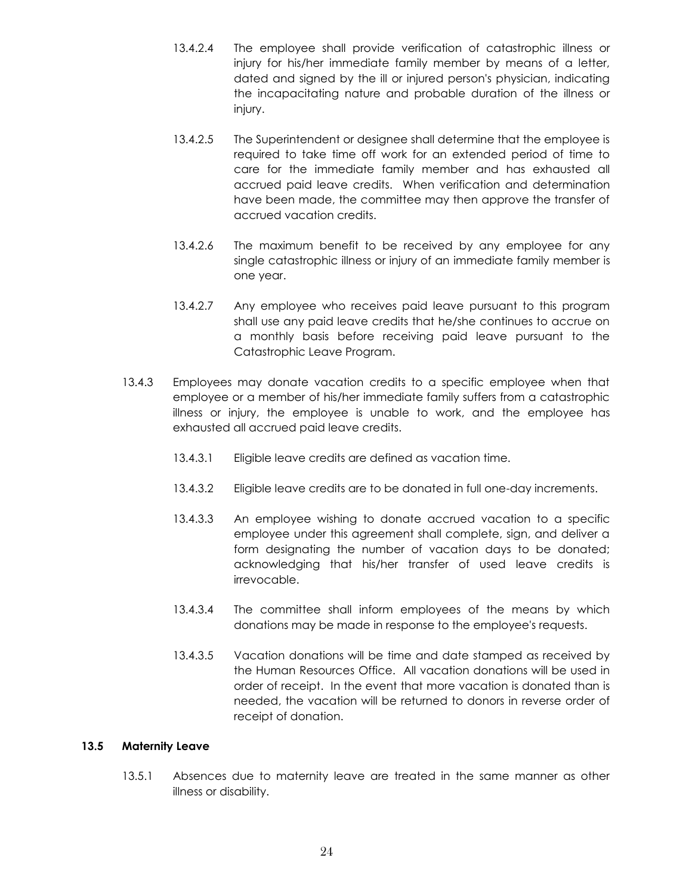13.4.2.4 The employee shall provide verification of catastrophic illness or injury for his/her immediate family member by means of a letter, dated and signed by the ill or injured person's physician, indicating the incapacitating nature and probable duration of the illness or injury.

13.4.2.5 The Superintendent or designee shall determine that the employee is required to take time off work for an extended period of time to care for the immediate family member and has exhausted all accrued paid leave credits. When verification and determination have been made, the committee may then approve the transfer of accrued vacation credits.

13.4.2.6 The maximum benefit to be received by any employee for any single catastrophic illness or injury of an immediate family member is one year.

13.4.2.7 Any employee who receives paid leave pursuant to this program shall use any paid leave credits that he/she continues to accrue on a monthly basis before receiving paid leave pursuant to the Catastrophic Leave Program.

13.4.3 Employees may donate vacation credits to a specific employee when that employee or a member of his/her immediate family suffers from a catastrophic illness or injury, the employee is unable to work, and the employee has exhausted all accrued paid leave credits.

13.4.3.1 Eligible leave credits are defined as vacation time.

13.4.3.2 Eligible leave credits are to be donated in full one-day increments.

13.4.3.3 An employee wishing to donate accrued vacation to a specific employee under this agreement shall complete, sign, and deliver a form designating the number of vacation days to be donated; acknowledging that his/her transfer of used leave credits is irrevocable.

13.4.3.4 The committee shall inform employees of the means by which donations may be made in response to the employee's requests.

13.4.3.5 Vacation donations will be time and date stamped as received by the Human Resources Office. All vacation donations will be used in order of receipt. In the event that more vacation is donated than is needed, the vacation will be returned to donors in reverse order of receipt of donation.

### 13.5 Maternity Leave

13.5.1 Absences due to maternity leave are treated in the same manner as other illness or disability.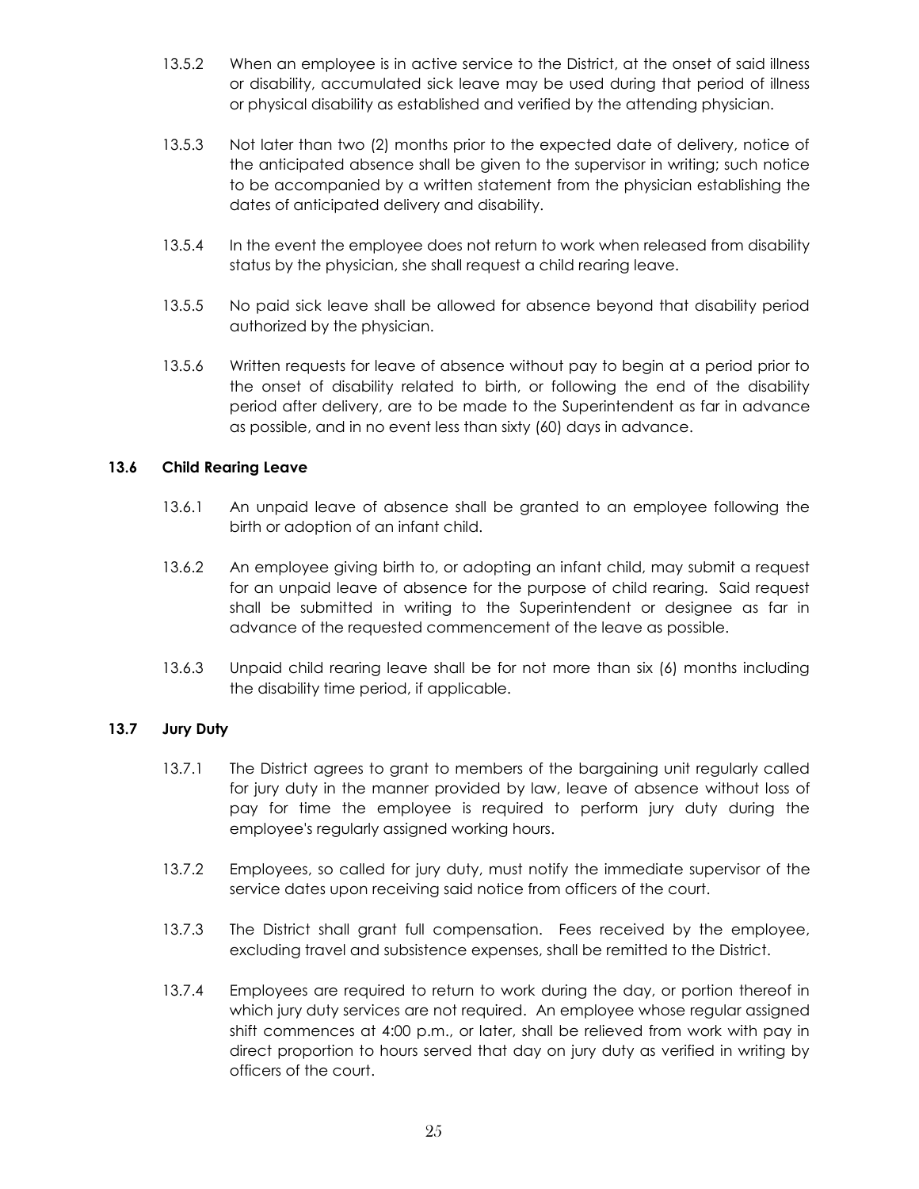13.5.2 When an employee is in active service to the District, at the onset of said illness or disability, accumulated sick leave may be used during that period of illness or physical disability as established and verified by the attending physician.

13.5.3 Not later than two (2) months prior to the expected date of delivery, notice of the anticipated absence shall be given to the supervisor in writing; such notice to be accompanied by a written statement from the physician establishing the dates of anticipated delivery and disability.

13.5.4 In the event the employee does not return to work when released from disability status by the physician, she shall request a child rearing leave.

13.5.5 No paid sick leave shall be allowed for absence beyond that disability period authorized by the physician.

13.5.6 Written requests for leave of absence without pay to begin at a period prior to the onset of disability related to birth, or following the end of the disability period after delivery, are to be made to the Superintendent as far in advance as possible, and in no event less than sixty (60) days in advance.

### 13.6 Child Rearing Leave

13.6.1 An unpaid leave of absence shall be granted to an employee following the birth or adoption of an infant child.

13.6.2 An employee giving birth to, or adopting an infant child, may submit a request for an unpaid leave of absence for the purpose of child rearing. Said request shall be submitted in writing to the Superintendent or designee as far in advance of the requested commencement of the leave as possible.

13.6.3 Unpaid child rearing leave shall be for not more than six (6) months including the disability time period, if applicable.

### 13.7 Jury Duty

13.7.1 The District agrees to grant to members of the bargaining unit regularly called for jury duty in the manner provided by law, leave of absence without loss of pay for time the employee is required to perform jury duty during the employee's regularly assigned working hours.

13.7.2 Employees, so called for jury duty, must notify the immediate supervisor of the service dates upon receiving said notice from officers of the court.

13.7.3 The District shall grant full compensation. Fees received by the employee, excluding travel and subsistence expenses, shall be remitted to the District.

13.7.4 Employees are required to return to work during the day, or portion thereof in which jury duty services are not required. An employee whose regular assigned shift commences at 4:00 p.m., or later, shall be relieved from work with pay in direct proportion to hours served that day on jury duty as verified in writing by officers of the court.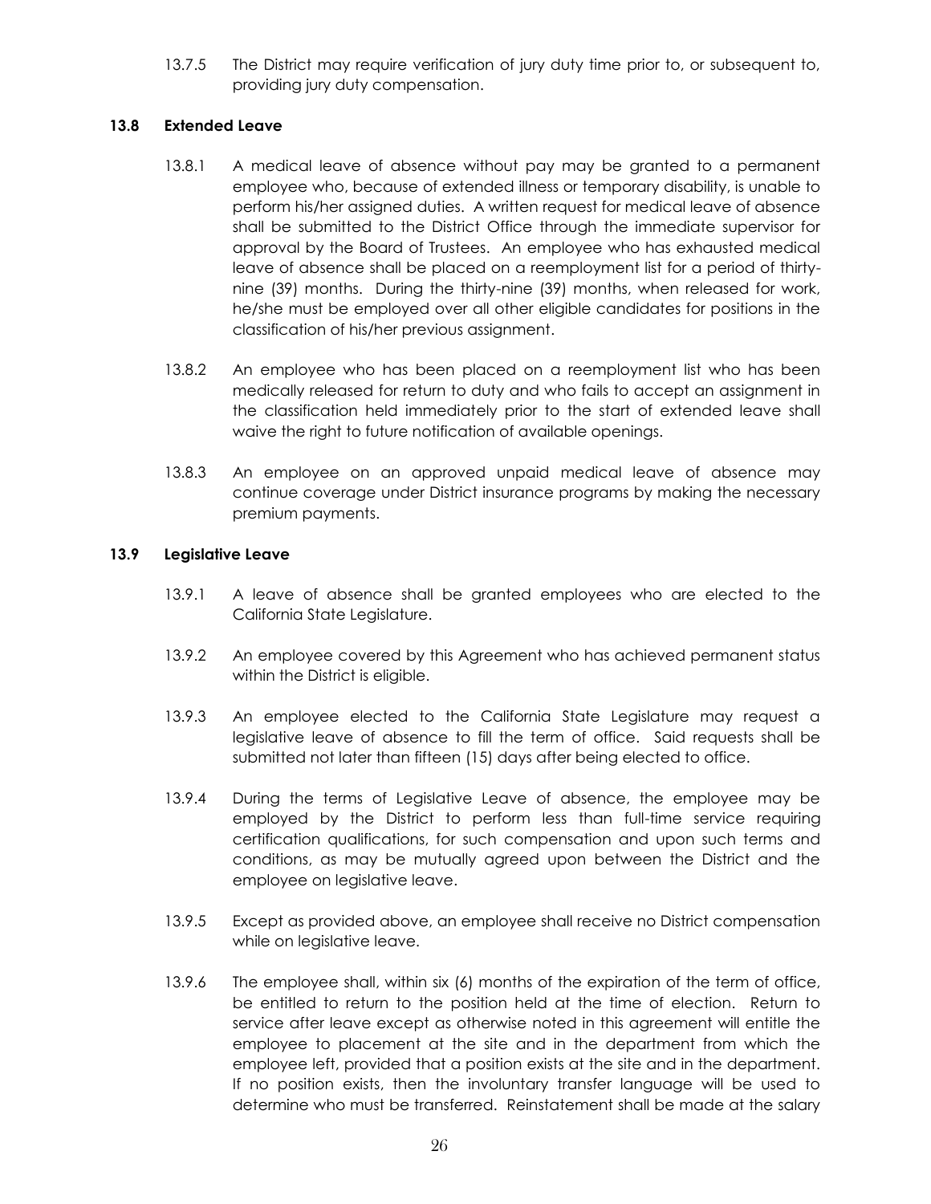13.7.5 The District may require verification of jury duty time prior to, or subsequent to, providing jury duty compensation.

### 13.8 Extended Leave

13.8.1 A medical leave of absence without pay may be granted to a permanent employee who, because of extended illness or temporary disability, is unable to perform his/her assigned duties. A written request for medical leave of absence shall be submitted to the District Office through the immediate supervisor for approval by the Board of Trustees. An employee who has exhausted medical leave of absence shall be placed on a reemployment list for a period of thirty-nine (39) months. During the thirty-nine (39) months, when released for work, he/she must be employed over all other eligible candidates for positions in the classification of his/her previous assignment.

13.8.2 An employee who has been placed on a reemployment list who has been medically released for return to duty and who fails to accept an assignment in the classification held immediately prior to the start of extended leave shall waive the right to future notification of available openings.

13.8.3 An employee on an approved unpaid medical leave of absence may continue coverage under District insurance programs by making the necessary premium payments.

### 13.9 Legislative Leave

13.9.1 A leave of absence shall be granted employees who are elected to the California State Legislature.

13.9.2 An employee covered by this Agreement who has achieved permanent status within the District is eligible.

13.9.3 An employee elected to the California State Legislature may request a legislative leave of absence to fill the term of office. Said requests shall be submitted not later than fifteen (15) days after being elected to office.

13.9.4 During the terms of Legislative Leave of absence, the employee may be employed by the District to perform less than full-time service requiring certification qualifications, for such compensation and upon such terms and conditions, as may be mutually agreed upon between the District and the employee on legislative leave.

13.9.5 Except as provided above, an employee shall receive no District compensation while on legislative leave.

13.9.6 The employee shall, within six (6) months of the expiration of the term of office, be entitled to return to the position held at the time of election. Return to service after leave except as otherwise noted in this agreement will entitle the employee to placement at the site and in the department from which the employee left, provided that a position exists at the site and in the department. If no position exists, then the involuntary transfer language will be used to determine who must be transferred. Reinstatement shall be made at the salary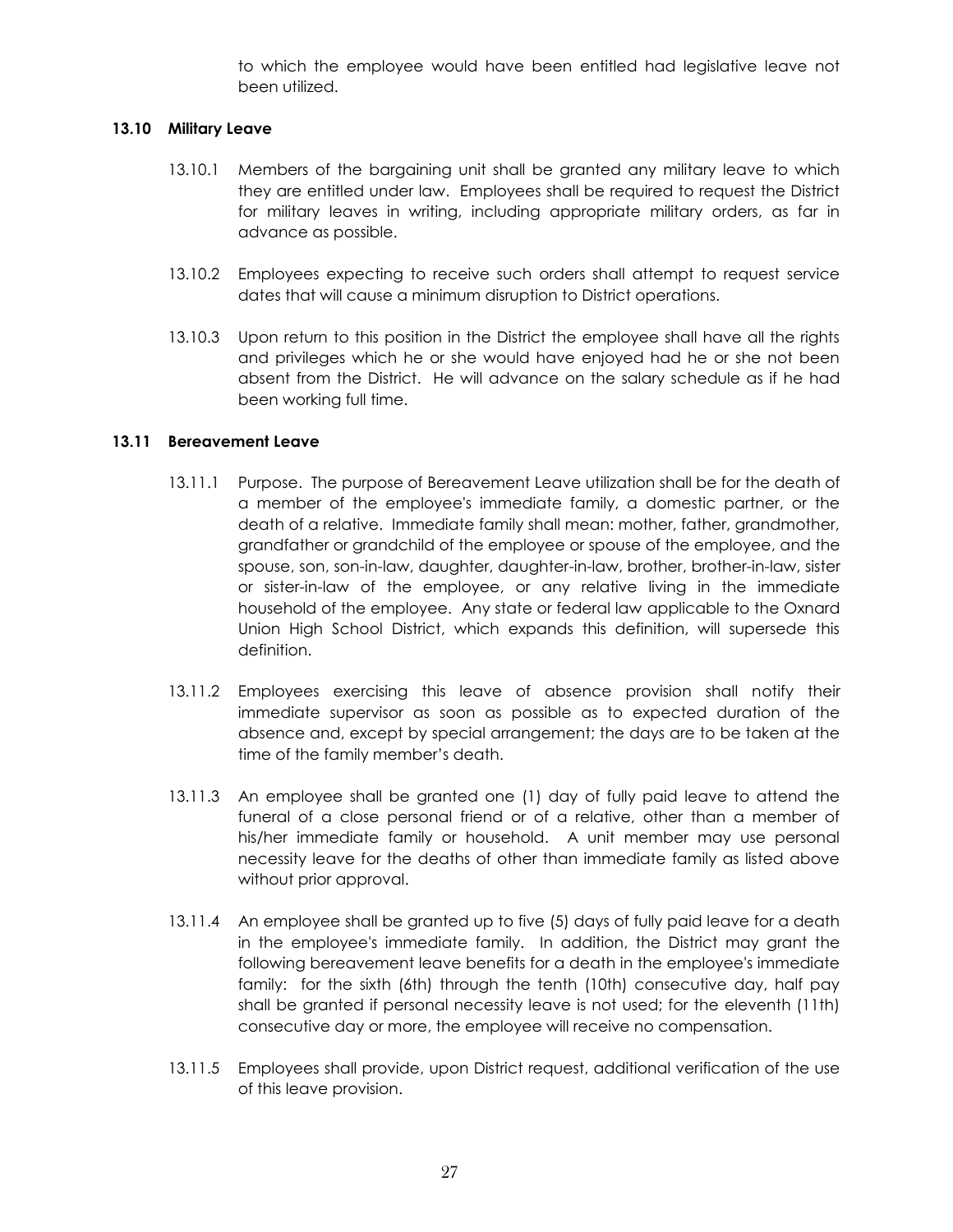to which the employee would have been entitled had legislative leave not been utilized.

### 13.10 Military Leave

13.10.1 Members of the bargaining unit shall be granted any military leave to which they are entitled under law. Employees shall be required to request the District for military leaves in writing, including appropriate military orders, as far in advance as possible.

13.10.2 Employees expecting to receive such orders shall attempt to request service dates that will cause a minimum disruption to District operations.

13.10.3 Upon return to this position in the District the employee shall have all the rights and privileges which he or she would have enjoyed had he or she not been absent from the District. He will advance on the salary schedule as if he had been working full time.

### 13.11 Bereavement Leave

13.11.1 Purpose. The purpose of Bereavement Leave utilization shall be for the death of a member of the employee's immediate family, a domestic partner, or the death of a relative. Immediate family shall mean: mother, father, grandmother, grandfather or grandchild of the employee or spouse of the employee, and the spouse, son, son-in-law, daughter, daughter-in-law, brother, brother-in-law, sister or sister-in-law of the employee, or any relative living in the immediate household of the employee. Any state or federal law applicable to the Oxnard Union High School District, which expands this definition, will supersede this definition.

13.11.2 Employees exercising this leave of absence provision shall notify their immediate supervisor as soon as possible as to expected duration of the absence and, except by special arrangement; the days are to be taken at the time of the family member's death.

13.11.3 An employee shall be granted one (1) day of fully paid leave to attend the funeral of a close personal friend or of a relative, other than a member of his/her immediate family or household. A unit member may use personal necessity leave for the deaths of other than immediate family as listed above without prior approval.

13.11.4 An employee shall be granted up to five (5) days of fully paid leave for a death in the employee's immediate family. In addition, the District may grant the following bereavement leave benefits for a death in the employee's immediate family: for the sixth (6th) through the tenth (10th) consecutive day, half pay shall be granted if personal necessity leave is not used; for the eleventh (11th) consecutive day or more, the employee will receive no compensation.

13.11.5 Employees shall provide, upon District request, additional verification of the use of this leave provision.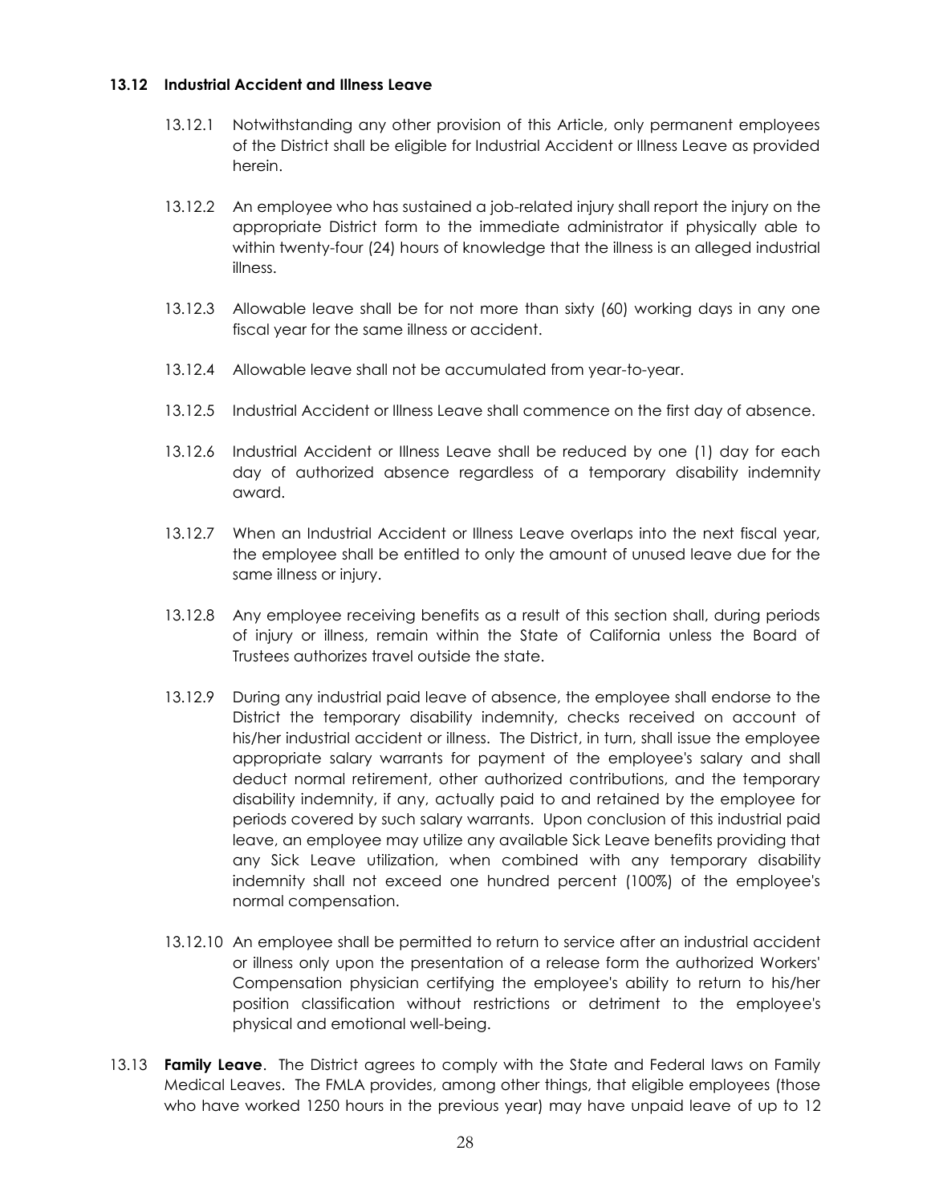### 13.12 Industrial Accident and Illness Leave

13.12.1 Notwithstanding any other provision of this Article, only permanent employees of the District shall be eligible for Industrial Accident or Illness Leave as provided herein.

13.12.2 An employee who has sustained a job-related injury shall report the injury on the appropriate District form to the immediate administrator if physically able to within twenty-four (24) hours of knowledge that the illness is an alleged industrial illness.

13.12.3 Allowable leave shall be for not more than sixty (60) working days in any one fiscal year for the same illness or accident.

13.12.4 Allowable leave shall not be accumulated from year-to-year.

13.12.5 Industrial Accident or Illness Leave shall commence on the first day of absence.

13.12.6 Industrial Accident or Illness Leave shall be reduced by one (1) day for each day of authorized absence regardless of a temporary disability indemnity award.

13.12.7 When an Industrial Accident or Illness Leave overlaps into the next fiscal year, the employee shall be entitled to only the amount of unused leave due for the same illness or injury.

13.12.8 Any employee receiving benefits as a result of this section shall, during periods of injury or illness, remain within the State of California unless the Board of Trustees authorizes travel outside the state.

13.12.9 During any industrial paid leave of absence, the employee shall endorse to the District the temporary disability indemnity, checks received on account of his/her industrial accident or illness. The District, in turn, shall issue the employee appropriate salary warrants for payment of the employee's salary and shall deduct normal retirement, other authorized contributions, and the temporary disability indemnity, if any, actually paid to and retained by the employee for periods covered by such salary warrants. Upon conclusion of this industrial paid leave, an employee may utilize any available Sick Leave benefits providing that any Sick Leave utilization, when combined with any temporary disability indemnity shall not exceed one hundred percent (100%) of the employee's normal compensation.

13.12.10 An employee shall be permitted to return to service after an industrial accident or illness only upon the presentation of a release form the authorized Workers' Compensation physician certifying the employee's ability to return to his/her position classification without restrictions or detriment to the employee's physical and emotional well-being.

13.13 **Family Leave**. The District agrees to comply with the State and Federal laws on Family Medical Leaves. The FMLA provides, among other things, that eligible employees (those who have worked 1250 hours in the previous year) may have unpaid leave of up to 12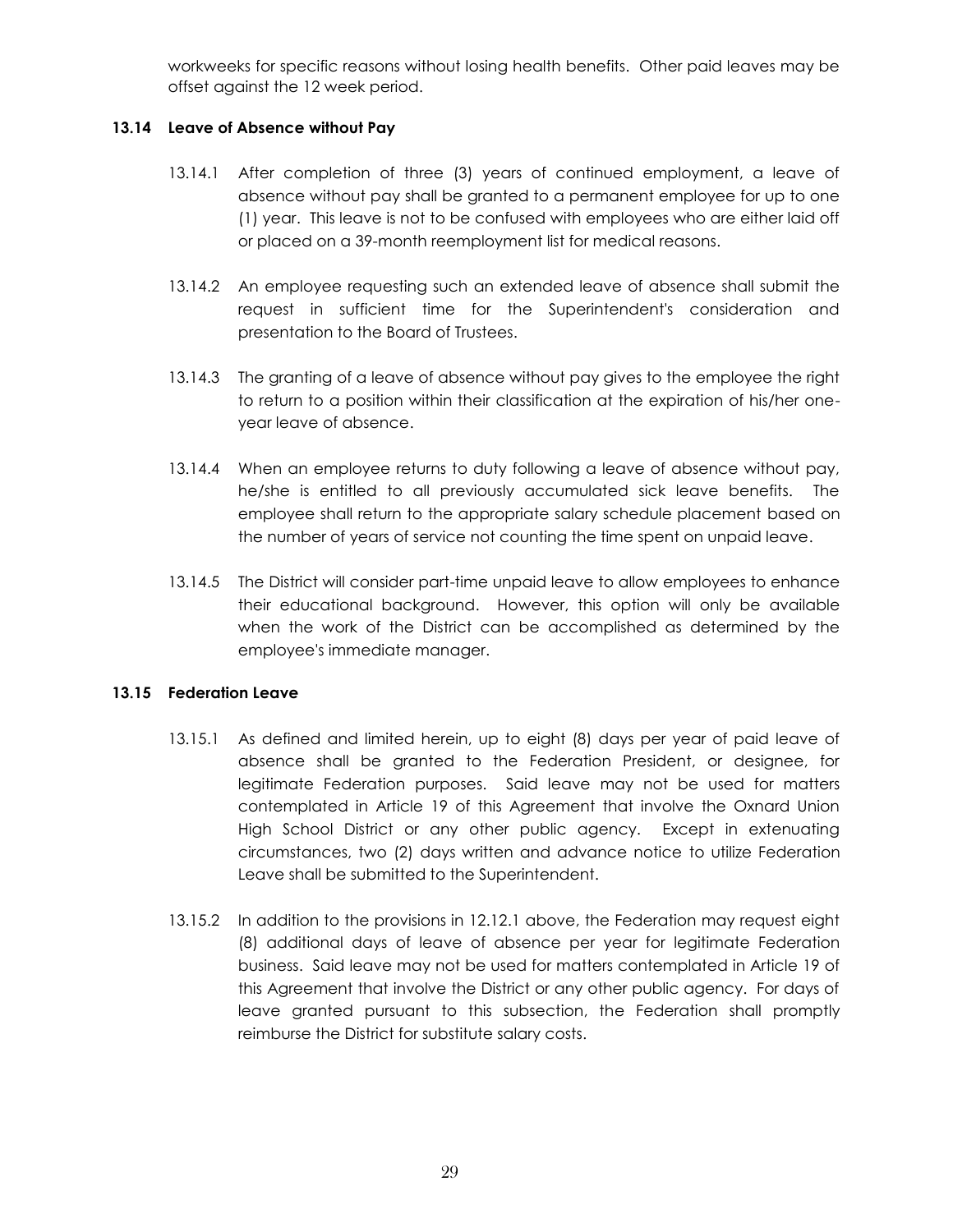workweeks for specific reasons without losing health benefits. Other paid leaves may be offset against the 12 week period.

### 13.14 Leave of Absence without Pay

13.14.1 After completion of three (3) years of continued employment, a leave of absence without pay shall be granted to a permanent employee for up to one (1) year. This leave is not to be confused with employees who are either laid off or placed on a 39-month reemployment list for medical reasons.

13.14.2 An employee requesting such an extended leave of absence shall submit the request in sufficient time for the Superintendent's consideration and presentation to the Board of Trustees.

13.14.3 The granting of a leave of absence without pay gives to the employee the right to return to a position within their classification at the expiration of his/her one-year leave of absence.

13.14.4 When an employee returns to duty following a leave of absence without pay, he/she is entitled to all previously accumulated sick leave benefits. The employee shall return to the appropriate salary schedule placement based on the number of years of service not counting the time spent on unpaid leave.

13.14.5 The District will consider part-time unpaid leave to allow employees to enhance their educational background. However, this option will only be available when the work of the District can be accomplished as determined by the employee's immediate manager.

### 13.15 Federation Leave

13.15.1 As defined and limited herein, up to eight (8) days per year of paid leave of absence shall be granted to the Federation President, or designee, for legitimate Federation purposes. Said leave may not be used for matters contemplated in Article 19 of this Agreement that involve the Oxnard Union High School District or any other public agency. Except in extenuating circumstances, two (2) days written and advance notice to utilize Federation Leave shall be submitted to the Superintendent.

13.15.2 In addition to the provisions in 12.12.1 above, the Federation may request eight (8) additional days of leave of absence per year for legitimate Federation business. Said leave may not be used for matters contemplated in Article 19 of this Agreement that involve the District or any other public agency. For days of leave granted pursuant to this subsection, the Federation shall promptly reimburse the District for substitute salary costs.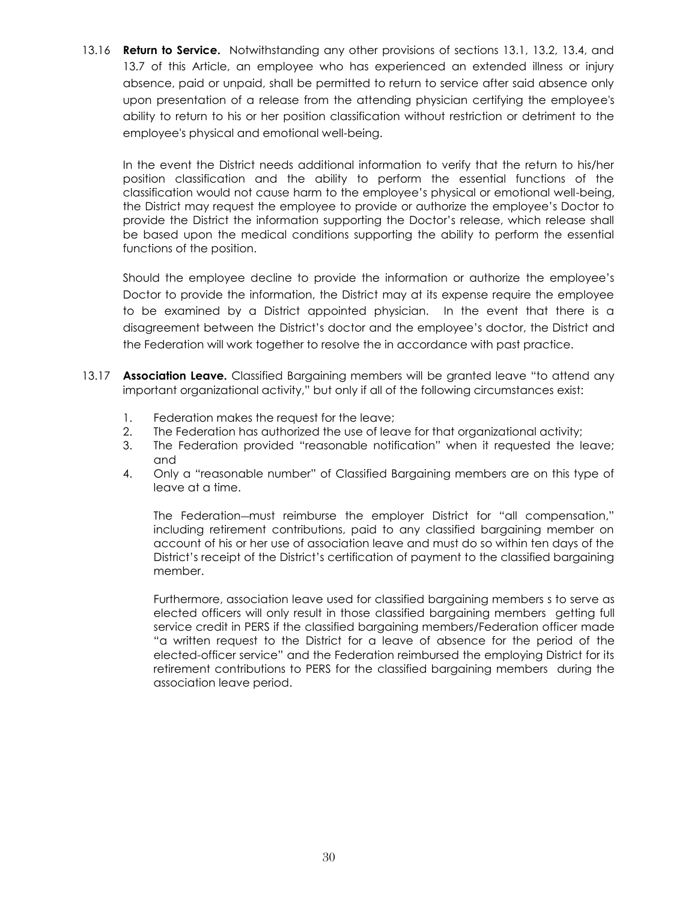13.16 **Return to Service.** Notwithstanding any other provisions of sections 13.1, 13.2, 13.4, and 13.7 of this Article, an employee who has experienced an extended illness or injury absence, paid or unpaid, shall be permitted to return to service after said absence only upon presentation of a release from the attending physician certifying the employee's ability to return to his or her position classification without restriction or detriment to the employee's physical and emotional well-being.

In the event the District needs additional information to verify that the return to his/her position classification and the ability to perform the essential functions of the classification would not cause harm to the employee's physical or emotional well-being, the District may request the employee to provide or authorize the employee's Doctor to provide the District the information supporting the Doctor's release, which release shall be based upon the medical conditions supporting the ability to perform the essential functions of the position.

Should the employee decline to provide the information or authorize the employee's Doctor to provide the information, the District may at its expense require the employee to be examined by a District appointed physician. In the event that there is a disagreement between the District's doctor and the employee's doctor, the District and the Federation will work together to resolve the in accordance with past practice.

13.17 **Association Leave.** Classified Bargaining members will be granted leave "to attend any important organizational activity," but only if all of the following circumstances exist:

1. Federation makes the request for the leave;
2. The Federation has authorized the use of leave for that organizational activity;
3. The Federation provided "reasonable notification" when it requested the leave; and
4. Only a "reasonable number" of Classified Bargaining members are on this type of leave at a time.

The Federation—must reimburse the employer District for "all compensation," including retirement contributions, paid to any classified bargaining member on account of his or her use of association leave and must do so within ten days of the District's receipt of the District's certification of payment to the classified bargaining member.

Furthermore, association leave used for classified bargaining members s to serve as elected officers will only result in those classified bargaining members getting full service credit in PERS if the classified bargaining members/Federation officer made "a written request to the District for a leave of absence for the period of the elected-officer service" and the Federation reimbursed the employing District for its retirement contributions to PERS for the classified bargaining members during the association leave period.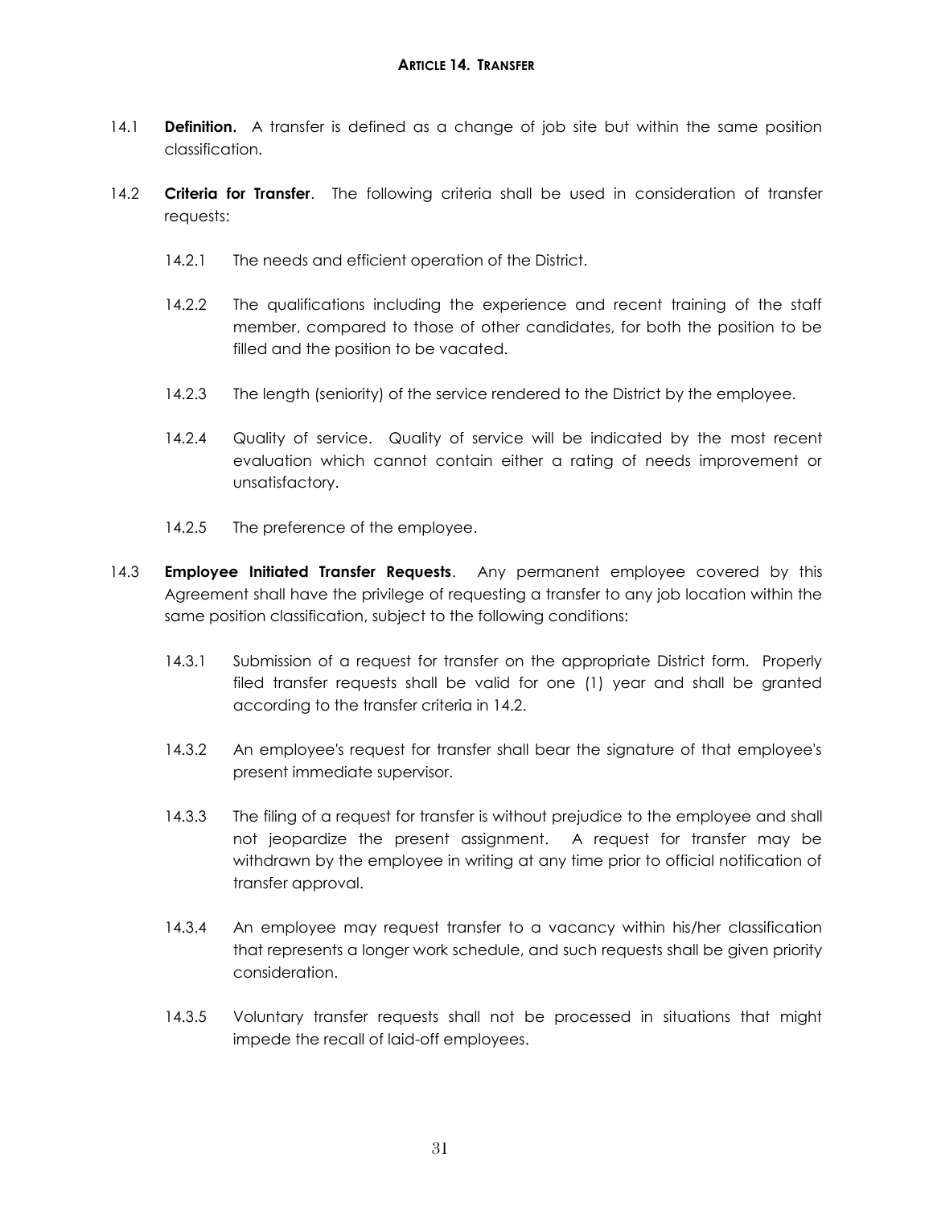## ARTICLE 14. TRANSFER

14.1 **Definition.** A transfer is defined as a change of job site but within the same position classification.

14.2 **Criteria for Transfer**. The following criteria shall be used in consideration of transfer requests:

14.2.1 The needs and efficient operation of the District.

14.2.2 The qualifications including the experience and recent training of the staff member, compared to those of other candidates, for both the position to be filled and the position to be vacated.

14.2.3 The length (seniority) of the service rendered to the District by the employee.

14.2.4 Quality of service. Quality of service will be indicated by the most recent evaluation which cannot contain either a rating of needs improvement or unsatisfactory.

14.2.5 The preference of the employee.

14.3 **Employee Initiated Transfer Requests**. Any permanent employee covered by this Agreement shall have the privilege of requesting a transfer to any job location within the same position classification, subject to the following conditions:

14.3.1 Submission of a request for transfer on the appropriate District form. Properly filed transfer requests shall be valid for one (1) year and shall be granted according to the transfer criteria in 14.2.

14.3.2 An employee's request for transfer shall bear the signature of that employee's present immediate supervisor.

14.3.3 The filing of a request for transfer is without prejudice to the employee and shall not jeopardize the present assignment. A request for transfer may be withdrawn by the employee in writing at any time prior to official notification of transfer approval.

14.3.4 An employee may request transfer to a vacancy within his/her classification that represents a longer work schedule, and such requests shall be given priority consideration.

14.3.5 Voluntary transfer requests shall not be processed in situations that might impede the recall of laid-off employees.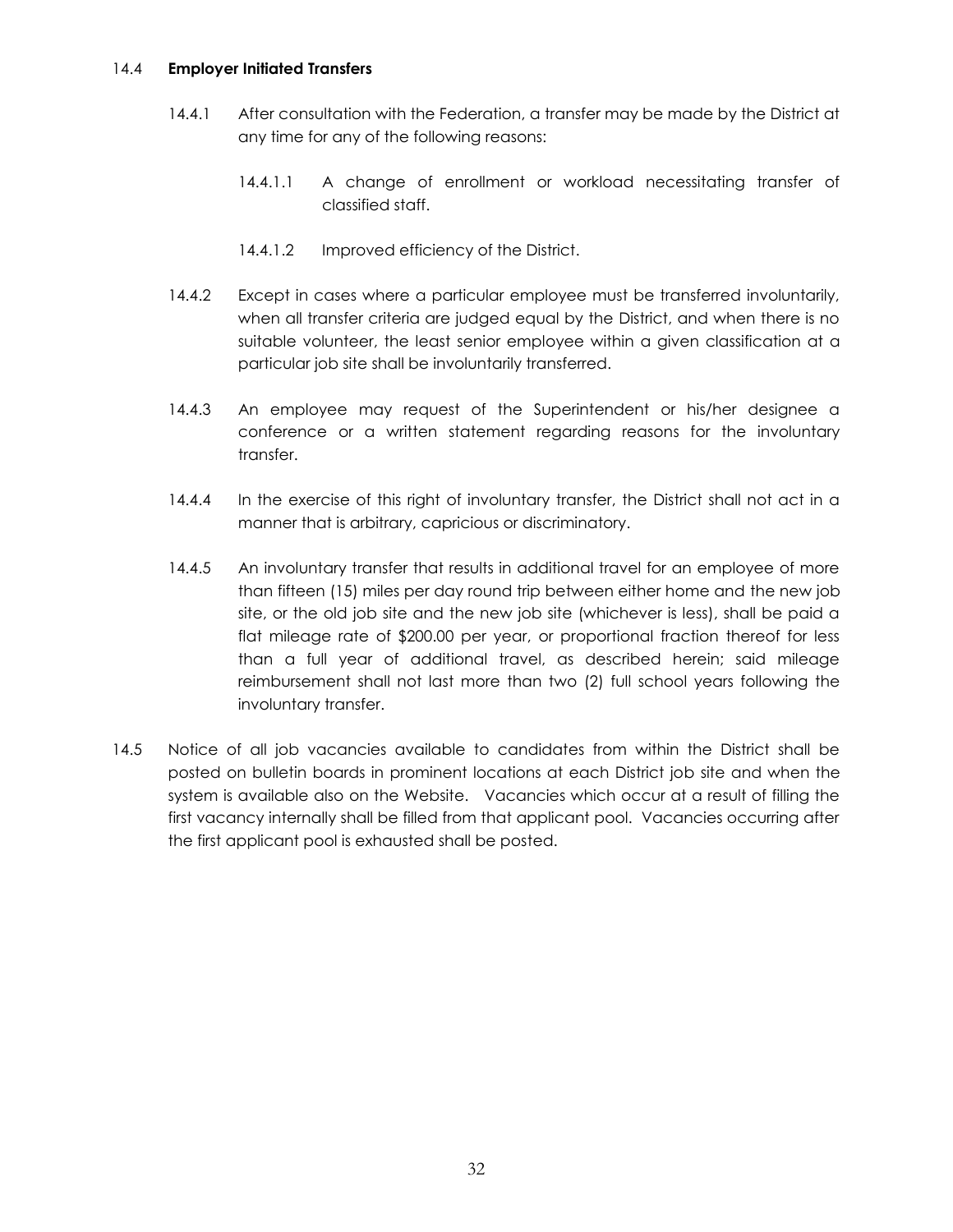14.4 **Employer Initiated Transfers**

14.4.1 After consultation with the Federation, a transfer may be made by the District at any time for any of the following reasons:

14.4.1.1 A change of enrollment or workload necessitating transfer of classified staff.

14.4.1.2 Improved efficiency of the District.

14.4.2 Except in cases where a particular employee must be transferred involuntarily, when all transfer criteria are judged equal by the District, and when there is no suitable volunteer, the least senior employee within a given classification at a particular job site shall be involuntarily transferred.

14.4.3 An employee may request of the Superintendent or his/her designee a conference or a written statement regarding reasons for the involuntary transfer.

14.4.4 In the exercise of this right of involuntary transfer, the District shall not act in a manner that is arbitrary, capricious or discriminatory.

14.4.5 An involuntary transfer that results in additional travel for an employee of more than fifteen (15) miles per day round trip between either home and the new job site, or the old job site and the new job site (whichever is less), shall be paid a flat mileage rate of $200.00 per year, or proportional fraction thereof for less than a full year of additional travel, as described herein; said mileage reimbursement shall not last more than two (2) full school years following the involuntary transfer.

14.5 Notice of all job vacancies available to candidates from within the District shall be posted on bulletin boards in prominent locations at each District job site and when the system is available also on the Website. Vacancies which occur at a result of filling the first vacancy internally shall be filled from that applicant pool. Vacancies occurring after the first applicant pool is exhausted shall be posted.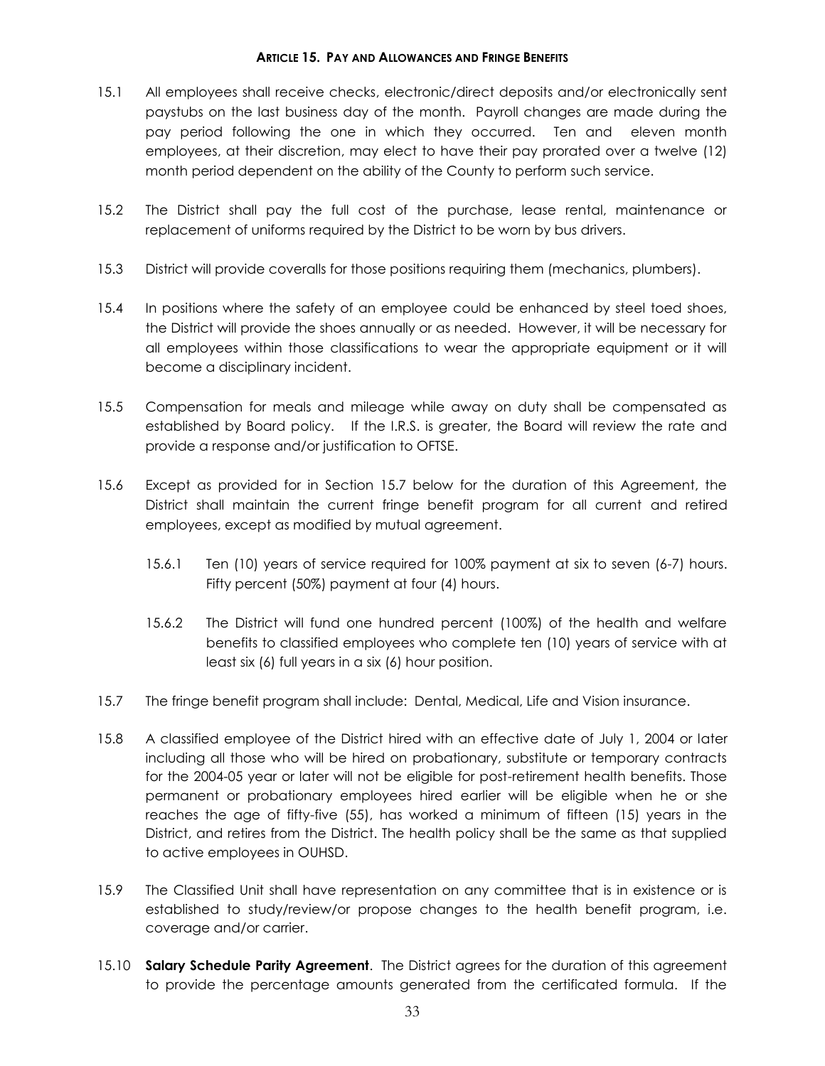### Article 15. Pay and Allowances and Fringe Benefits

15.1 All employees shall receive checks, electronic/direct deposits and/or electronically sent paystubs on the last business day of the month. Payroll changes are made during the pay period following the one in which they occurred. Ten and eleven month employees, at their discretion, may elect to have their pay prorated over a twelve (12) month period dependent on the ability of the County to perform such service.

15.2 The District shall pay the full cost of the purchase, lease rental, maintenance or replacement of uniforms required by the District to be worn by bus drivers.

15.3 District will provide coveralls for those positions requiring them (mechanics, plumbers).

15.4 In positions where the safety of an employee could be enhanced by steel toed shoes, the District will provide the shoes annually or as needed. However, it will be necessary for all employees within those classifications to wear the appropriate equipment or it will become a disciplinary incident.

15.5 Compensation for meals and mileage while away on duty shall be compensated as established by Board policy. If the I.R.S. is greater, the Board will review the rate and provide a response and/or justification to OFTSE.

15.6 Except as provided for in Section 15.7 below for the duration of this Agreement, the District shall maintain the current fringe benefit program for all current and retired employees, except as modified by mutual agreement.

15.6.1 Ten (10) years of service required for 100% payment at six to seven (6-7) hours. Fifty percent (50%) payment at four (4) hours.

15.6.2 The District will fund one hundred percent (100%) of the health and welfare benefits to classified employees who complete ten (10) years of service with at least six (6) full years in a six (6) hour position.

15.7 The fringe benefit program shall include: Dental, Medical, Life and Vision insurance.

15.8 A classified employee of the District hired with an effective date of July 1, 2004 or later including all those who will be hired on probationary, substitute or temporary contracts for the 2004-05 year or later will not be eligible for post-retirement health benefits. Those permanent or probationary employees hired earlier will be eligible when he or she reaches the age of fifty-five (55), has worked a minimum of fifteen (15) years in the District, and retires from the District. The health policy shall be the same as that supplied to active employees in OUHSD.

15.9 The Classified Unit shall have representation on any committee that is in existence or is established to study/review/or propose changes to the health benefit program, i.e. coverage and/or carrier.

15.10 **Salary Schedule Parity Agreement**. The District agrees for the duration of this agreement to provide the percentage amounts generated from the certificated formula. If the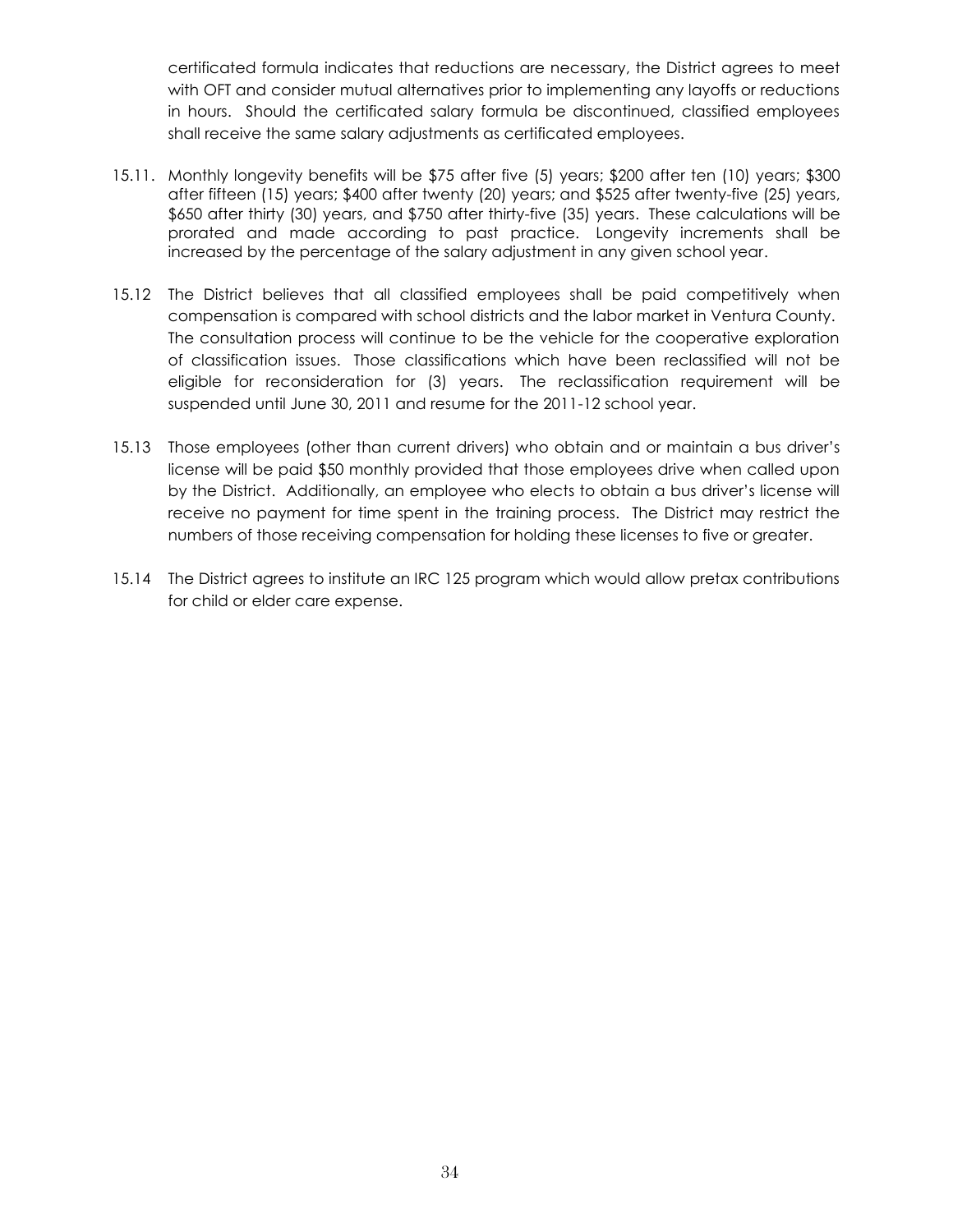certificated formula indicates that reductions are necessary, the District agrees to meet with OFT and consider mutual alternatives prior to implementing any layoffs or reductions in hours. Should the certificated salary formula be discontinued, classified employees shall receive the same salary adjustments as certificated employees.

15.11. Monthly longevity benefits will be $75 after five (5) years; $200 after ten (10) years; $300 after fifteen (15) years; $400 after twenty (20) years; and $525 after twenty-five (25) years, $650 after thirty (30) years, and $750 after thirty-five (35) years. These calculations will be prorated and made according to past practice. Longevity increments shall be increased by the percentage of the salary adjustment in any given school year.

15.12 The District believes that all classified employees shall be paid competitively when compensation is compared with school districts and the labor market in Ventura County. The consultation process will continue to be the vehicle for the cooperative exploration of classification issues. Those classifications which have been reclassified will not be eligible for reconsideration for (3) years. The reclassification requirement will be suspended until June 30, 2011 and resume for the 2011-12 school year.

15.13 Those employees (other than current drivers) who obtain and or maintain a bus driver's license will be paid $50 monthly provided that those employees drive when called upon by the District. Additionally, an employee who elects to obtain a bus driver's license will receive no payment for time spent in the training process. The District may restrict the numbers of those receiving compensation for holding these licenses to five or greater.

15.14 The District agrees to institute an IRC 125 program which would allow pretax contributions for child or elder care expense.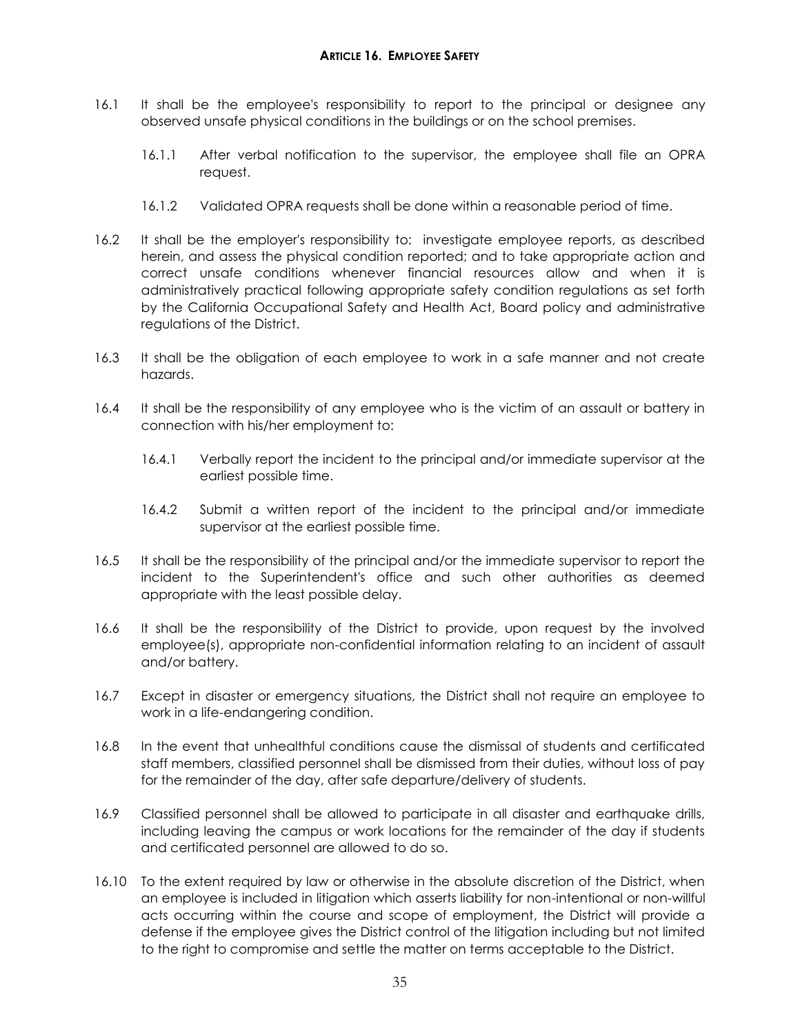## ARTICLE 16. EMPLOYEE SAFETY

16.1 It shall be the employee's responsibility to report to the principal or designee any observed unsafe physical conditions in the buildings or on the school premises.

  16.1.1 After verbal notification to the supervisor, the employee shall file an OPRA request.

  16.1.2 Validated OPRA requests shall be done within a reasonable period of time.

16.2 It shall be the employer's responsibility to: investigate employee reports, as described herein, and assess the physical condition reported; and to take appropriate action and correct unsafe conditions whenever financial resources allow and when it is administratively practical following appropriate safety condition regulations as set forth by the California Occupational Safety and Health Act, Board policy and administrative regulations of the District.

16.3 It shall be the obligation of each employee to work in a safe manner and not create hazards.

16.4 It shall be the responsibility of any employee who is the victim of an assault or battery in connection with his/her employment to:

  16.4.1 Verbally report the incident to the principal and/or immediate supervisor at the earliest possible time.

  16.4.2 Submit a written report of the incident to the principal and/or immediate supervisor at the earliest possible time.

16.5 It shall be the responsibility of the principal and/or the immediate supervisor to report the incident to the Superintendent's office and such other authorities as deemed appropriate with the least possible delay.

16.6 It shall be the responsibility of the District to provide, upon request by the involved employee(s), appropriate non-confidential information relating to an incident of assault and/or battery.

16.7 Except in disaster or emergency situations, the District shall not require an employee to work in a life-endangering condition.

16.8 In the event that unhealthful conditions cause the dismissal of students and certificated staff members, classified personnel shall be dismissed from their duties, without loss of pay for the remainder of the day, after safe departure/delivery of students.

16.9 Classified personnel shall be allowed to participate in all disaster and earthquake drills, including leaving the campus or work locations for the remainder of the day if students and certificated personnel are allowed to do so.

16.10 To the extent required by law or otherwise in the absolute discretion of the District, when an employee is included in litigation which asserts liability for non-intentional or non-willful acts occurring within the course and scope of employment, the District will provide a defense if the employee gives the District control of the litigation including but not limited to the right to compromise and settle the matter on terms acceptable to the District.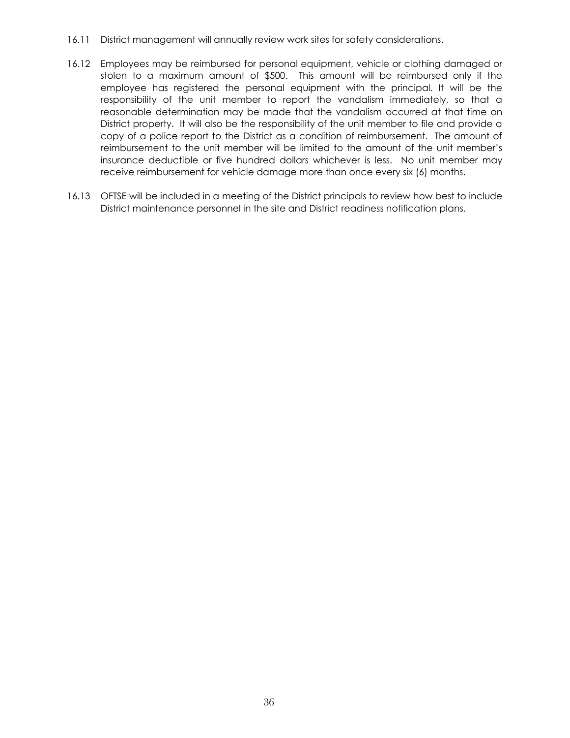16.11 District management will annually review work sites for safety considerations.

16.12 Employees may be reimbursed for personal equipment, vehicle or clothing damaged or stolen to a maximum amount of $500. This amount will be reimbursed only if the employee has registered the personal equipment with the principal. It will be the responsibility of the unit member to report the vandalism immediately, so that a reasonable determination may be made that the vandalism occurred at that time on District property. It will also be the responsibility of the unit member to file and provide a copy of a police report to the District as a condition of reimbursement. The amount of reimbursement to the unit member will be limited to the amount of the unit member's insurance deductible or five hundred dollars whichever is less. No unit member may receive reimbursement for vehicle damage more than once every six (6) months.

16.13 OFTSE will be included in a meeting of the District principals to review how best to include District maintenance personnel in the site and District readiness notification plans.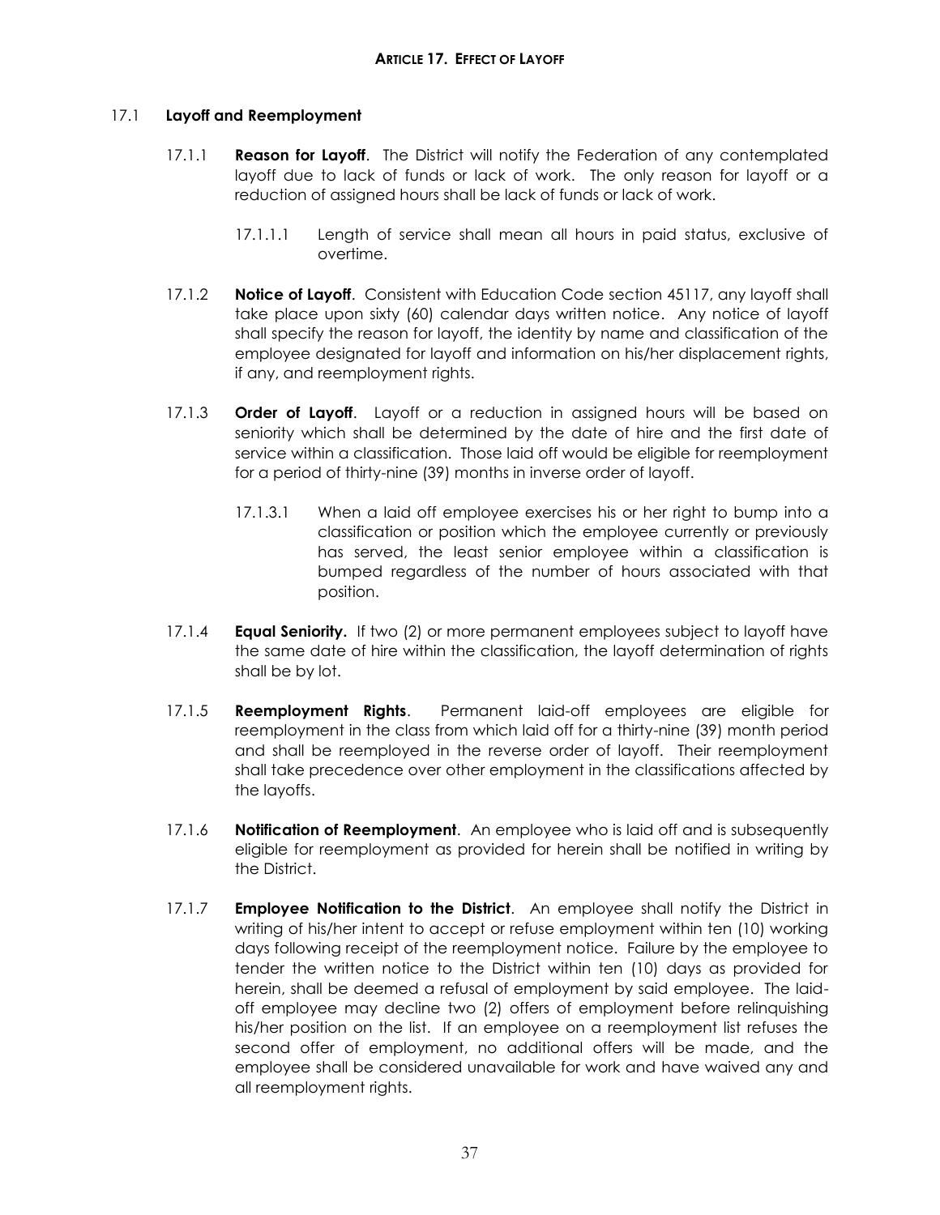## ARTICLE 17. EFFECT OF LAYOFF

### 17.1 Layoff and Reemployment

17.1.1 **Reason for Layoff**. The District will notify the Federation of any contemplated layoff due to lack of funds or lack of work. The only reason for layoff or a reduction of assigned hours shall be lack of funds or lack of work.

17.1.1.1 Length of service shall mean all hours in paid status, exclusive of overtime.

17.1.2 **Notice of Layoff**. Consistent with Education Code section 45117, any layoff shall take place upon sixty (60) calendar days written notice. Any notice of layoff shall specify the reason for layoff, the identity by name and classification of the employee designated for layoff and information on his/her displacement rights, if any, and reemployment rights.

17.1.3 **Order of Layoff**. Layoff or a reduction in assigned hours will be based on seniority which shall be determined by the date of hire and the first date of service within a classification. Those laid off would be eligible for reemployment for a period of thirty-nine (39) months in inverse order of layoff.

17.1.3.1 When a laid off employee exercises his or her right to bump into a classification or position which the employee currently or previously has served, the least senior employee within a classification is bumped regardless of the number of hours associated with that position.

17.1.4 **Equal Seniority.** If two (2) or more permanent employees subject to layoff have the same date of hire within the classification, the layoff determination of rights shall be by lot.

17.1.5 **Reemployment Rights**. Permanent laid-off employees are eligible for reemployment in the class from which laid off for a thirty-nine (39) month period and shall be reemployed in the reverse order of layoff. Their reemployment shall take precedence over other employment in the classifications affected by the layoffs.

17.1.6 **Notification of Reemployment**. An employee who is laid off and is subsequently eligible for reemployment as provided for herein shall be notified in writing by the District.

17.1.7 **Employee Notification to the District**. An employee shall notify the District in writing of his/her intent to accept or refuse employment within ten (10) working days following receipt of the reemployment notice. Failure by the employee to tender the written notice to the District within ten (10) days as provided for herein, shall be deemed a refusal of employment by said employee. The laid-off employee may decline two (2) offers of employment before relinquishing his/her position on the list. If an employee on a reemployment list refuses the second offer of employment, no additional offers will be made, and the employee shall be considered unavailable for work and have waived any and all reemployment rights.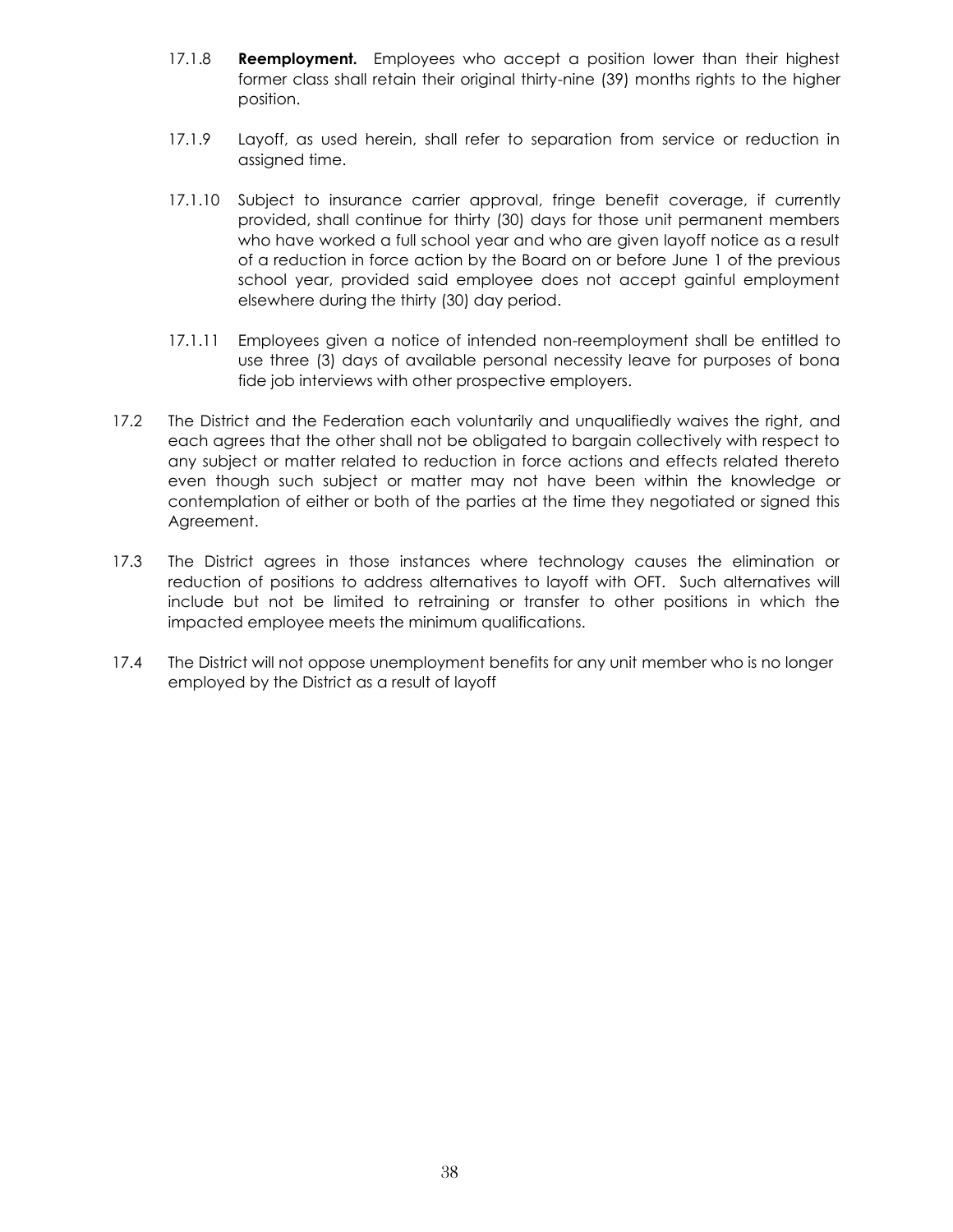17.1.8 **Reemployment.** Employees who accept a position lower than their highest former class shall retain their original thirty-nine (39) months rights to the higher position.

17.1.9 Layoff, as used herein, shall refer to separation from service or reduction in assigned time.

17.1.10 Subject to insurance carrier approval, fringe benefit coverage, if currently provided, shall continue for thirty (30) days for those unit permanent members who have worked a full school year and who are given layoff notice as a result of a reduction in force action by the Board on or before June 1 of the previous school year, provided said employee does not accept gainful employment elsewhere during the thirty (30) day period.

17.1.11 Employees given a notice of intended non-reemployment shall be entitled to use three (3) days of available personal necessity leave for purposes of bona fide job interviews with other prospective employers.

17.2 The District and the Federation each voluntarily and unqualifiedly waives the right, and each agrees that the other shall not be obligated to bargain collectively with respect to any subject or matter related to reduction in force actions and effects related thereto even though such subject or matter may not have been within the knowledge or contemplation of either or both of the parties at the time they negotiated or signed this Agreement.

17.3 The District agrees in those instances where technology causes the elimination or reduction of positions to address alternatives to layoff with OFT. Such alternatives will include but not be limited to retraining or transfer to other positions in which the impacted employee meets the minimum qualifications.

17.4 The District will not oppose unemployment benefits for any unit member who is no longer employed by the District as a result of layoff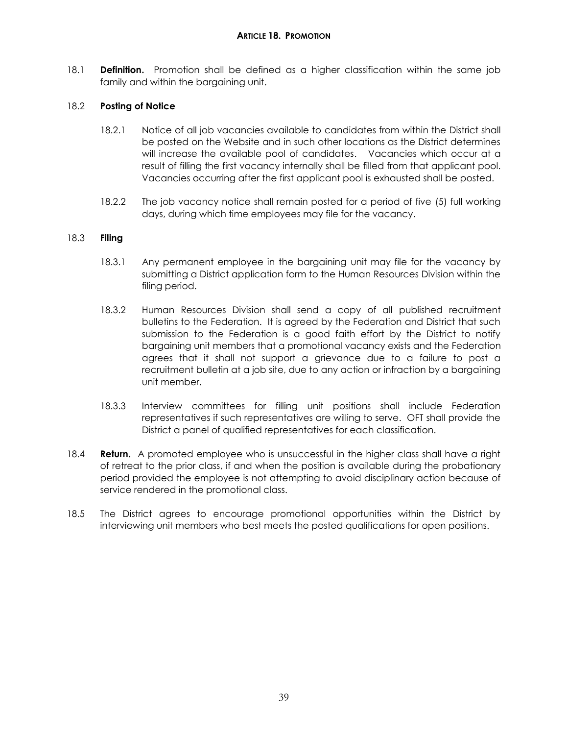## ARTICLE 18. PROMOTION

18.1 **Definition.** Promotion shall be defined as a higher classification within the same job family and within the bargaining unit.

18.2 **Posting of Notice**

18.2.1 Notice of all job vacancies available to candidates from within the District shall be posted on the Website and in such other locations as the District determines will increase the available pool of candidates. Vacancies which occur at a result of filling the first vacancy internally shall be filled from that applicant pool. Vacancies occurring after the first applicant pool is exhausted shall be posted.

18.2.2 The job vacancy notice shall remain posted for a period of five (5) full working days, during which time employees may file for the vacancy.

18.3 **Filing**

18.3.1 Any permanent employee in the bargaining unit may file for the vacancy by submitting a District application form to the Human Resources Division within the filing period.

18.3.2 Human Resources Division shall send a copy of all published recruitment bulletins to the Federation. It is agreed by the Federation and District that such submission to the Federation is a good faith effort by the District to notify bargaining unit members that a promotional vacancy exists and the Federation agrees that it shall not support a grievance due to a failure to post a recruitment bulletin at a job site, due to any action or infraction by a bargaining unit member.

18.3.3 Interview committees for filling unit positions shall include Federation representatives if such representatives are willing to serve. OFT shall provide the District a panel of qualified representatives for each classification.

18.4 **Return.** A promoted employee who is unsuccessful in the higher class shall have a right of retreat to the prior class, if and when the position is available during the probationary period provided the employee is not attempting to avoid disciplinary action because of service rendered in the promotional class.

18.5 The District agrees to encourage promotional opportunities within the District by interviewing unit members who best meets the posted qualifications for open positions.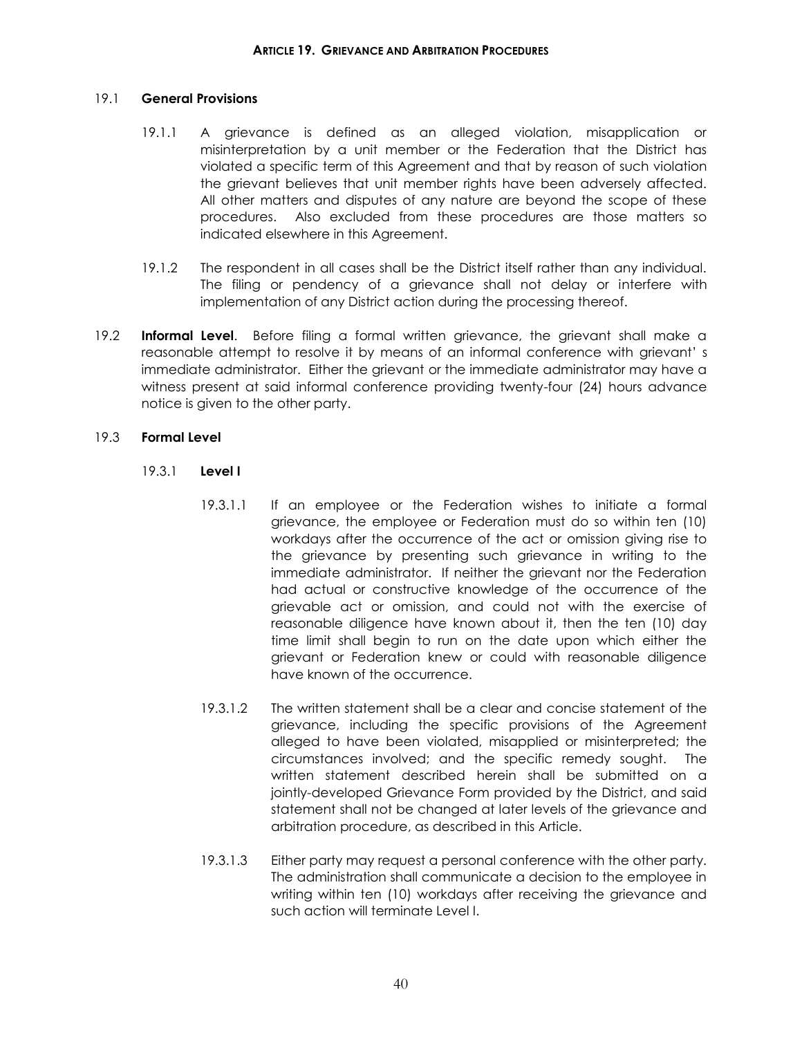## ARTICLE 19. GRIEVANCE AND ARBITRATION PROCEDURES

19.1 **General Provisions**

19.1.1 A grievance is defined as an alleged violation, misapplication or misinterpretation by a unit member or the Federation that the District has violated a specific term of this Agreement and that by reason of such violation the grievant believes that unit member rights have been adversely affected. All other matters and disputes of any nature are beyond the scope of these procedures. Also excluded from these procedures are those matters so indicated elsewhere in this Agreement.

19.1.2 The respondent in all cases shall be the District itself rather than any individual. The filing or pendency of a grievance shall not delay or interfere with implementation of any District action during the processing thereof.

19.2 **Informal Level**. Before filing a formal written grievance, the grievant shall make a reasonable attempt to resolve it by means of an informal conference with grievant' s immediate administrator. Either the grievant or the immediate administrator may have a witness present at said informal conference providing twenty-four (24) hours advance notice is given to the other party.

19.3 **Formal Level**

19.3.1 **Level I**

19.3.1.1 If an employee or the Federation wishes to initiate a formal grievance, the employee or Federation must do so within ten (10) workdays after the occurrence of the act or omission giving rise to the grievance by presenting such grievance in writing to the immediate administrator. If neither the grievant nor the Federation had actual or constructive knowledge of the occurrence of the grievable act or omission, and could not with the exercise of reasonable diligence have known about it, then the ten (10) day time limit shall begin to run on the date upon which either the grievant or Federation knew or could with reasonable diligence have known of the occurrence.

19.3.1.2 The written statement shall be a clear and concise statement of the grievance, including the specific provisions of the Agreement alleged to have been violated, misapplied or misinterpreted; the circumstances involved; and the specific remedy sought. The written statement described herein shall be submitted on a jointly-developed Grievance Form provided by the District, and said statement shall not be changed at later levels of the grievance and arbitration procedure, as described in this Article.

19.3.1.3 Either party may request a personal conference with the other party. The administration shall communicate a decision to the employee in writing within ten (10) workdays after receiving the grievance and such action will terminate Level I.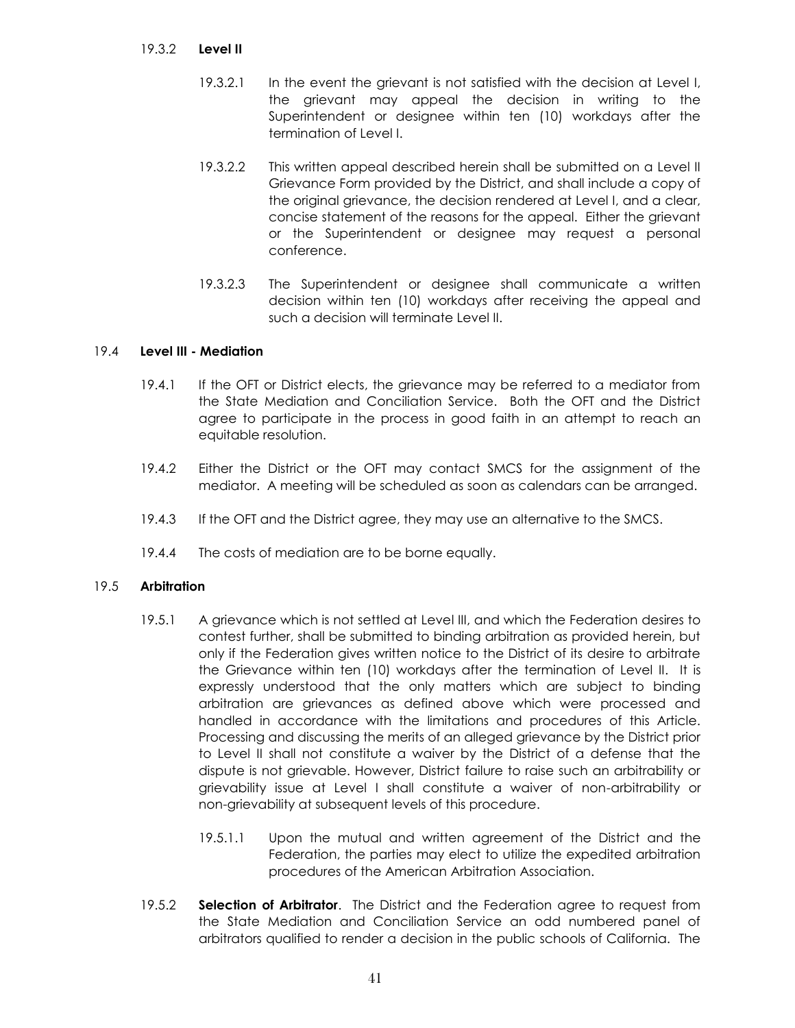19.3.2 **Level II**

19.3.2.1 In the event the grievant is not satisfied with the decision at Level I, the grievant may appeal the decision in writing to the Superintendent or designee within ten (10) workdays after the termination of Level I.

19.3.2.2 This written appeal described herein shall be submitted on a Level II Grievance Form provided by the District, and shall include a copy of the original grievance, the decision rendered at Level I, and a clear, concise statement of the reasons for the appeal. Either the grievant or the Superintendent or designee may request a personal conference.

19.3.2.3 The Superintendent or designee shall communicate a written decision within ten (10) workdays after receiving the appeal and such a decision will terminate Level II.

19.4 **Level III - Mediation**

19.4.1 If the OFT or District elects, the grievance may be referred to a mediator from the State Mediation and Conciliation Service. Both the OFT and the District agree to participate in the process in good faith in an attempt to reach an equitable resolution.

19.4.2 Either the District or the OFT may contact SMCS for the assignment of the mediator. A meeting will be scheduled as soon as calendars can be arranged.

19.4.3 If the OFT and the District agree, they may use an alternative to the SMCS.

19.4.4 The costs of mediation are to be borne equally.

19.5 **Arbitration**

19.5.1 A grievance which is not settled at Level III, and which the Federation desires to contest further, shall be submitted to binding arbitration as provided herein, but only if the Federation gives written notice to the District of its desire to arbitrate the Grievance within ten (10) workdays after the termination of Level II. It is expressly understood that the only matters which are subject to binding arbitration are grievances as defined above which were processed and handled in accordance with the limitations and procedures of this Article. Processing and discussing the merits of an alleged grievance by the District prior to Level II shall not constitute a waiver by the District of a defense that the dispute is not grievable. However, District failure to raise such an arbitrability or grievability issue at Level I shall constitute a waiver of non-arbitrability or non-grievability at subsequent levels of this procedure.

19.5.1.1 Upon the mutual and written agreement of the District and the Federation, the parties may elect to utilize the expedited arbitration procedures of the American Arbitration Association.

19.5.2 **Selection of Arbitrator**. The District and the Federation agree to request from the State Mediation and Conciliation Service an odd numbered panel of arbitrators qualified to render a decision in the public schools of California. The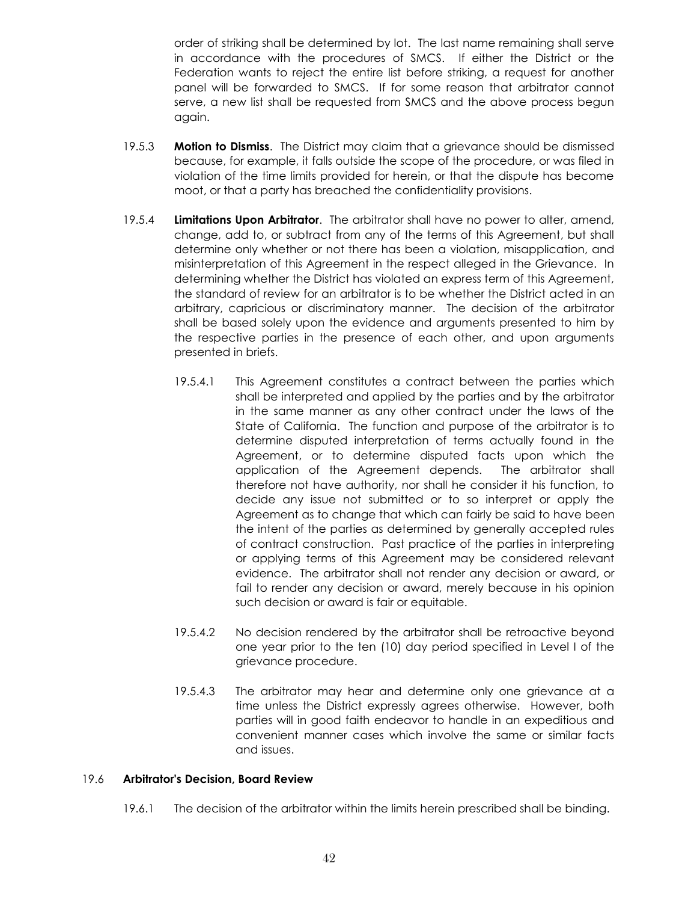order of striking shall be determined by lot. The last name remaining shall serve in accordance with the procedures of SMCS. If either the District or the Federation wants to reject the entire list before striking, a request for another panel will be forwarded to SMCS. If for some reason that arbitrator cannot serve, a new list shall be requested from SMCS and the above process begun again.

19.5.3 **Motion to Dismiss**. The District may claim that a grievance should be dismissed because, for example, it falls outside the scope of the procedure, or was filed in violation of the time limits provided for herein, or that the dispute has become moot, or that a party has breached the confidentiality provisions.

19.5.4 **Limitations Upon Arbitrator**. The arbitrator shall have no power to alter, amend, change, add to, or subtract from any of the terms of this Agreement, but shall determine only whether or not there has been a violation, misapplication, and misinterpretation of this Agreement in the respect alleged in the Grievance. In determining whether the District has violated an express term of this Agreement, the standard of review for an arbitrator is to be whether the District acted in an arbitrary, capricious or discriminatory manner. The decision of the arbitrator shall be based solely upon the evidence and arguments presented to him by the respective parties in the presence of each other, and upon arguments presented in briefs.

19.5.4.1 This Agreement constitutes a contract between the parties which shall be interpreted and applied by the parties and by the arbitrator in the same manner as any other contract under the laws of the State of California. The function and purpose of the arbitrator is to determine disputed interpretation of terms actually found in the Agreement, or to determine disputed facts upon which the application of the Agreement depends. The arbitrator shall therefore not have authority, nor shall he consider it his function, to decide any issue not submitted or to so interpret or apply the Agreement as to change that which can fairly be said to have been the intent of the parties as determined by generally accepted rules of contract construction. Past practice of the parties in interpreting or applying terms of this Agreement may be considered relevant evidence. The arbitrator shall not render any decision or award, or fail to render any decision or award, merely because in his opinion such decision or award is fair or equitable.

19.5.4.2 No decision rendered by the arbitrator shall be retroactive beyond one year prior to the ten (10) day period specified in Level I of the grievance procedure.

19.5.4.3 The arbitrator may hear and determine only one grievance at a time unless the District expressly agrees otherwise. However, both parties will in good faith endeavor to handle in an expeditious and convenient manner cases which involve the same or similar facts and issues.

### 19.6 Arbitrator's Decision, Board Review

19.6.1 The decision of the arbitrator within the limits herein prescribed shall be binding.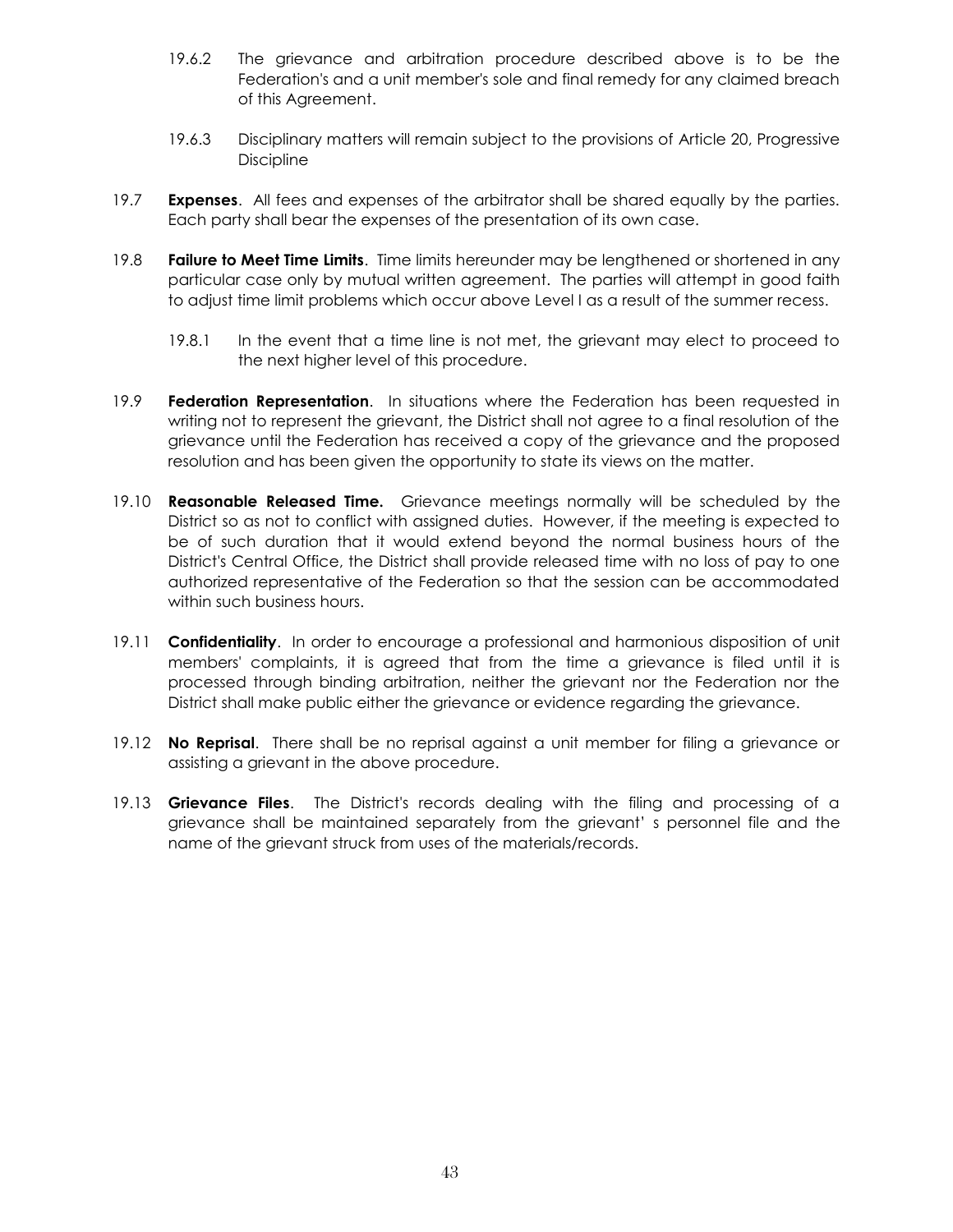19.6.2 The grievance and arbitration procedure described above is to be the Federation's and a unit member's sole and final remedy for any claimed breach of this Agreement.

19.6.3 Disciplinary matters will remain subject to the provisions of Article 20, Progressive Discipline

19.7 **Expenses**. All fees and expenses of the arbitrator shall be shared equally by the parties. Each party shall bear the expenses of the presentation of its own case.

19.8 **Failure to Meet Time Limits**. Time limits hereunder may be lengthened or shortened in any particular case only by mutual written agreement. The parties will attempt in good faith to adjust time limit problems which occur above Level I as a result of the summer recess.

19.8.1 In the event that a time line is not met, the grievant may elect to proceed to the next higher level of this procedure.

19.9 **Federation Representation**. In situations where the Federation has been requested in writing not to represent the grievant, the District shall not agree to a final resolution of the grievance until the Federation has received a copy of the grievance and the proposed resolution and has been given the opportunity to state its views on the matter.

19.10 **Reasonable Released Time.** Grievance meetings normally will be scheduled by the District so as not to conflict with assigned duties. However, if the meeting is expected to be of such duration that it would extend beyond the normal business hours of the District's Central Office, the District shall provide released time with no loss of pay to one authorized representative of the Federation so that the session can be accommodated within such business hours.

19.11 **Confidentiality**. In order to encourage a professional and harmonious disposition of unit members' complaints, it is agreed that from the time a grievance is filed until it is processed through binding arbitration, neither the grievant nor the Federation nor the District shall make public either the grievance or evidence regarding the grievance.

19.12 **No Reprisal**. There shall be no reprisal against a unit member for filing a grievance or assisting a grievant in the above procedure.

19.13 **Grievance Files**. The District's records dealing with the filing and processing of a grievance shall be maintained separately from the grievant' s personnel file and the name of the grievant struck from uses of the materials/records.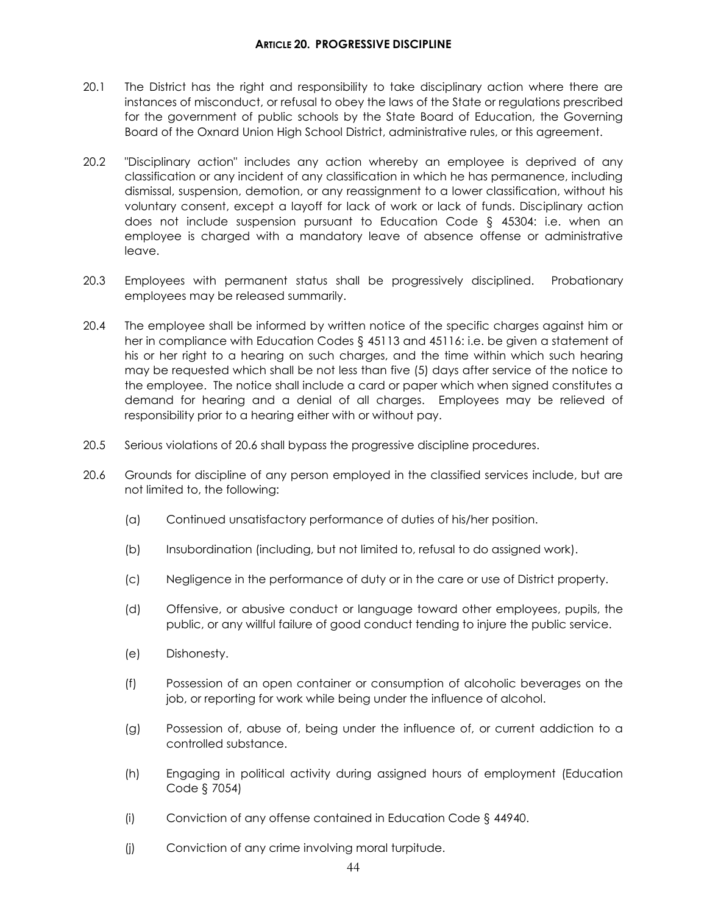## ARTICLE 20. PROGRESSIVE DISCIPLINE

20.1 The District has the right and responsibility to take disciplinary action where there are instances of misconduct, or refusal to obey the laws of the State or regulations prescribed for the government of public schools by the State Board of Education, the Governing Board of the Oxnard Union High School District, administrative rules, or this agreement.

20.2 "Disciplinary action" includes any action whereby an employee is deprived of any classification or any incident of any classification in which he has permanence, including dismissal, suspension, demotion, or any reassignment to a lower classification, without his voluntary consent, except a layoff for lack of work or lack of funds. Disciplinary action does not include suspension pursuant to Education Code § 45304: i.e. when an employee is charged with a mandatory leave of absence offense or administrative leave.

20.3 Employees with permanent status shall be progressively disciplined. Probationary employees may be released summarily.

20.4 The employee shall be informed by written notice of the specific charges against him or her in compliance with Education Codes § 45113 and 45116: i.e. be given a statement of his or her right to a hearing on such charges, and the time within which such hearing may be requested which shall be not less than five (5) days after service of the notice to the employee. The notice shall include a card or paper which when signed constitutes a demand for hearing and a denial of all charges. Employees may be relieved of responsibility prior to a hearing either with or without pay.

20.5 Serious violations of 20.6 shall bypass the progressive discipline procedures.

20.6 Grounds for discipline of any person employed in the classified services include, but are not limited to, the following:

(a) Continued unsatisfactory performance of duties of his/her position.

(b) Insubordination (including, but not limited to, refusal to do assigned work).

(c) Negligence in the performance of duty or in the care or use of District property.

(d) Offensive, or abusive conduct or language toward other employees, pupils, the public, or any willful failure of good conduct tending to injure the public service.

(e) Dishonesty.

(f) Possession of an open container or consumption of alcoholic beverages on the job, or reporting for work while being under the influence of alcohol.

(g) Possession of, abuse of, being under the influence of, or current addiction to a controlled substance.

(h) Engaging in political activity during assigned hours of employment (Education Code § 7054)

(i) Conviction of any offense contained in Education Code § 44940.

(j) Conviction of any crime involving moral turpitude.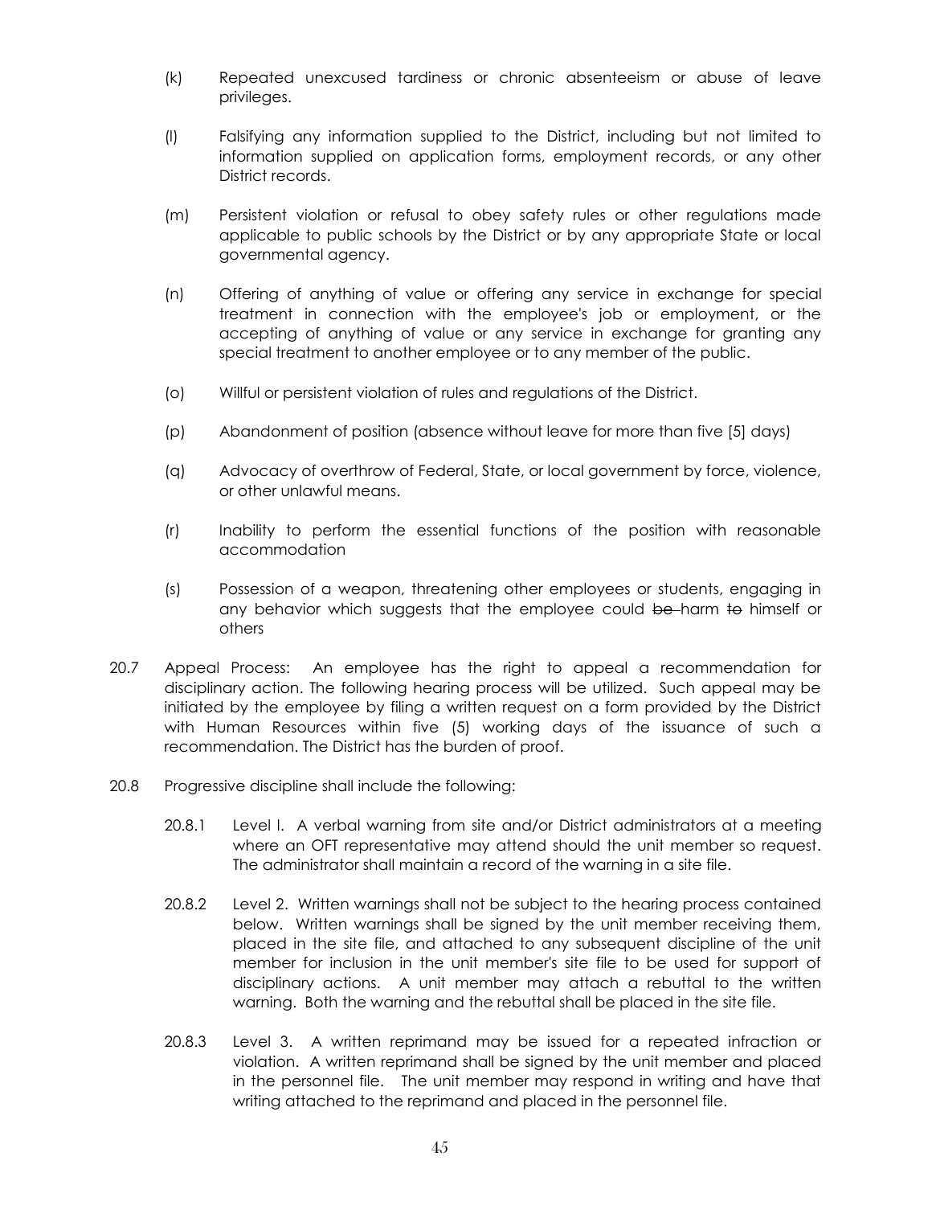(k) Repeated unexcused tardiness or chronic absenteeism or abuse of leave privileges.

(l) Falsifying any information supplied to the District, including but not limited to information supplied on application forms, employment records, or any other District records.

(m) Persistent violation or refusal to obey safety rules or other regulations made applicable to public schools by the District or by any appropriate State or local governmental agency.

(n) Offering of anything of value or offering any service in exchange for special treatment in connection with the employee's job or employment, or the accepting of anything of value or any service in exchange for granting any special treatment to another employee or to any member of the public.

(o) Willful or persistent violation of rules and regulations of the District.

(p) Abandonment of position (absence without leave for more than five [5] days)

(q) Advocacy of overthrow of Federal, State, or local government by force, violence, or other unlawful means.

(r) Inability to perform the essential functions of the position with reasonable accommodation

(s) Possession of a weapon, threatening other employees or students, engaging in any behavior which suggests that the employee could ~~be~~ harm ~~to~~ himself or others

20.7 Appeal Process: An employee has the right to appeal a recommendation for disciplinary action. The following hearing process will be utilized. Such appeal may be initiated by the employee by filing a written request on a form provided by the District with Human Resources within five (5) working days of the issuance of such a recommendation. The District has the burden of proof.

20.8 Progressive discipline shall include the following:

20.8.1 Level l. A verbal warning from site and/or District administrators at a meeting where an OFT representative may attend should the unit member so request. The administrator shall maintain a record of the warning in a site file.

20.8.2 Level 2. Written warnings shall not be subject to the hearing process contained below. Written warnings shall be signed by the unit member receiving them, placed in the site file, and attached to any subsequent discipline of the unit member for inclusion in the unit member's site file to be used for support of disciplinary actions. A unit member may attach a rebuttal to the written warning. Both the warning and the rebuttal shall be placed in the site file.

20.8.3 Level 3. A written reprimand may be issued for a repeated infraction or violation. A written reprimand shall be signed by the unit member and placed in the personnel file. The unit member may respond in writing and have that writing attached to the reprimand and placed in the personnel file.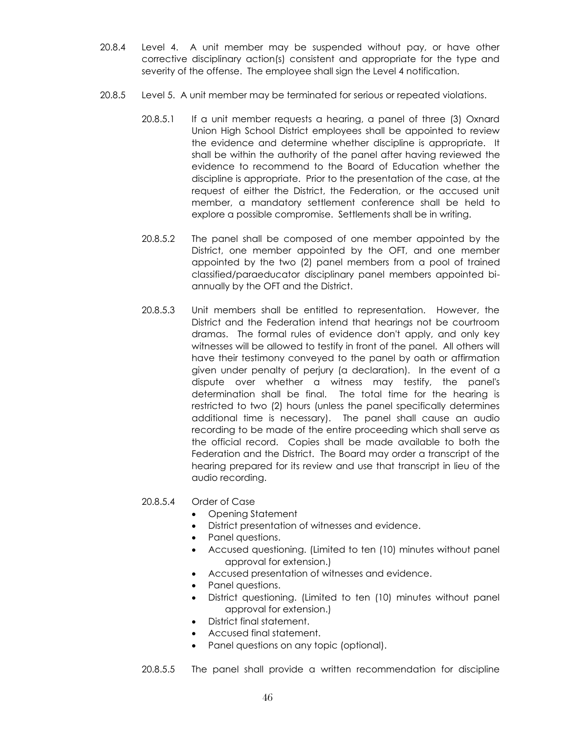20.8.4 Level 4. A unit member may be suspended without pay, or have other corrective disciplinary action(s) consistent and appropriate for the type and severity of the offense. The employee shall sign the Level 4 notification.

20.8.5 Level 5. A unit member may be terminated for serious or repeated violations.

20.8.5.1 If a unit member requests a hearing, a panel of three (3) Oxnard Union High School District employees shall be appointed to review the evidence and determine whether discipline is appropriate. It shall be within the authority of the panel after having reviewed the evidence to recommend to the Board of Education whether the discipline is appropriate. Prior to the presentation of the case, at the request of either the District, the Federation, or the accused unit member, a mandatory settlement conference shall be held to explore a possible compromise. Settlements shall be in writing.

20.8.5.2 The panel shall be composed of one member appointed by the District, one member appointed by the OFT, and one member appointed by the two (2) panel members from a pool of trained classified/paraeducator disciplinary panel members appointed bi-annually by the OFT and the District.

20.8.5.3 Unit members shall be entitled to representation. However, the District and the Federation intend that hearings not be courtroom dramas. The formal rules of evidence don't apply, and only key witnesses will be allowed to testify in front of the panel. All others will have their testimony conveyed to the panel by oath or affirmation given under penalty of perjury (a declaration). In the event of a dispute over whether a witness may testify, the panel's determination shall be final. The total time for the hearing is restricted to two (2) hours (unless the panel specifically determines additional time is necessary). The panel shall cause an audio recording to be made of the entire proceeding which shall serve as the official record. Copies shall be made available to both the Federation and the District. The Board may order a transcript of the hearing prepared for its review and use that transcript in lieu of the audio recording.

20.8.5.4 Order of Case

- Opening Statement
- District presentation of witnesses and evidence.
- Panel questions.
- Accused questioning. (Limited to ten (10) minutes without panel approval for extension.)
- Accused presentation of witnesses and evidence.
- Panel questions.
- District questioning. (Limited to ten (10) minutes without panel approval for extension.)
- District final statement.
- Accused final statement.
- Panel questions on any topic (optional).

20.8.5.5 The panel shall provide a written recommendation for discipline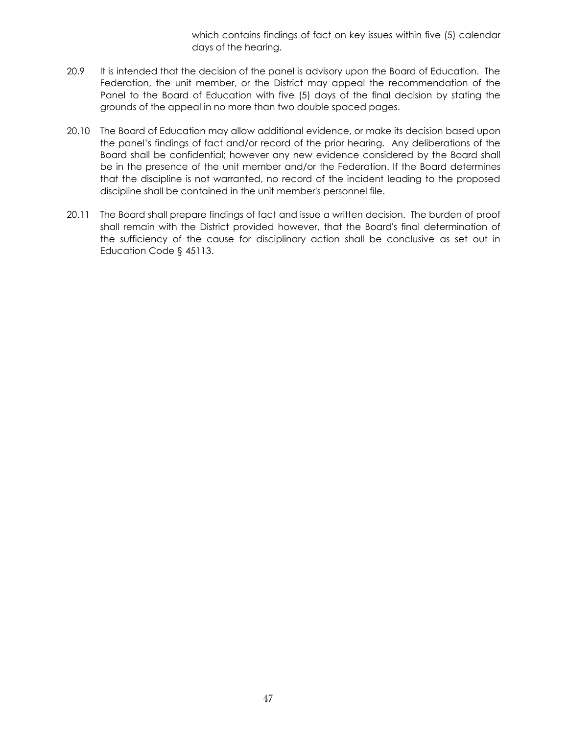which contains findings of fact on key issues within five (5) calendar days of the hearing.

20.9 It is intended that the decision of the panel is advisory upon the Board of Education. The Federation, the unit member, or the District may appeal the recommendation of the Panel to the Board of Education with five (5) days of the final decision by stating the grounds of the appeal in no more than two double spaced pages.

20.10 The Board of Education may allow additional evidence, or make its decision based upon the panel's findings of fact and/or record of the prior hearing. Any deliberations of the Board shall be confidential; however any new evidence considered by the Board shall be in the presence of the unit member and/or the Federation. If the Board determines that the discipline is not warranted, no record of the incident leading to the proposed discipline shall be contained in the unit member's personnel file.

20.11 The Board shall prepare findings of fact and issue a written decision. The burden of proof shall remain with the District provided however, that the Board's final determination of the sufficiency of the cause for disciplinary action shall be conclusive as set out in Education Code § 45113.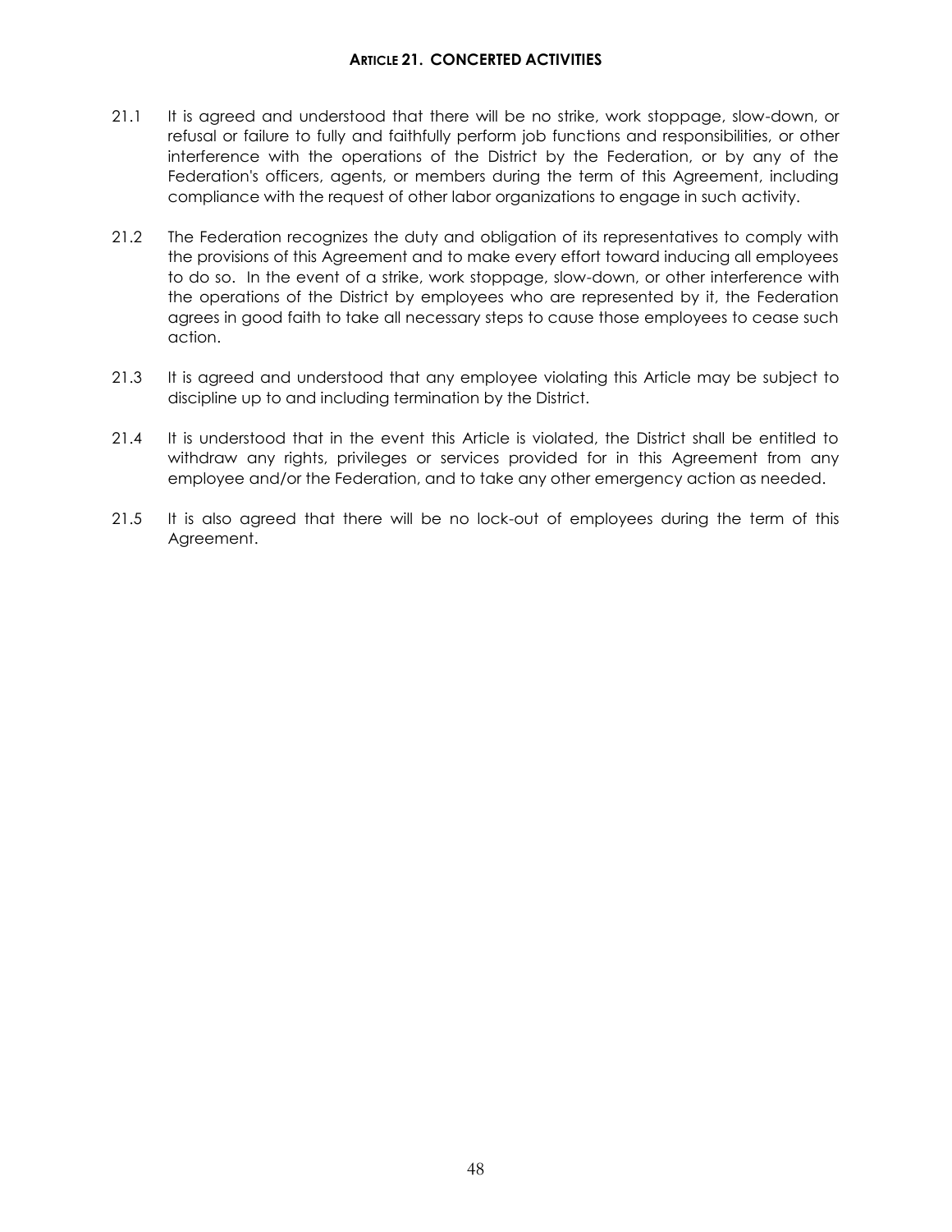## ARTICLE 21. CONCERTED ACTIVITIES

21.1 It is agreed and understood that there will be no strike, work stoppage, slow-down, or refusal or failure to fully and faithfully perform job functions and responsibilities, or other interference with the operations of the District by the Federation, or by any of the Federation's officers, agents, or members during the term of this Agreement, including compliance with the request of other labor organizations to engage in such activity.

21.2 The Federation recognizes the duty and obligation of its representatives to comply with the provisions of this Agreement and to make every effort toward inducing all employees to do so. In the event of a strike, work stoppage, slow-down, or other interference with the operations of the District by employees who are represented by it, the Federation agrees in good faith to take all necessary steps to cause those employees to cease such action.

21.3 It is agreed and understood that any employee violating this Article may be subject to discipline up to and including termination by the District.

21.4 It is understood that in the event this Article is violated, the District shall be entitled to withdraw any rights, privileges or services provided for in this Agreement from any employee and/or the Federation, and to take any other emergency action as needed.

21.5 It is also agreed that there will be no lock-out of employees during the term of this Agreement.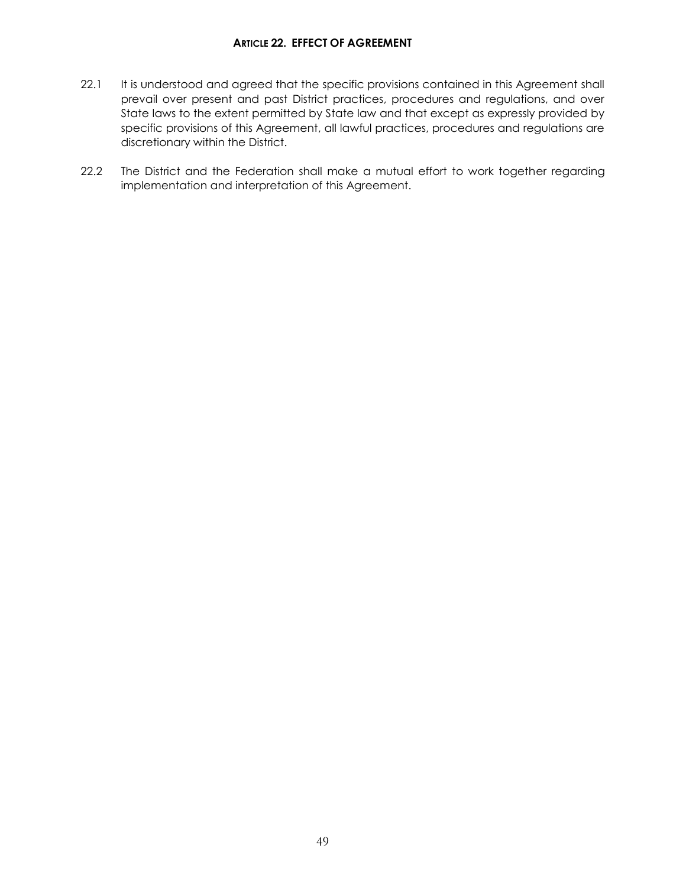## ARTICLE 22. EFFECT OF AGREEMENT

22.1 It is understood and agreed that the specific provisions contained in this Agreement shall prevail over present and past District practices, procedures and regulations, and over State laws to the extent permitted by State law and that except as expressly provided by specific provisions of this Agreement, all lawful practices, procedures and regulations are discretionary within the District.

22.2 The District and the Federation shall make a mutual effort to work together regarding implementation and interpretation of this Agreement.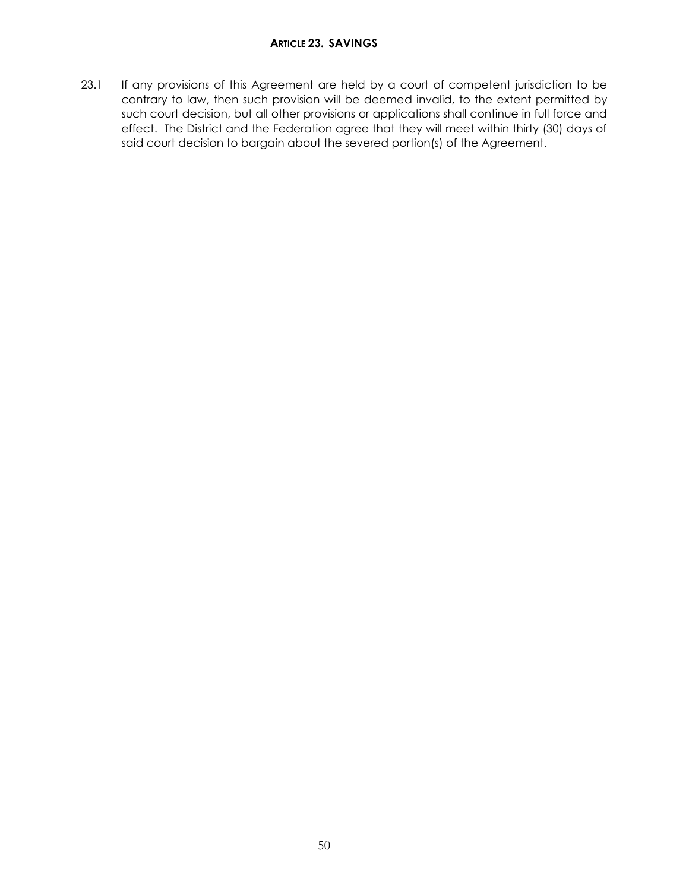## ARTICLE 23. SAVINGS

23.1 If any provisions of this Agreement are held by a court of competent jurisdiction to be contrary to law, then such provision will be deemed invalid, to the extent permitted by such court decision, but all other provisions or applications shall continue in full force and effect. The District and the Federation agree that they will meet within thirty (30) days of said court decision to bargain about the severed portion(s) of the Agreement.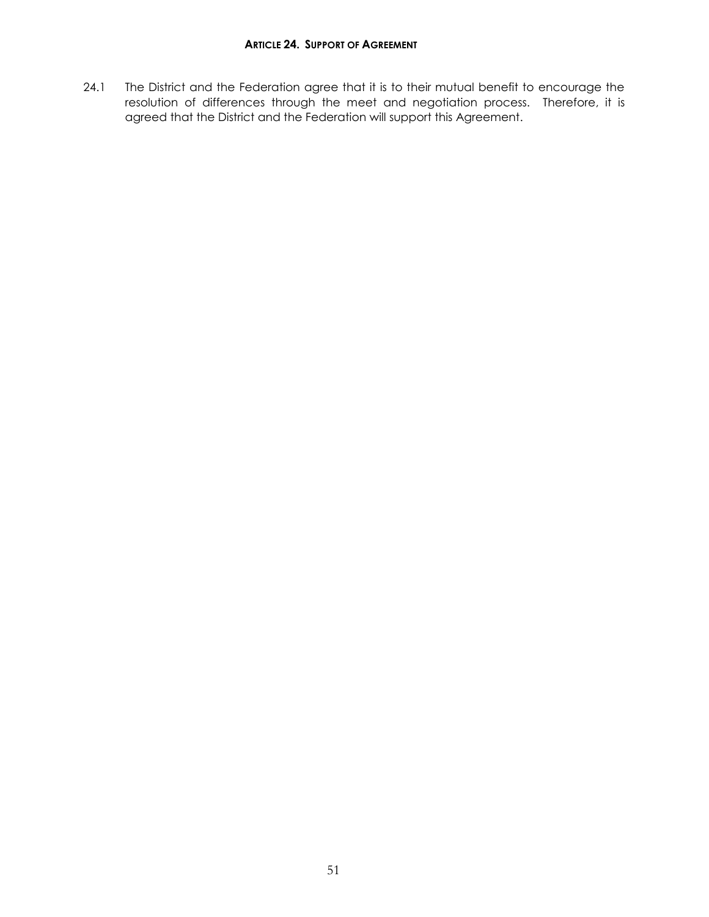## ARTICLE 24. SUPPORT OF AGREEMENT

24.1 The District and the Federation agree that it is to their mutual benefit to encourage the resolution of differences through the meet and negotiation process. Therefore, it is agreed that the District and the Federation will support this Agreement.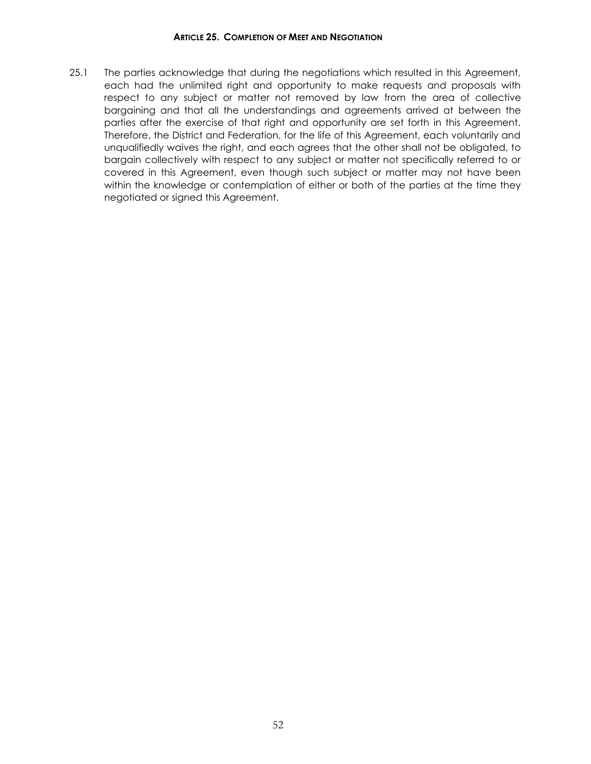## ARTICLE 25. COMPLETION OF MEET AND NEGOTIATION

25.1 The parties acknowledge that during the negotiations which resulted in this Agreement, each had the unlimited right and opportunity to make requests and proposals with respect to any subject or matter not removed by law from the area of collective bargaining and that all the understandings and agreements arrived at between the parties after the exercise of that right and opportunity are set forth in this Agreement. Therefore, the District and Federation, for the life of this Agreement, each voluntarily and unqualifiedly waives the right, and each agrees that the other shall not be obligated, to bargain collectively with respect to any subject or matter not specifically referred to or covered in this Agreement, even though such subject or matter may not have been within the knowledge or contemplation of either or both of the parties at the time they negotiated or signed this Agreement.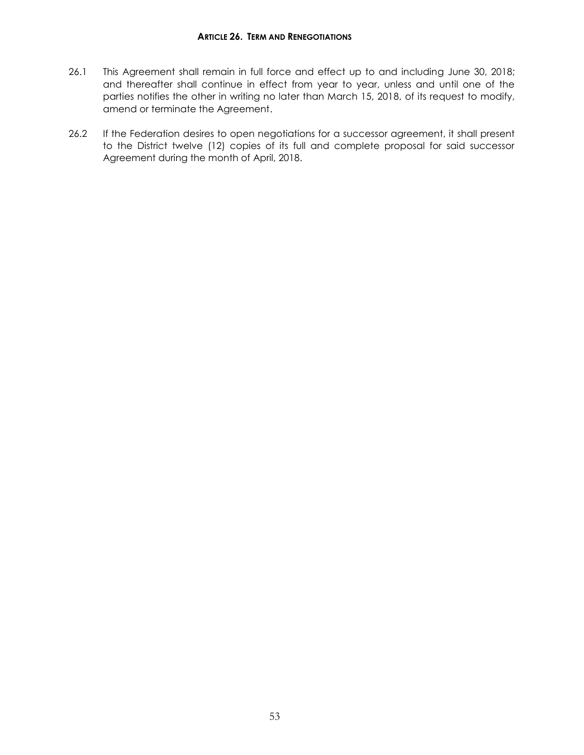## ARTICLE 26. TERM AND RENEGOTIATIONS

26.1 This Agreement shall remain in full force and effect up to and including June 30, 2018; and thereafter shall continue in effect from year to year, unless and until one of the parties notifies the other in writing no later than March 15, 2018, of its request to modify, amend or terminate the Agreement.

26.2 If the Federation desires to open negotiations for a successor agreement, it shall present to the District twelve (12) copies of its full and complete proposal for said successor Agreement during the month of April, 2018.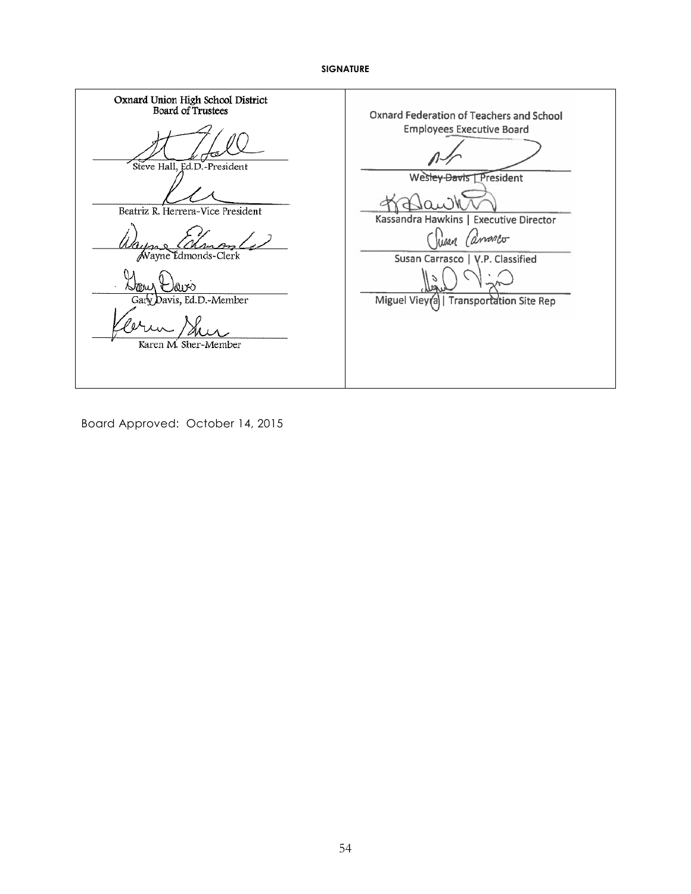**SIGNATURE**

| Oxnard Union High School District Board of Trustees | Oxnard Federation of Teachers and School Employees Executive Board |
|---|---|
| Steve Hall, Ed.D.-President | Wesley Davis \| President |
| Beatriz R. Herrera-Vice President | Kassandra Hawkins \| Executive Director |
| Wayne Edmonds-Clerk | Susan Carrasco \| V.P. Classified |
| Gary Davis, Ed.D.-Member | Miguel Vieyra \| Transportation Site Rep |
| Karen M. Sher-Member | |

Board Approved: October 14, 2015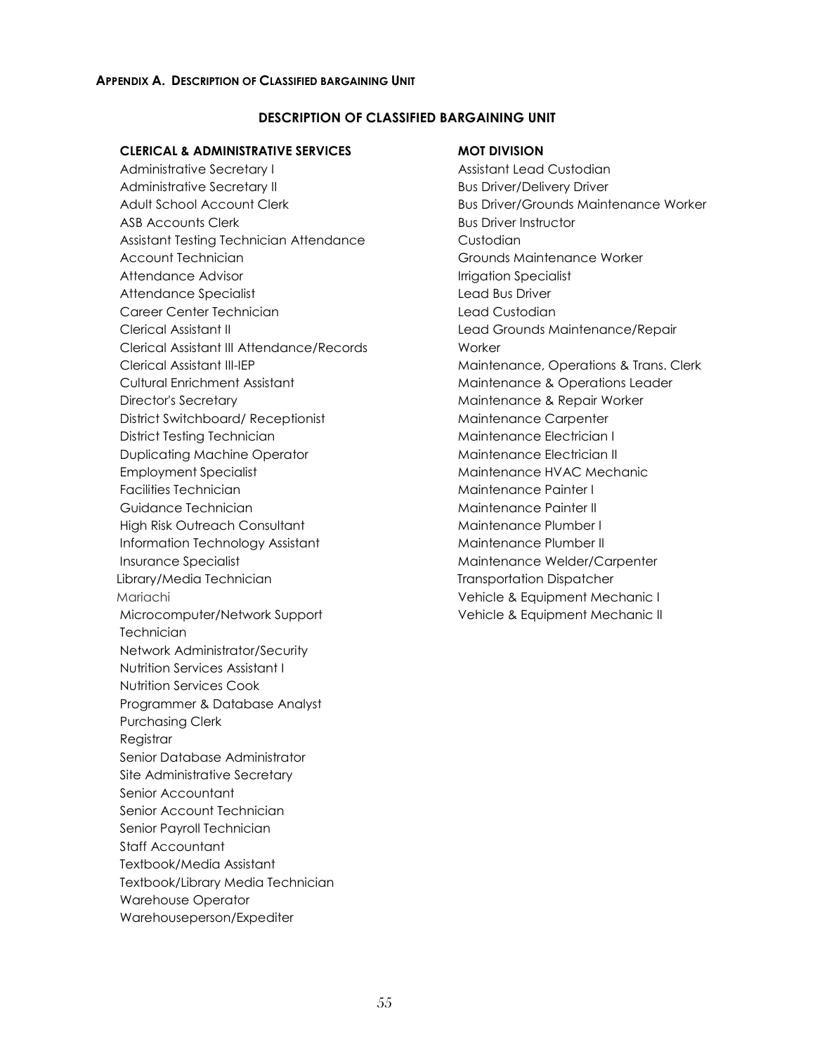**Appendix A. Description of Classified bargaining Unit**

## DESCRIPTION OF CLASSIFIED BARGAINING UNIT

### CLERICAL & ADMINISTRATIVE SERVICES

Administrative Secretary I
Administrative Secretary II
Adult School Account Clerk
ASB Accounts Clerk
Assistant Testing Technician Attendance
Account Technician
Attendance Advisor
Attendance Specialist
Career Center Technician
Clerical Assistant II
Clerical Assistant III Attendance/Records
Clerical Assistant III-IEP
Cultural Enrichment Assistant
Director's Secretary
District Switchboard/ Receptionist
District Testing Technician
Duplicating Machine Operator
Employment Specialist
Facilities Technician
Guidance Technician
High Risk Outreach Consultant
Information Technology Assistant
Insurance Specialist
Library/Media Technician
Mariachi
Microcomputer/Network Support Technician
Network Administrator/Security
Nutrition Services Assistant I
Nutrition Services Cook
Programmer & Database Analyst
Purchasing Clerk
Registrar
Senior Database Administrator
Site Administrative Secretary
Senior Accountant
Senior Account Technician
Senior Payroll Technician
Staff Accountant
Textbook/Media Assistant
Textbook/Library Media Technician
Warehouse Operator
Warehouseperson/Expediter

### MOT DIVISION

Assistant Lead Custodian
Bus Driver/Delivery Driver
Bus Driver/Grounds Maintenance Worker
Bus Driver Instructor
Custodian
Grounds Maintenance Worker
Irrigation Specialist
Lead Bus Driver
Lead Custodian
Lead Grounds Maintenance/Repair Worker
Maintenance, Operations & Trans. Clerk
Maintenance & Operations Leader
Maintenance & Repair Worker
Maintenance Carpenter
Maintenance Electrician I
Maintenance Electrician II
Maintenance HVAC Mechanic
Maintenance Painter I
Maintenance Painter II
Maintenance Plumber I
Maintenance Plumber II
Maintenance Welder/Carpenter
Transportation Dispatcher
Vehicle & Equipment Mechanic I
Vehicle & Equipment Mechanic II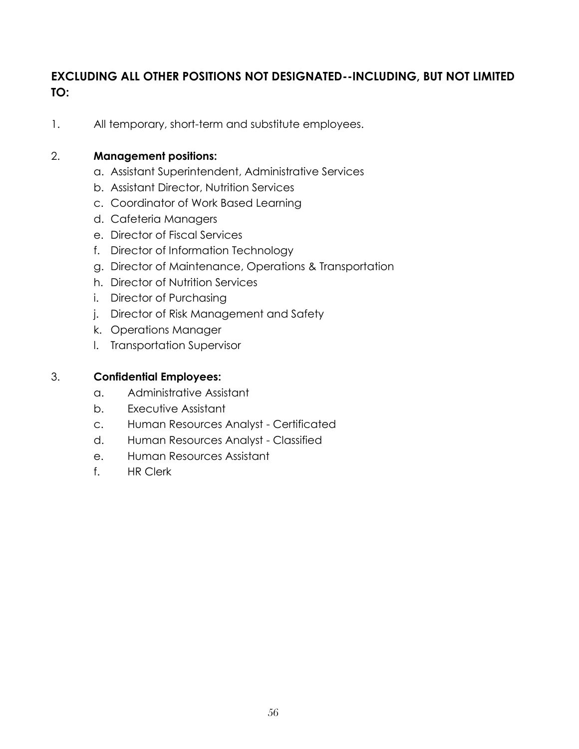**EXCLUDING ALL OTHER POSITIONS NOT DESIGNATED--INCLUDING, BUT NOT LIMITED TO:**

1. All temporary, short-term and substitute employees.

2. **Management positions:**
   a. Assistant Superintendent, Administrative Services
   b. Assistant Director, Nutrition Services
   c. Coordinator of Work Based Learning
   d. Cafeteria Managers
   e. Director of Fiscal Services
   f. Director of Information Technology
   g. Director of Maintenance, Operations & Transportation
   h. Director of Nutrition Services
   i. Director of Purchasing
   j. Director of Risk Management and Safety
   k. Operations Manager
   l. Transportation Supervisor

3. **Confidential Employees:**
   a. Administrative Assistant
   b. Executive Assistant
   c. Human Resources Analyst - Certificated
   d. Human Resources Analyst - Classified
   e. Human Resources Assistant
   f. HR Clerk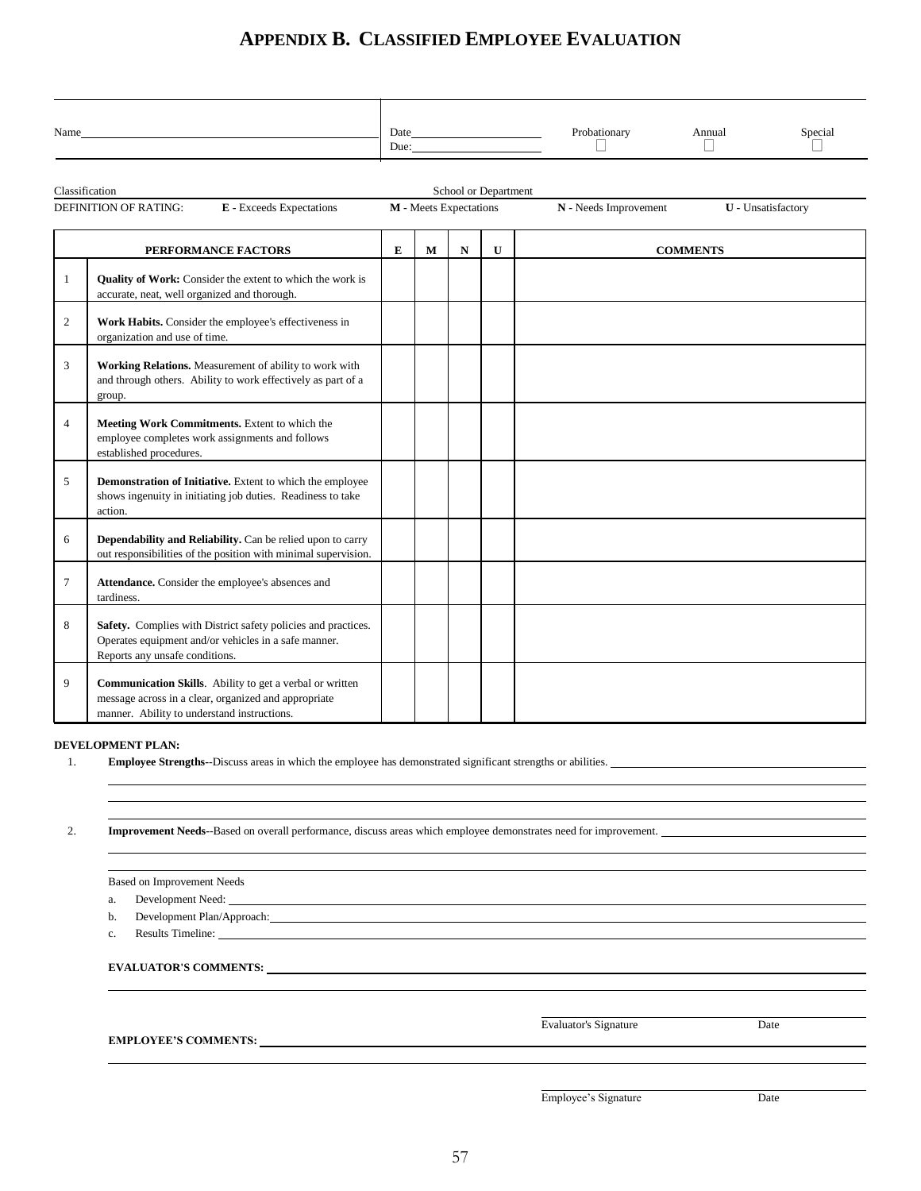# APPENDIX B. CLASSIFIED EMPLOYEE EVALUATION

Name ____________________ Date ____________ Due: ____________ Probationary ☐ Annual ☐ Special ☐

Classification ____________________ School or Department ____________________

DEFINITION OF RATING: **E** - Exceeds Expectations **M** - Meets Expectations **N** - Needs Improvement **U** - Unsatisfactory

| | PERFORMANCE FACTORS | E | M | N | U | COMMENTS |
|---|---|---|---|---|---|---|
| 1 | **Quality of Work:** Consider the extent to which the work is accurate, neat, well organized and thorough. | | | | | |
| 2 | **Work Habits.** Consider the employee's effectiveness in organization and use of time. | | | | | |
| 3 | **Working Relations.** Measurement of ability to work with and through others. Ability to work effectively as part of a group. | | | | | |
| 4 | **Meeting Work Commitments.** Extent to which the employee completes work assignments and follows established procedures. | | | | | |
| 5 | **Demonstration of Initiative.** Extent to which the employee shows ingenuity in initiating job duties. Readiness to take action. | | | | | |
| 6 | **Dependability and Reliability.** Can be relied upon to carry out responsibilities of the position with minimal supervision. | | | | | |
| 7 | **Attendance.** Consider the employee's absences and tardiness. | | | | | |
| 8 | **Safety.** Complies with District safety policies and practices. Operates equipment and/or vehicles in a safe manner. Reports any unsafe conditions. | | | | | |
| 9 | **Communication Skills**. Ability to get a verbal or written message across in a clear, organized and appropriate manner. Ability to understand instructions. | | | | | |

**DEVELOPMENT PLAN:**

1. **Employee Strengths**--Discuss areas in which the employee has demonstrated significant strengths or abilities. ____________________

2. **Improvement Needs**--Based on overall performance, discuss areas which employee demonstrates need for improvement. ____________________

   Based on Improvement Needs

   a. Development Need: ____________________

   b. Development Plan/Approach: ____________________

   c. Results Timeline: ____________________

**EVALUATOR'S COMMENTS:** ____________________

____________________ Evaluator's Signature ____________ Date

**EMPLOYEE'S COMMENTS:** ____________________

____________________ Employee's Signature ____________ Date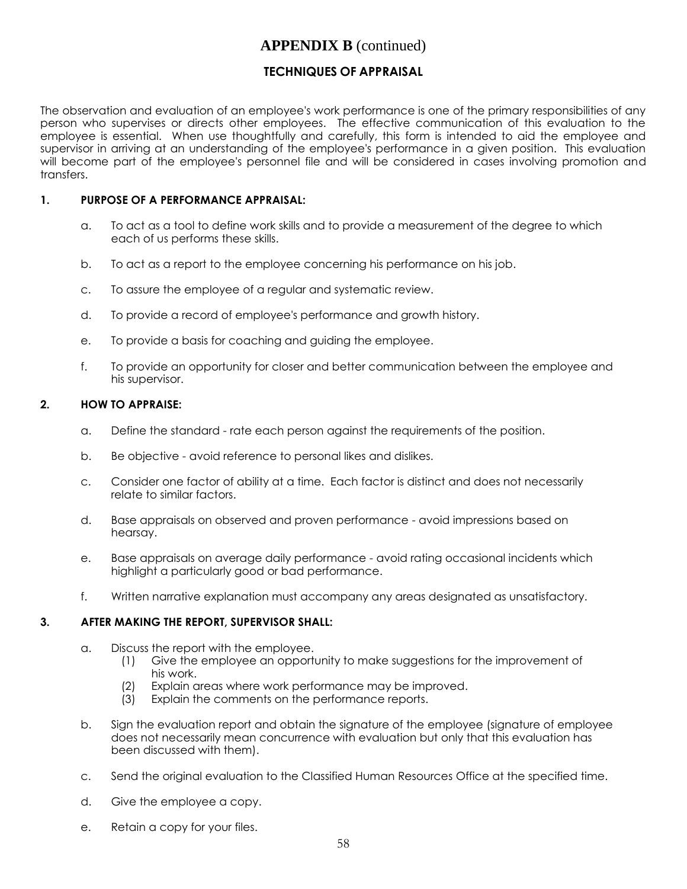# APPENDIX B (continued)

## TECHNIQUES OF APPRAISAL

The observation and evaluation of an employee's work performance is one of the primary responsibilities of any person who supervises or directs other employees. The effective communication of this evaluation to the employee is essential. When use thoughtfully and carefully, this form is intended to aid the employee and supervisor in arriving at an understanding of the employee's performance in a given position. This evaluation will become part of the employee's personnel file and will be considered in cases involving promotion and transfers.

### 1. PURPOSE OF A PERFORMANCE APPRAISAL:

a. To act as a tool to define work skills and to provide a measurement of the degree to which each of us performs these skills.

b. To act as a report to the employee concerning his performance on his job.

c. To assure the employee of a regular and systematic review.

d. To provide a record of employee's performance and growth history.

e. To provide a basis for coaching and guiding the employee.

f. To provide an opportunity for closer and better communication between the employee and his supervisor.

### 2. HOW TO APPRAISE:

a. Define the standard - rate each person against the requirements of the position.

b. Be objective - avoid reference to personal likes and dislikes.

c. Consider one factor of ability at a time. Each factor is distinct and does not necessarily relate to similar factors.

d. Base appraisals on observed and proven performance - avoid impressions based on hearsay.

e. Base appraisals on average daily performance - avoid rating occasional incidents which highlight a particularly good or bad performance.

f. Written narrative explanation must accompany any areas designated as unsatisfactory.

### 3. AFTER MAKING THE REPORT, SUPERVISOR SHALL:

a. Discuss the report with the employee.
   - (1) Give the employee an opportunity to make suggestions for the improvement of his work.
   - (2) Explain areas where work performance may be improved.
   - (3) Explain the comments on the performance reports.

b. Sign the evaluation report and obtain the signature of the employee (signature of employee does not necessarily mean concurrence with evaluation but only that this evaluation has been discussed with them).

c. Send the original evaluation to the Classified Human Resources Office at the specified time.

d. Give the employee a copy.

e. Retain a copy for your files.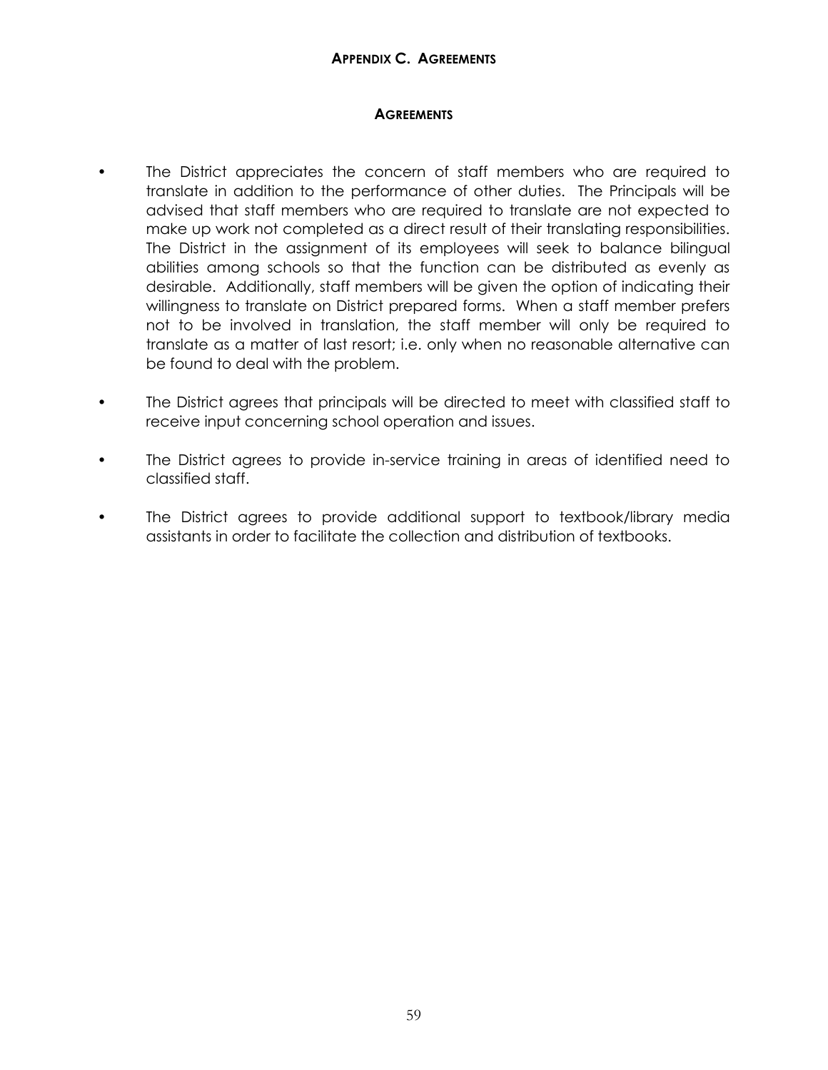## Appendix C. Agreements

### Agreements

- The District appreciates the concern of staff members who are required to translate in addition to the performance of other duties. The Principals will be advised that staff members who are required to translate are not expected to make up work not completed as a direct result of their translating responsibilities. The District in the assignment of its employees will seek to balance bilingual abilities among schools so that the function can be distributed as evenly as desirable. Additionally, staff members will be given the option of indicating their willingness to translate on District prepared forms. When a staff member prefers not to be involved in translation, the staff member will only be required to translate as a matter of last resort; i.e. only when no reasonable alternative can be found to deal with the problem.
- The District agrees that principals will be directed to meet with classified staff to receive input concerning school operation and issues.
- The District agrees to provide in-service training in areas of identified need to classified staff.
- The District agrees to provide additional support to textbook/library media assistants in order to facilitate the collection and distribution of textbooks.